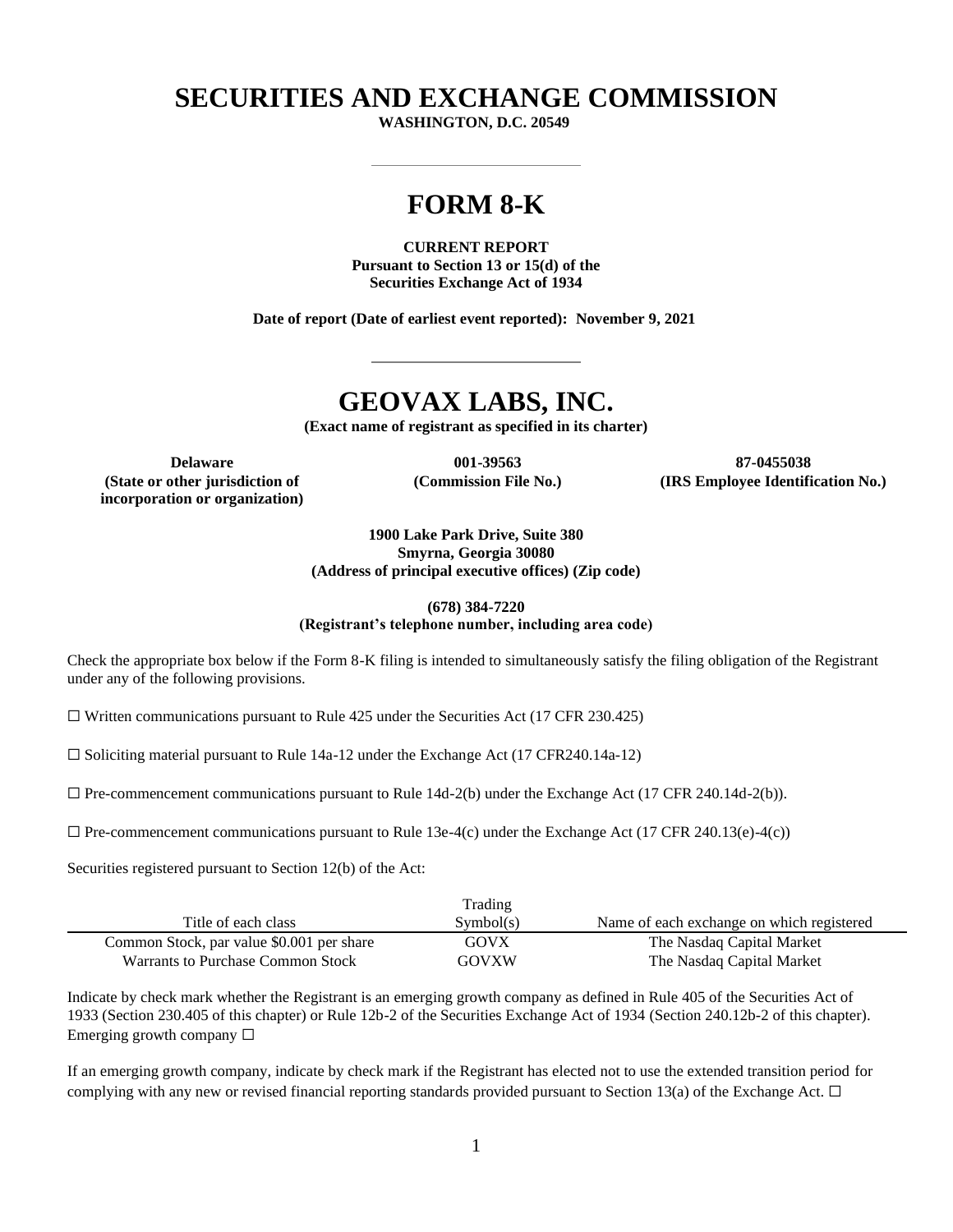# SECURITIES AND EXCHANGE COMMISSION

**WASHINGTON, D.C. 20549**

---

# FORM 8-K

**CURRENT REPORT**
**Pursuant to Section 13 or 15(d) of the**
**Securities Exchange Act of 1934**

**Date of report (Date of earliest event reported): November 9, 2021**

---

# GEOVAX LABS, INC.

**(Exact name of registrant as specified in its charter)**

| **Delaware** | **001-39563** | **87-0455038** |
|---|---|---|
| **(State or other jurisdiction of incorporation or organization)** | **(Commission File No.)** | **(IRS Employee Identification No.)** |

**1900 Lake Park Drive, Suite 380**
**Smyrna, Georgia 30080**
**(Address of principal executive offices) (Zip code)**

**(678) 384-7220**
**(Registrant's telephone number, including area code)**

Check the appropriate box below if the Form 8-K filing is intended to simultaneously satisfy the filing obligation of the Registrant under any of the following provisions.

☐ Written communications pursuant to Rule 425 under the Securities Act (17 CFR 230.425)

☐ Soliciting material pursuant to Rule 14a-12 under the Exchange Act (17 CFR240.14a-12)

☐ Pre-commencement communications pursuant to Rule 14d-2(b) under the Exchange Act (17 CFR 240.14d-2(b)).

☐ Pre-commencement communications pursuant to Rule 13e-4(c) under the Exchange Act (17 CFR 240.13(e)-4(c))

Securities registered pursuant to Section 12(b) of the Act:

| Title of each class | Trading Symbol(s) | Name of each exchange on which registered |
|---|---|---|
| Common Stock, par value $0.001 per share | GOVX | The Nasdaq Capital Market |
| Warrants to Purchase Common Stock | GOVXW | The Nasdaq Capital Market |

Indicate by check mark whether the Registrant is an emerging growth company as defined in Rule 405 of the Securities Act of 1933 (Section 230.405 of this chapter) or Rule 12b-2 of the Securities Exchange Act of 1934 (Section 240.12b-2 of this chapter). Emerging growth company ☐

If an emerging growth company, indicate by check mark if the Registrant has elected not to use the extended transition period for complying with any new or revised financial reporting standards provided pursuant to Section 13(a) of the Exchange Act. ☐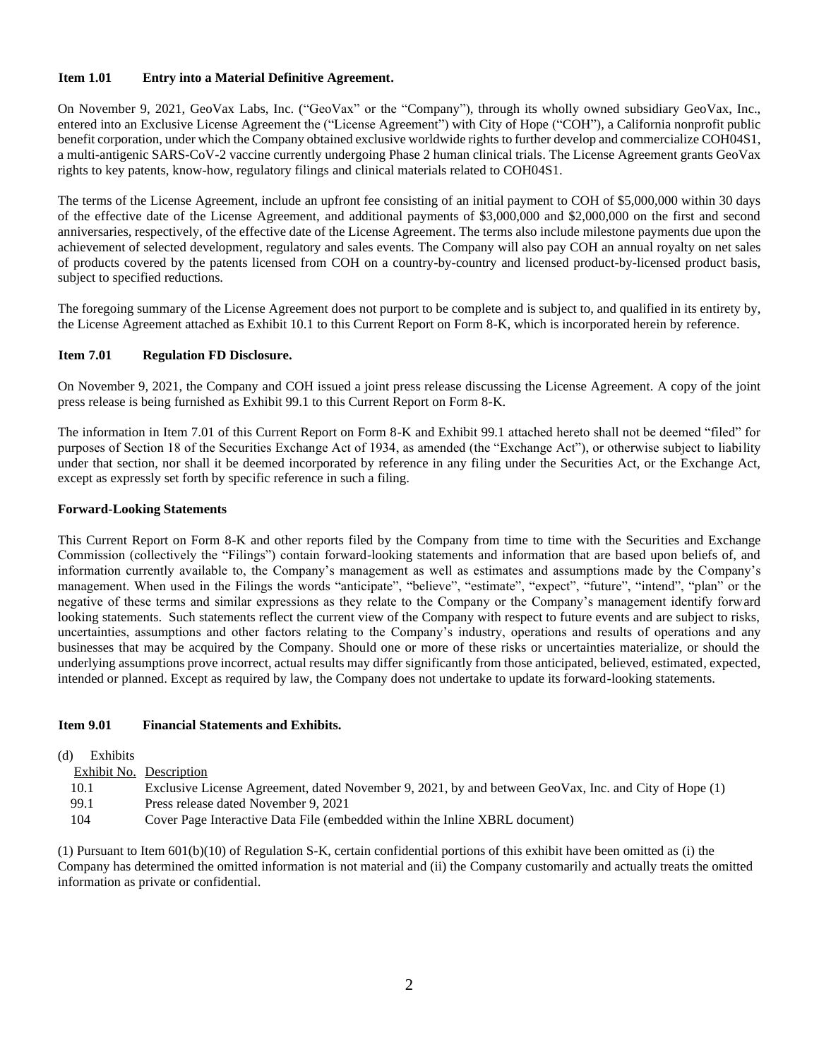**Item 1.01 Entry into a Material Definitive Agreement.**

On November 9, 2021, GeoVax Labs, Inc. ("GeoVax" or the "Company"), through its wholly owned subsidiary GeoVax, Inc., entered into an Exclusive License Agreement the ("License Agreement") with City of Hope ("COH"), a California nonprofit public benefit corporation, under which the Company obtained exclusive worldwide rights to further develop and commercialize COH04S1, a multi-antigenic SARS-CoV-2 vaccine currently undergoing Phase 2 human clinical trials. The License Agreement grants GeoVax rights to key patents, know-how, regulatory filings and clinical materials related to COH04S1.

The terms of the License Agreement, include an upfront fee consisting of an initial payment to COH of $5,000,000 within 30 days of the effective date of the License Agreement, and additional payments of $3,000,000 and $2,000,000 on the first and second anniversaries, respectively, of the effective date of the License Agreement. The terms also include milestone payments due upon the achievement of selected development, regulatory and sales events. The Company will also pay COH an annual royalty on net sales of products covered by the patents licensed from COH on a country-by-country and licensed product-by-licensed product basis, subject to specified reductions.

The foregoing summary of the License Agreement does not purport to be complete and is subject to, and qualified in its entirety by, the License Agreement attached as Exhibit 10.1 to this Current Report on Form 8-K, which is incorporated herein by reference.

**Item 7.01 Regulation FD Disclosure.**

On November 9, 2021, the Company and COH issued a joint press release discussing the License Agreement. A copy of the joint press release is being furnished as Exhibit 99.1 to this Current Report on Form 8-K.

The information in Item 7.01 of this Current Report on Form 8-K and Exhibit 99.1 attached hereto shall not be deemed "filed" for purposes of Section 18 of the Securities Exchange Act of 1934, as amended (the "Exchange Act"), or otherwise subject to liability under that section, nor shall it be deemed incorporated by reference in any filing under the Securities Act, or the Exchange Act, except as expressly set forth by specific reference in such a filing.

**Forward-Looking Statements**

This Current Report on Form 8-K and other reports filed by the Company from time to time with the Securities and Exchange Commission (collectively the "Filings") contain forward-looking statements and information that are based upon beliefs of, and information currently available to, the Company's management as well as estimates and assumptions made by the Company's management. When used in the Filings the words "anticipate", "believe", "estimate", "expect", "future", "intend", "plan" or the negative of these terms and similar expressions as they relate to the Company or the Company's management identify forward looking statements. Such statements reflect the current view of the Company with respect to future events and are subject to risks, uncertainties, assumptions and other factors relating to the Company's industry, operations and results of operations and any businesses that may be acquired by the Company. Should one or more of these risks or uncertainties materialize, or should the underlying assumptions prove incorrect, actual results may differ significantly from those anticipated, believed, estimated, expected, intended or planned. Except as required by law, the Company does not undertake to update its forward-looking statements.

**Item 9.01 Financial Statements and Exhibits.**

(d) Exhibits

| Exhibit No. | Description |
| --- | --- |
| 10.1 | Exclusive License Agreement, dated November 9, 2021, by and between GeoVax, Inc. and City of Hope (1) |
| 99.1 | Press release dated November 9, 2021 |
| 104 | Cover Page Interactive Data File (embedded within the Inline XBRL document) |

(1) Pursuant to Item 601(b)(10) of Regulation S-K, certain confidential portions of this exhibit have been omitted as (i) the Company has determined the omitted information is not material and (ii) the Company customarily and actually treats the omitted information as private or confidential.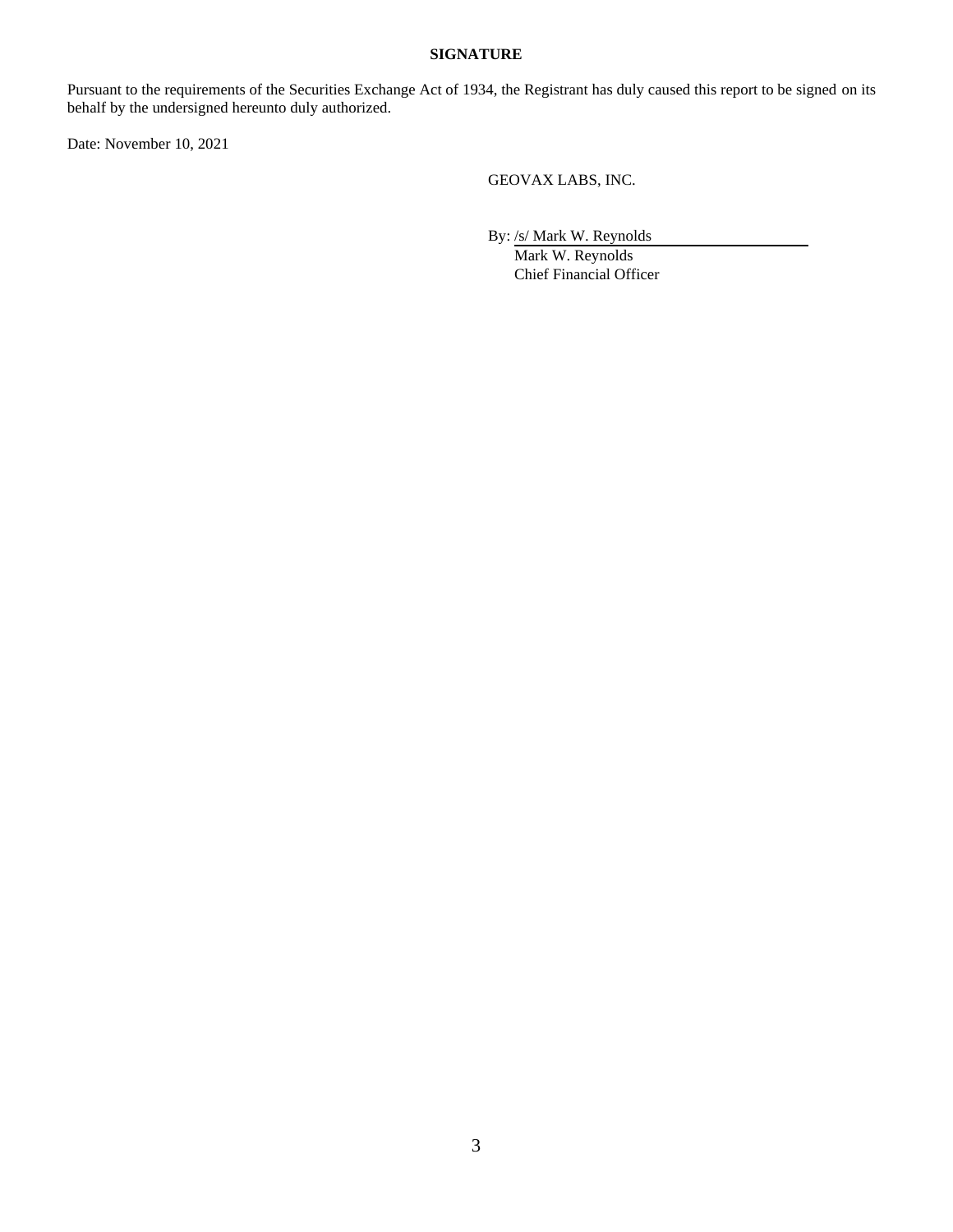**SIGNATURE**

Pursuant to the requirements of the Securities Exchange Act of 1934, the Registrant has duly caused this report to be signed on its behalf by the undersigned hereunto duly authorized.

Date: November 10, 2021

GEOVAX LABS, INC.

By: /s/ Mark W. Reynolds
Mark W. Reynolds
Chief Financial Officer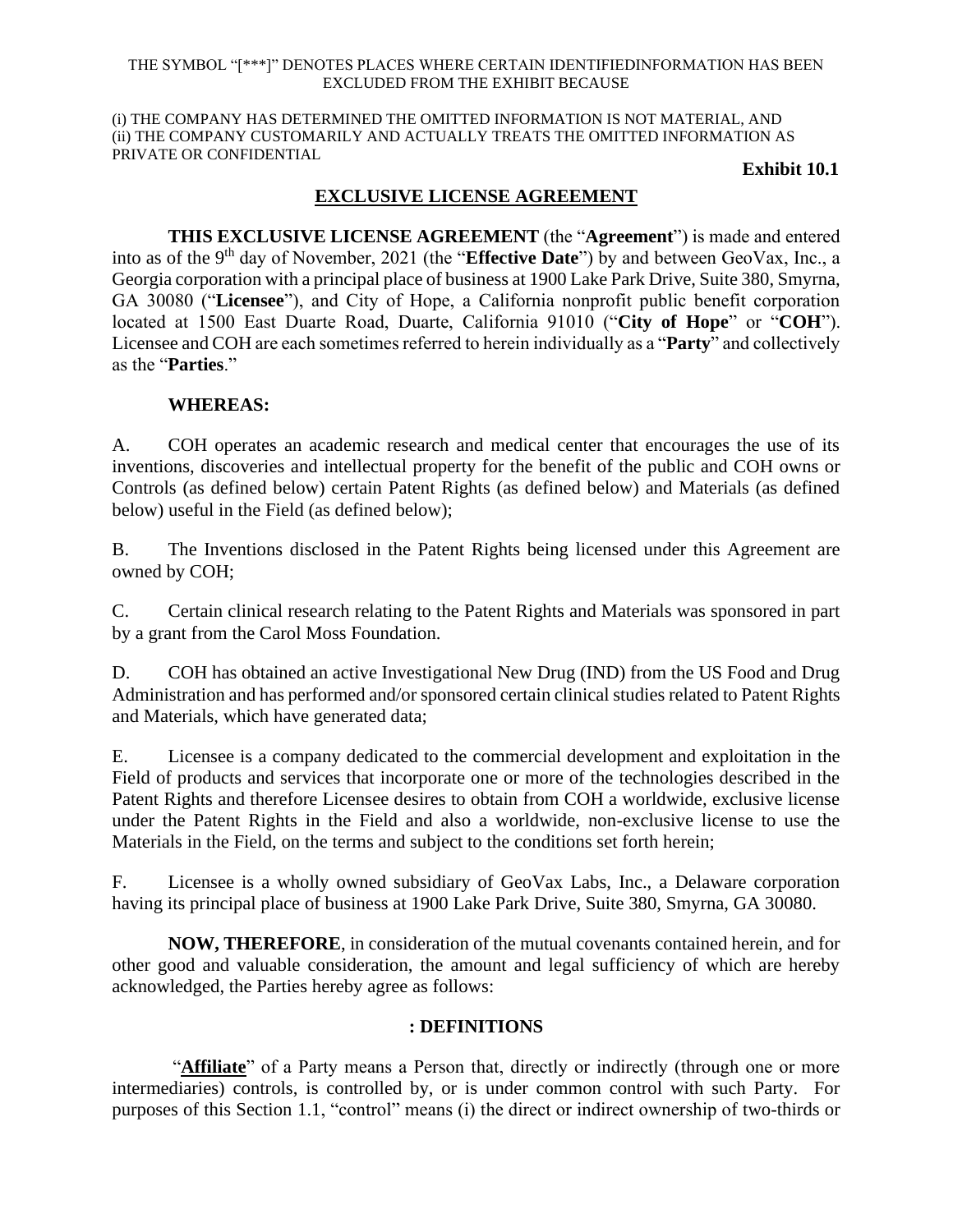THE SYMBOL "[***]" DENOTES PLACES WHERE CERTAIN IDENTIFIEDINFORMATION HAS BEEN EXCLUDED FROM THE EXHIBIT BECAUSE

(i) THE COMPANY HAS DETERMINED THE OMITTED INFORMATION IS NOT MATERIAL, AND
(ii) THE COMPANY CUSTOMARILY AND ACTUALLY TREATS THE OMITTED INFORMATION AS PRIVATE OR CONFIDENTIAL

**Exhibit 10.1**

# EXCLUSIVE LICENSE AGREEMENT

**THIS EXCLUSIVE LICENSE AGREEMENT** (the "**Agreement**") is made and entered into as of the 9th day of November, 2021 (the "**Effective Date**") by and between GeoVax, Inc., a Georgia corporation with a principal place of business at 1900 Lake Park Drive, Suite 380, Smyrna, GA 30080 ("**Licensee**"), and City of Hope, a California nonprofit public benefit corporation located at 1500 East Duarte Road, Duarte, California 91010 ("**City of Hope**" or "**COH**"). Licensee and COH are each sometimes referred to herein individually as a "**Party**" and collectively as the "**Parties**."

**WHEREAS:**

A. COH operates an academic research and medical center that encourages the use of its inventions, discoveries and intellectual property for the benefit of the public and COH owns or Controls (as defined below) certain Patent Rights (as defined below) and Materials (as defined below) useful in the Field (as defined below);

B. The Inventions disclosed in the Patent Rights being licensed under this Agreement are owned by COH;

C. Certain clinical research relating to the Patent Rights and Materials was sponsored in part by a grant from the Carol Moss Foundation.

D. COH has obtained an active Investigational New Drug (IND) from the US Food and Drug Administration and has performed and/or sponsored certain clinical studies related to Patent Rights and Materials, which have generated data;

E. Licensee is a company dedicated to the commercial development and exploitation in the Field of products and services that incorporate one or more of the technologies described in the Patent Rights and therefore Licensee desires to obtain from COH a worldwide, exclusive license under the Patent Rights in the Field and also a worldwide, non-exclusive license to use the Materials in the Field, on the terms and subject to the conditions set forth herein;

F. Licensee is a wholly owned subsidiary of GeoVax Labs, Inc., a Delaware corporation having its principal place of business at 1900 Lake Park Drive, Suite 380, Smyrna, GA 30080.

**NOW, THEREFORE**, in consideration of the mutual covenants contained herein, and for other good and valuable consideration, the amount and legal sufficiency of which are hereby acknowledged, the Parties hereby agree as follows:

## : DEFINITIONS

"**Affiliate**" of a Party means a Person that, directly or indirectly (through one or more intermediaries) controls, is controlled by, or is under common control with such Party. For purposes of this Section 1.1, "control" means (i) the direct or indirect ownership of two-thirds or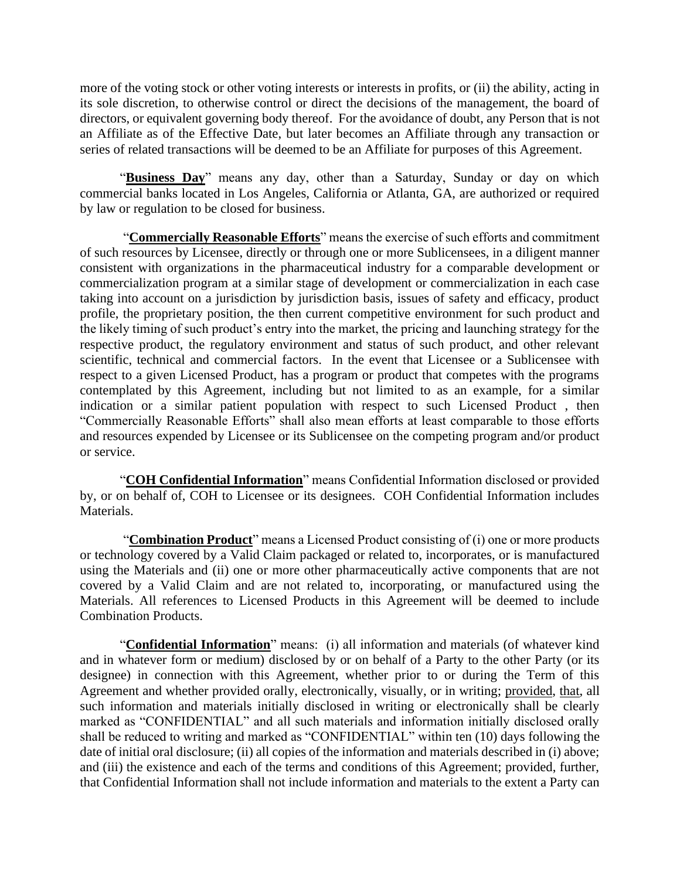more of the voting stock or other voting interests or interests in profits, or (ii) the ability, acting in its sole discretion, to otherwise control or direct the decisions of the management, the board of directors, or equivalent governing body thereof. For the avoidance of doubt, any Person that is not an Affiliate as of the Effective Date, but later becomes an Affiliate through any transaction or series of related transactions will be deemed to be an Affiliate for purposes of this Agreement.

"**Business Day**" means any day, other than a Saturday, Sunday or day on which commercial banks located in Los Angeles, California or Atlanta, GA, are authorized or required by law or regulation to be closed for business.

"**Commercially Reasonable Efforts**" means the exercise of such efforts and commitment of such resources by Licensee, directly or through one or more Sublicensees, in a diligent manner consistent with organizations in the pharmaceutical industry for a comparable development or commercialization program at a similar stage of development or commercialization in each case taking into account on a jurisdiction by jurisdiction basis, issues of safety and efficacy, product profile, the proprietary position, the then current competitive environment for such product and the likely timing of such product's entry into the market, the pricing and launching strategy for the respective product, the regulatory environment and status of such product, and other relevant scientific, technical and commercial factors. In the event that Licensee or a Sublicensee with respect to a given Licensed Product, has a program or product that competes with the programs contemplated by this Agreement, including but not limited to as an example, for a similar indication or a similar patient population with respect to such Licensed Product , then "Commercially Reasonable Efforts" shall also mean efforts at least comparable to those efforts and resources expended by Licensee or its Sublicensee on the competing program and/or product or service.

"**COH Confidential Information**" means Confidential Information disclosed or provided by, or on behalf of, COH to Licensee or its designees. COH Confidential Information includes Materials.

"**Combination Product**" means a Licensed Product consisting of (i) one or more products or technology covered by a Valid Claim packaged or related to, incorporates, or is manufactured using the Materials and (ii) one or more other pharmaceutically active components that are not covered by a Valid Claim and are not related to, incorporating, or manufactured using the Materials. All references to Licensed Products in this Agreement will be deemed to include Combination Products.

"**Confidential Information**" means: (i) all information and materials (of whatever kind and in whatever form or medium) disclosed by or on behalf of a Party to the other Party (or its designee) in connection with this Agreement, whether prior to or during the Term of this Agreement and whether provided orally, electronically, visually, or in writing; provided, that, all such information and materials initially disclosed in writing or electronically shall be clearly marked as "CONFIDENTIAL" and all such materials and information initially disclosed orally shall be reduced to writing and marked as "CONFIDENTIAL" within ten (10) days following the date of initial oral disclosure; (ii) all copies of the information and materials described in (i) above; and (iii) the existence and each of the terms and conditions of this Agreement; provided, further, that Confidential Information shall not include information and materials to the extent a Party can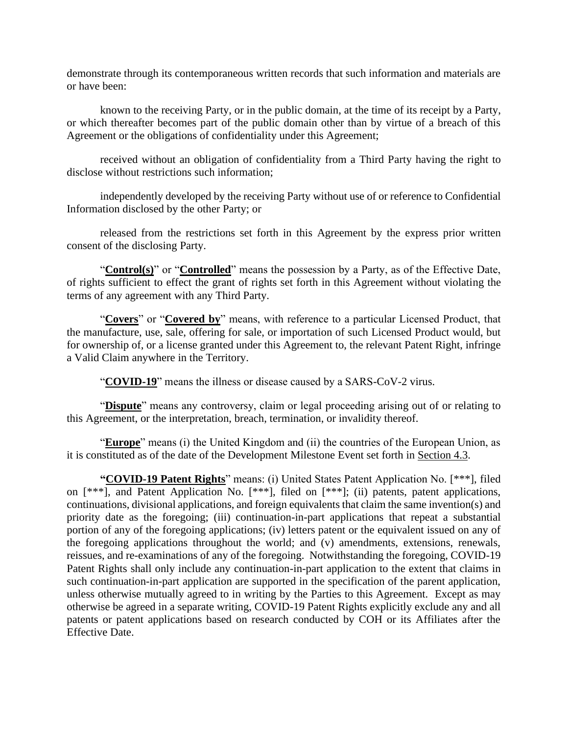demonstrate through its contemporaneous written records that such information and materials are or have been:

known to the receiving Party, or in the public domain, at the time of its receipt by a Party, or which thereafter becomes part of the public domain other than by virtue of a breach of this Agreement or the obligations of confidentiality under this Agreement;

received without an obligation of confidentiality from a Third Party having the right to disclose without restrictions such information;

independently developed by the receiving Party without use of or reference to Confidential Information disclosed by the other Party; or

released from the restrictions set forth in this Agreement by the express prior written consent of the disclosing Party.

"**Control(s)**" or "**Controlled**" means the possession by a Party, as of the Effective Date, of rights sufficient to effect the grant of rights set forth in this Agreement without violating the terms of any agreement with any Third Party.

"**Covers**" or "**Covered by**" means, with reference to a particular Licensed Product, that the manufacture, use, sale, offering for sale, or importation of such Licensed Product would, but for ownership of, or a license granted under this Agreement to, the relevant Patent Right, infringe a Valid Claim anywhere in the Territory.

"**COVID-19**" means the illness or disease caused by a SARS-CoV-2 virus.

"**Dispute**" means any controversy, claim or legal proceeding arising out of or relating to this Agreement, or the interpretation, breach, termination, or invalidity thereof.

"**Europe**" means (i) the United Kingdom and (ii) the countries of the European Union, as it is constituted as of the date of the Development Milestone Event set forth in Section 4.3.

"**COVID-19 Patent Rights**" means: (i) United States Patent Application No. [***], filed on [***], and Patent Application No. [***], filed on [***]; (ii) patents, patent applications, continuations, divisional applications, and foreign equivalents that claim the same invention(s) and priority date as the foregoing; (iii) continuation-in-part applications that repeat a substantial portion of any of the foregoing applications; (iv) letters patent or the equivalent issued on any of the foregoing applications throughout the world; and (v) amendments, extensions, renewals, reissues, and re-examinations of any of the foregoing. Notwithstanding the foregoing, COVID-19 Patent Rights shall only include any continuation-in-part application to the extent that claims in such continuation-in-part application are supported in the specification of the parent application, unless otherwise mutually agreed to in writing by the Parties to this Agreement. Except as may otherwise be agreed in a separate writing, COVID-19 Patent Rights explicitly exclude any and all patents or patent applications based on research conducted by COH or its Affiliates after the Effective Date.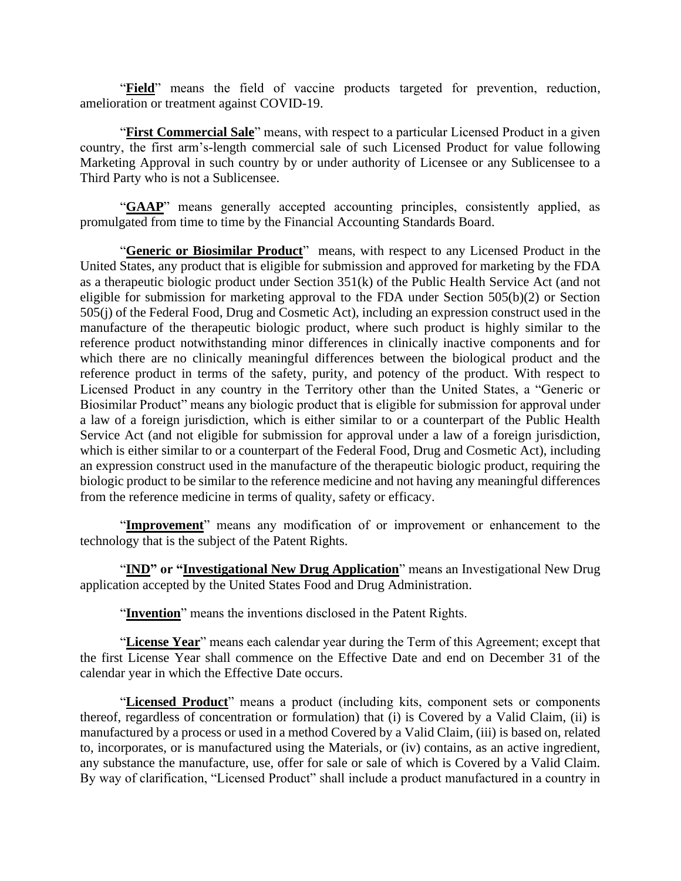"**Field**" means the field of vaccine products targeted for prevention, reduction, amelioration or treatment against COVID-19.

"**First Commercial Sale**" means, with respect to a particular Licensed Product in a given country, the first arm's-length commercial sale of such Licensed Product for value following Marketing Approval in such country by or under authority of Licensee or any Sublicensee to a Third Party who is not a Sublicensee.

"**GAAP**" means generally accepted accounting principles, consistently applied, as promulgated from time to time by the Financial Accounting Standards Board.

"**Generic or Biosimilar Product**" means, with respect to any Licensed Product in the United States, any product that is eligible for submission and approved for marketing by the FDA as a therapeutic biologic product under Section 351(k) of the Public Health Service Act (and not eligible for submission for marketing approval to the FDA under Section 505(b)(2) or Section 505(j) of the Federal Food, Drug and Cosmetic Act), including an expression construct used in the manufacture of the therapeutic biologic product, where such product is highly similar to the reference product notwithstanding minor differences in clinically inactive components and for which there are no clinically meaningful differences between the biological product and the reference product in terms of the safety, purity, and potency of the product. With respect to Licensed Product in any country in the Territory other than the United States, a "Generic or Biosimilar Product" means any biologic product that is eligible for submission for approval under a law of a foreign jurisdiction, which is either similar to or a counterpart of the Public Health Service Act (and not eligible for submission for approval under a law of a foreign jurisdiction, which is either similar to or a counterpart of the Federal Food, Drug and Cosmetic Act), including an expression construct used in the manufacture of the therapeutic biologic product, requiring the biologic product to be similar to the reference medicine and not having any meaningful differences from the reference medicine in terms of quality, safety or efficacy.

"**Improvement**" means any modification of or improvement or enhancement to the technology that is the subject of the Patent Rights.

"**IND" or "Investigational New Drug Application**" means an Investigational New Drug application accepted by the United States Food and Drug Administration.

"**Invention**" means the inventions disclosed in the Patent Rights.

"**License Year**" means each calendar year during the Term of this Agreement; except that the first License Year shall commence on the Effective Date and end on December 31 of the calendar year in which the Effective Date occurs.

"**Licensed Product**" means a product (including kits, component sets or components thereof, regardless of concentration or formulation) that (i) is Covered by a Valid Claim, (ii) is manufactured by a process or used in a method Covered by a Valid Claim, (iii) is based on, related to, incorporates, or is manufactured using the Materials, or (iv) contains, as an active ingredient, any substance the manufacture, use, offer for sale or sale of which is Covered by a Valid Claim. By way of clarification, "Licensed Product" shall include a product manufactured in a country in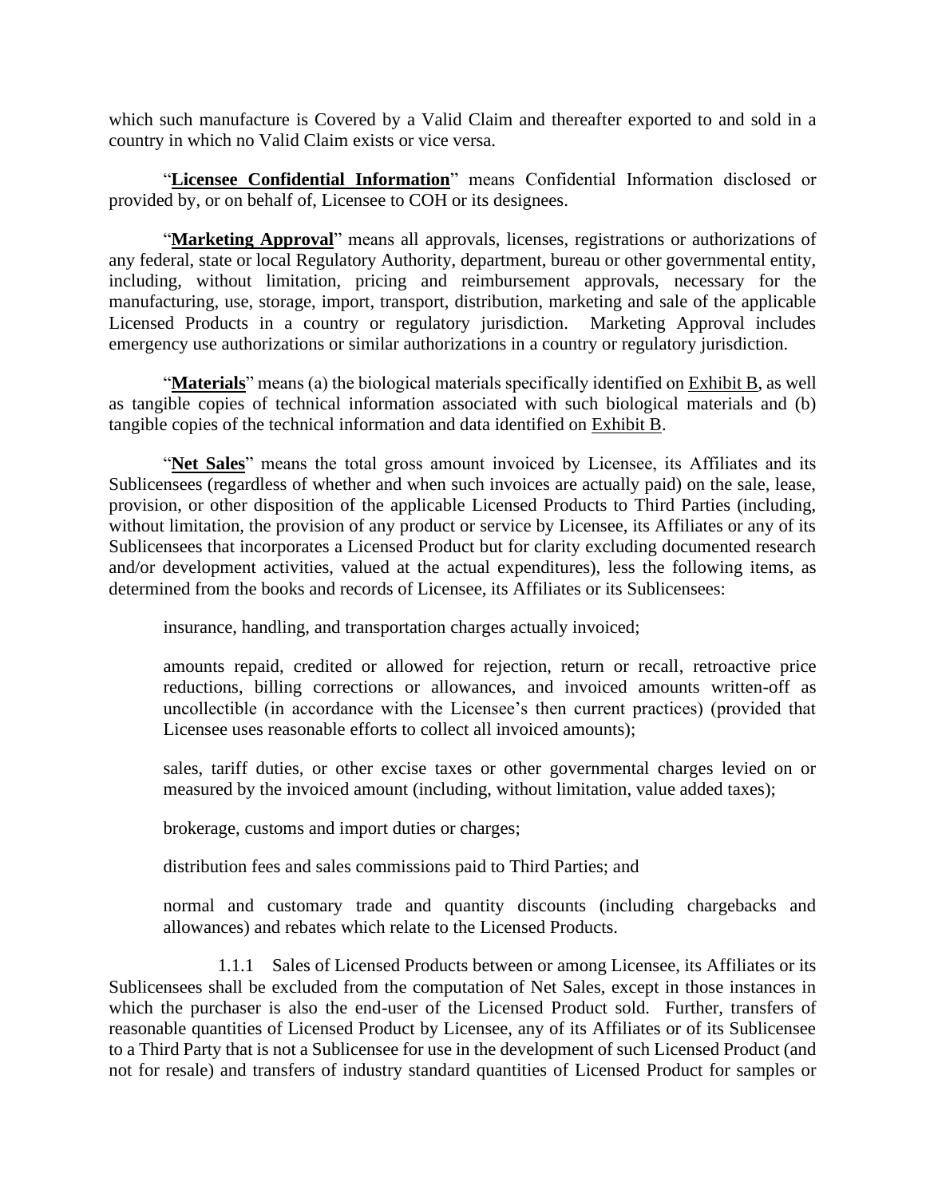which such manufacture is Covered by a Valid Claim and thereafter exported to and sold in a country in which no Valid Claim exists or vice versa.

"**Licensee Confidential Information**" means Confidential Information disclosed or provided by, or on behalf of, Licensee to COH or its designees.

"**Marketing Approval**" means all approvals, licenses, registrations or authorizations of any federal, state or local Regulatory Authority, department, bureau or other governmental entity, including, without limitation, pricing and reimbursement approvals, necessary for the manufacturing, use, storage, import, transport, distribution, marketing and sale of the applicable Licensed Products in a country or regulatory jurisdiction. Marketing Approval includes emergency use authorizations or similar authorizations in a country or regulatory jurisdiction.

"**Materials**" means (a) the biological materials specifically identified on Exhibit B, as well as tangible copies of technical information associated with such biological materials and (b) tangible copies of the technical information and data identified on Exhibit B.

"**Net Sales**" means the total gross amount invoiced by Licensee, its Affiliates and its Sublicensees (regardless of whether and when such invoices are actually paid) on the sale, lease, provision, or other disposition of the applicable Licensed Products to Third Parties (including, without limitation, the provision of any product or service by Licensee, its Affiliates or any of its Sublicensees that incorporates a Licensed Product but for clarity excluding documented research and/or development activities, valued at the actual expenditures), less the following items, as determined from the books and records of Licensee, its Affiliates or its Sublicensees:

insurance, handling, and transportation charges actually invoiced;

amounts repaid, credited or allowed for rejection, return or recall, retroactive price reductions, billing corrections or allowances, and invoiced amounts written-off as uncollectible (in accordance with the Licensee's then current practices) (provided that Licensee uses reasonable efforts to collect all invoiced amounts);

sales, tariff duties, or other excise taxes or other governmental charges levied on or measured by the invoiced amount (including, without limitation, value added taxes);

brokerage, customs and import duties or charges;

distribution fees and sales commissions paid to Third Parties; and

normal and customary trade and quantity discounts (including chargebacks and allowances) and rebates which relate to the Licensed Products.

1.1.1 Sales of Licensed Products between or among Licensee, its Affiliates or its Sublicensees shall be excluded from the computation of Net Sales, except in those instances in which the purchaser is also the end-user of the Licensed Product sold. Further, transfers of reasonable quantities of Licensed Product by Licensee, any of its Affiliates or of its Sublicensee to a Third Party that is not a Sublicensee for use in the development of such Licensed Product (and not for resale) and transfers of industry standard quantities of Licensed Product for samples or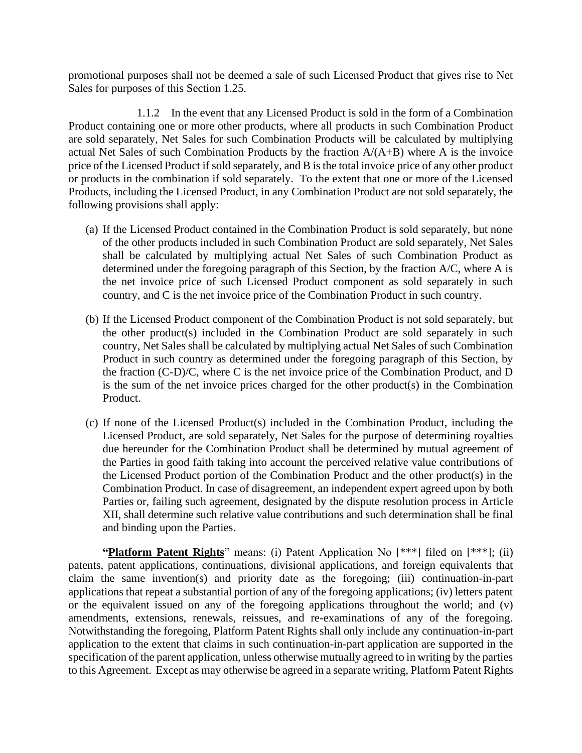promotional purposes shall not be deemed a sale of such Licensed Product that gives rise to Net Sales for purposes of this Section 1.25.

1.1.2 In the event that any Licensed Product is sold in the form of a Combination Product containing one or more other products, where all products in such Combination Product are sold separately, Net Sales for such Combination Products will be calculated by multiplying actual Net Sales of such Combination Products by the fraction $A/(A+B)$ where A is the invoice price of the Licensed Product if sold separately, and B is the total invoice price of any other product or products in the combination if sold separately. To the extent that one or more of the Licensed Products, including the Licensed Product, in any Combination Product are not sold separately, the following provisions shall apply:

(a) If the Licensed Product contained in the Combination Product is sold separately, but none of the other products included in such Combination Product are sold separately, Net Sales shall be calculated by multiplying actual Net Sales of such Combination Product as determined under the foregoing paragraph of this Section, by the fraction $A/C$, where A is the net invoice price of such Licensed Product component as sold separately in such country, and C is the net invoice price of the Combination Product in such country.

(b) If the Licensed Product component of the Combination Product is not sold separately, but the other product(s) included in the Combination Product are sold separately in such country, Net Sales shall be calculated by multiplying actual Net Sales of such Combination Product in such country as determined under the foregoing paragraph of this Section, by the fraction $(C-D)/C$, where C is the net invoice price of the Combination Product, and D is the sum of the net invoice prices charged for the other product(s) in the Combination Product.

(c) If none of the Licensed Product(s) included in the Combination Product, including the Licensed Product, are sold separately, Net Sales for the purpose of determining royalties due hereunder for the Combination Product shall be determined by mutual agreement of the Parties in good faith taking into account the perceived relative value contributions of the Licensed Product portion of the Combination Product and the other product(s) in the Combination Product. In case of disagreement, an independent expert agreed upon by both Parties or, failing such agreement, designated by the dispute resolution process in Article XII, shall determine such relative value contributions and such determination shall be final and binding upon the Parties.

"**Platform Patent Rights**" means: (i) Patent Application No [***] filed on [***]; (ii) patents, patent applications, continuations, divisional applications, and foreign equivalents that claim the same invention(s) and priority date as the foregoing; (iii) continuation-in-part applications that repeat a substantial portion of any of the foregoing applications; (iv) letters patent or the equivalent issued on any of the foregoing applications throughout the world; and (v) amendments, extensions, renewals, reissues, and re-examinations of any of the foregoing. Notwithstanding the foregoing, Platform Patent Rights shall only include any continuation-in-part application to the extent that claims in such continuation-in-part application are supported in the specification of the parent application, unless otherwise mutually agreed to in writing by the parties to this Agreement. Except as may otherwise be agreed in a separate writing, Platform Patent Rights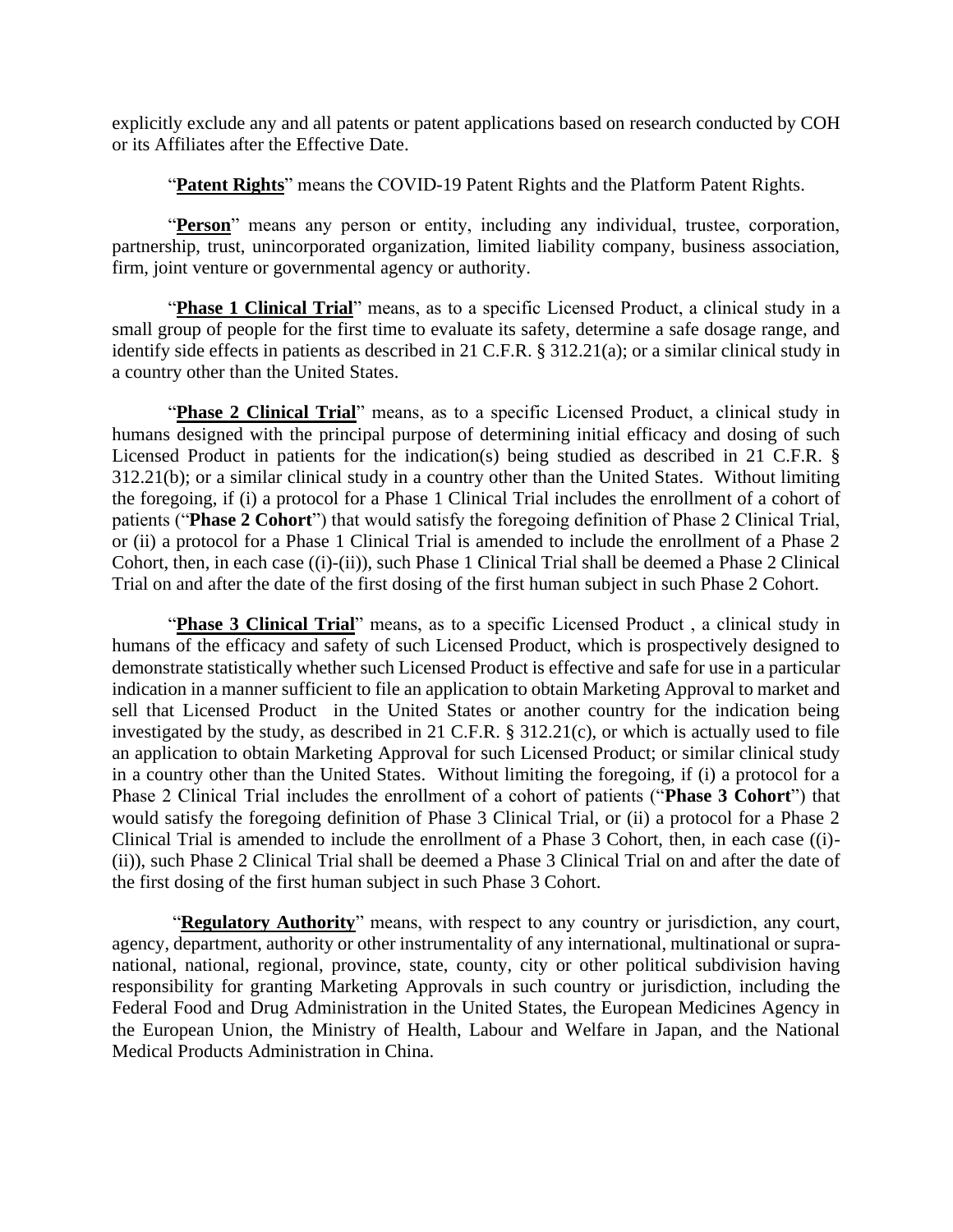explicitly exclude any and all patents or patent applications based on research conducted by COH or its Affiliates after the Effective Date.

"**Patent Rights**" means the COVID-19 Patent Rights and the Platform Patent Rights.

"**Person**" means any person or entity, including any individual, trustee, corporation, partnership, trust, unincorporated organization, limited liability company, business association, firm, joint venture or governmental agency or authority.

"**Phase 1 Clinical Trial**" means, as to a specific Licensed Product, a clinical study in a small group of people for the first time to evaluate its safety, determine a safe dosage range, and identify side effects in patients as described in 21 C.F.R. § 312.21(a); or a similar clinical study in a country other than the United States.

"**Phase 2 Clinical Trial**" means, as to a specific Licensed Product, a clinical study in humans designed with the principal purpose of determining initial efficacy and dosing of such Licensed Product in patients for the indication(s) being studied as described in 21 C.F.R. § 312.21(b); or a similar clinical study in a country other than the United States. Without limiting the foregoing, if (i) a protocol for a Phase 1 Clinical Trial includes the enrollment of a cohort of patients ("**Phase 2 Cohort**") that would satisfy the foregoing definition of Phase 2 Clinical Trial, or (ii) a protocol for a Phase 1 Clinical Trial is amended to include the enrollment of a Phase 2 Cohort, then, in each case ((i)-(ii)), such Phase 1 Clinical Trial shall be deemed a Phase 2 Clinical Trial on and after the date of the first dosing of the first human subject in such Phase 2 Cohort.

"**Phase 3 Clinical Trial**" means, as to a specific Licensed Product , a clinical study in humans of the efficacy and safety of such Licensed Product, which is prospectively designed to demonstrate statistically whether such Licensed Product is effective and safe for use in a particular indication in a manner sufficient to file an application to obtain Marketing Approval to market and sell that Licensed Product in the United States or another country for the indication being investigated by the study, as described in 21 C.F.R. § 312.21(c), or which is actually used to file an application to obtain Marketing Approval for such Licensed Product; or similar clinical study in a country other than the United States. Without limiting the foregoing, if (i) a protocol for a Phase 2 Clinical Trial includes the enrollment of a cohort of patients ("**Phase 3 Cohort**") that would satisfy the foregoing definition of Phase 3 Clinical Trial, or (ii) a protocol for a Phase 2 Clinical Trial is amended to include the enrollment of a Phase 3 Cohort, then, in each case ((i)-(ii)), such Phase 2 Clinical Trial shall be deemed a Phase 3 Clinical Trial on and after the date of the first dosing of the first human subject in such Phase 3 Cohort.

"**Regulatory Authority**" means, with respect to any country or jurisdiction, any court, agency, department, authority or other instrumentality of any international, multinational or supra-national, national, regional, province, state, county, city or other political subdivision having responsibility for granting Marketing Approvals in such country or jurisdiction, including the Federal Food and Drug Administration in the United States, the European Medicines Agency in the European Union, the Ministry of Health, Labour and Welfare in Japan, and the National Medical Products Administration in China.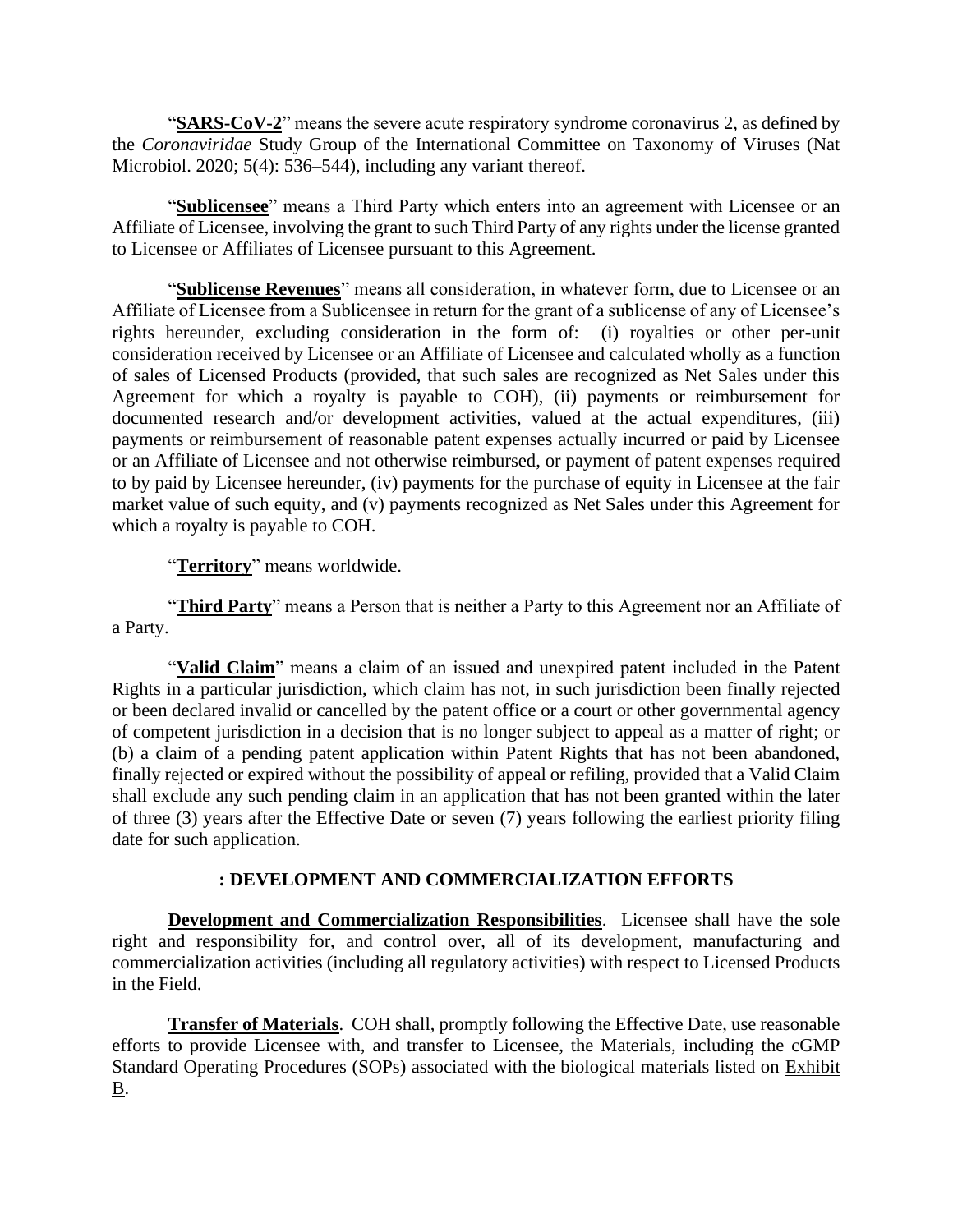"**SARS-CoV-2**" means the severe acute respiratory syndrome coronavirus 2, as defined by the *Coronaviridae* Study Group of the International Committee on Taxonomy of Viruses (Nat Microbiol. 2020; 5(4): 536–544), including any variant thereof.

"**Sublicensee**" means a Third Party which enters into an agreement with Licensee or an Affiliate of Licensee, involving the grant to such Third Party of any rights under the license granted to Licensee or Affiliates of Licensee pursuant to this Agreement.

"**Sublicense Revenues**" means all consideration, in whatever form, due to Licensee or an Affiliate of Licensee from a Sublicensee in return for the grant of a sublicense of any of Licensee's rights hereunder, excluding consideration in the form of: (i) royalties or other per-unit consideration received by Licensee or an Affiliate of Licensee and calculated wholly as a function of sales of Licensed Products (provided, that such sales are recognized as Net Sales under this Agreement for which a royalty is payable to COH), (ii) payments or reimbursement for documented research and/or development activities, valued at the actual expenditures, (iii) payments or reimbursement of reasonable patent expenses actually incurred or paid by Licensee or an Affiliate of Licensee and not otherwise reimbursed, or payment of patent expenses required to by paid by Licensee hereunder, (iv) payments for the purchase of equity in Licensee at the fair market value of such equity, and (v) payments recognized as Net Sales under this Agreement for which a royalty is payable to COH.

"**Territory**" means worldwide.

"**Third Party**" means a Person that is neither a Party to this Agreement nor an Affiliate of a Party.

"**Valid Claim**" means a claim of an issued and unexpired patent included in the Patent Rights in a particular jurisdiction, which claim has not, in such jurisdiction been finally rejected or been declared invalid or cancelled by the patent office or a court or other governmental agency of competent jurisdiction in a decision that is no longer subject to appeal as a matter of right; or (b) a claim of a pending patent application within Patent Rights that has not been abandoned, finally rejected or expired without the possibility of appeal or refiling, provided that a Valid Claim shall exclude any such pending claim in an application that has not been granted within the later of three (3) years after the Effective Date or seven (7) years following the earliest priority filing date for such application.

## : DEVELOPMENT AND COMMERCIALIZATION EFFORTS

**Development and Commercialization Responsibilities**. Licensee shall have the sole right and responsibility for, and control over, all of its development, manufacturing and commercialization activities (including all regulatory activities) with respect to Licensed Products in the Field.

**Transfer of Materials**. COH shall, promptly following the Effective Date, use reasonable efforts to provide Licensee with, and transfer to Licensee, the Materials, including the cGMP Standard Operating Procedures (SOPs) associated with the biological materials listed on Exhibit B.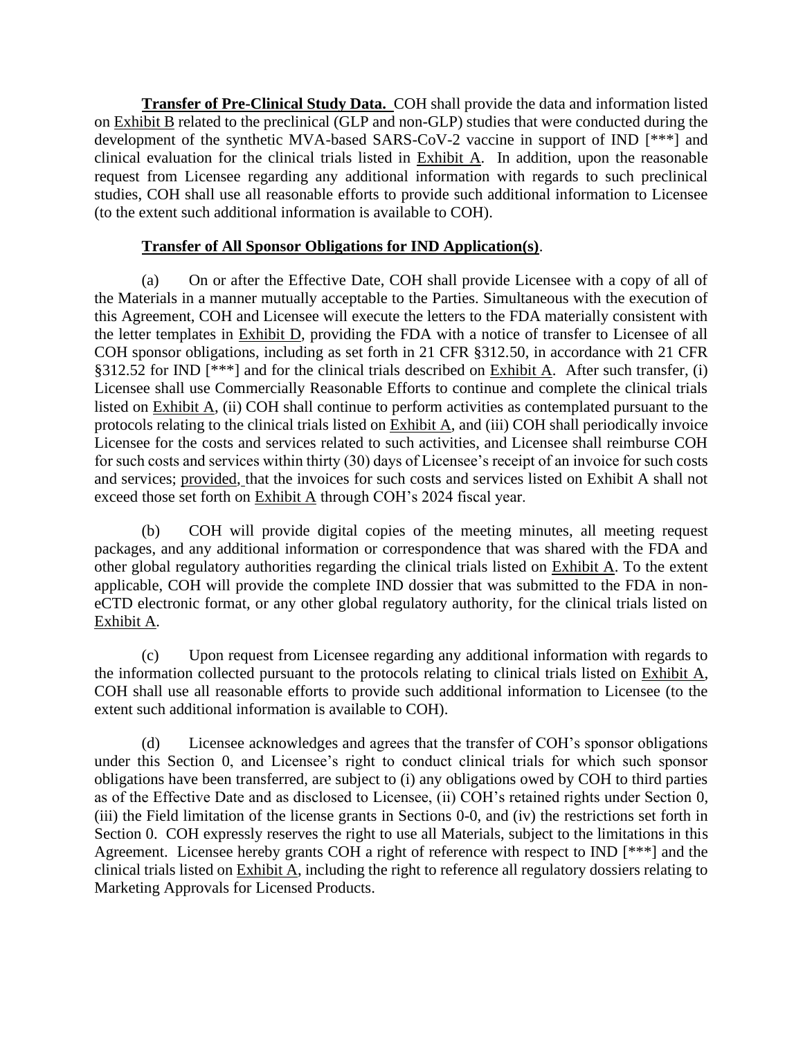**Transfer of Pre-Clinical Study Data.** COH shall provide the data and information listed on Exhibit B related to the preclinical (GLP and non-GLP) studies that were conducted during the development of the synthetic MVA-based SARS-CoV-2 vaccine in support of IND [***] and clinical evaluation for the clinical trials listed in Exhibit A. In addition, upon the reasonable request from Licensee regarding any additional information with regards to such preclinical studies, COH shall use all reasonable efforts to provide such additional information to Licensee (to the extent such additional information is available to COH).

**Transfer of All Sponsor Obligations for IND Application(s).**

(a) On or after the Effective Date, COH shall provide Licensee with a copy of all of the Materials in a manner mutually acceptable to the Parties. Simultaneous with the execution of this Agreement, COH and Licensee will execute the letters to the FDA materially consistent with the letter templates in Exhibit D, providing the FDA with a notice of transfer to Licensee of all COH sponsor obligations, including as set forth in 21 CFR §312.50, in accordance with 21 CFR §312.52 for IND [***] and for the clinical trials described on Exhibit A. After such transfer, (i) Licensee shall use Commercially Reasonable Efforts to continue and complete the clinical trials listed on Exhibit A, (ii) COH shall continue to perform activities as contemplated pursuant to the protocols relating to the clinical trials listed on Exhibit A, and (iii) COH shall periodically invoice Licensee for the costs and services related to such activities, and Licensee shall reimburse COH for such costs and services within thirty (30) days of Licensee's receipt of an invoice for such costs and services; provided, that the invoices for such costs and services listed on Exhibit A shall not exceed those set forth on Exhibit A through COH's 2024 fiscal year.

(b) COH will provide digital copies of the meeting minutes, all meeting request packages, and any additional information or correspondence that was shared with the FDA and other global regulatory authorities regarding the clinical trials listed on Exhibit A. To the extent applicable, COH will provide the complete IND dossier that was submitted to the FDA in non-eCTD electronic format, or any other global regulatory authority, for the clinical trials listed on Exhibit A.

(c) Upon request from Licensee regarding any additional information with regards to the information collected pursuant to the protocols relating to clinical trials listed on Exhibit A, COH shall use all reasonable efforts to provide such additional information to Licensee (to the extent such additional information is available to COH).

(d) Licensee acknowledges and agrees that the transfer of COH's sponsor obligations under this Section 0, and Licensee's right to conduct clinical trials for which such sponsor obligations have been transferred, are subject to (i) any obligations owed by COH to third parties as of the Effective Date and as disclosed to Licensee, (ii) COH's retained rights under Section 0, (iii) the Field limitation of the license grants in Sections 0-0, and (iv) the restrictions set forth in Section 0. COH expressly reserves the right to use all Materials, subject to the limitations in this Agreement. Licensee hereby grants COH a right of reference with respect to IND [***] and the clinical trials listed on Exhibit A, including the right to reference all regulatory dossiers relating to Marketing Approvals for Licensed Products.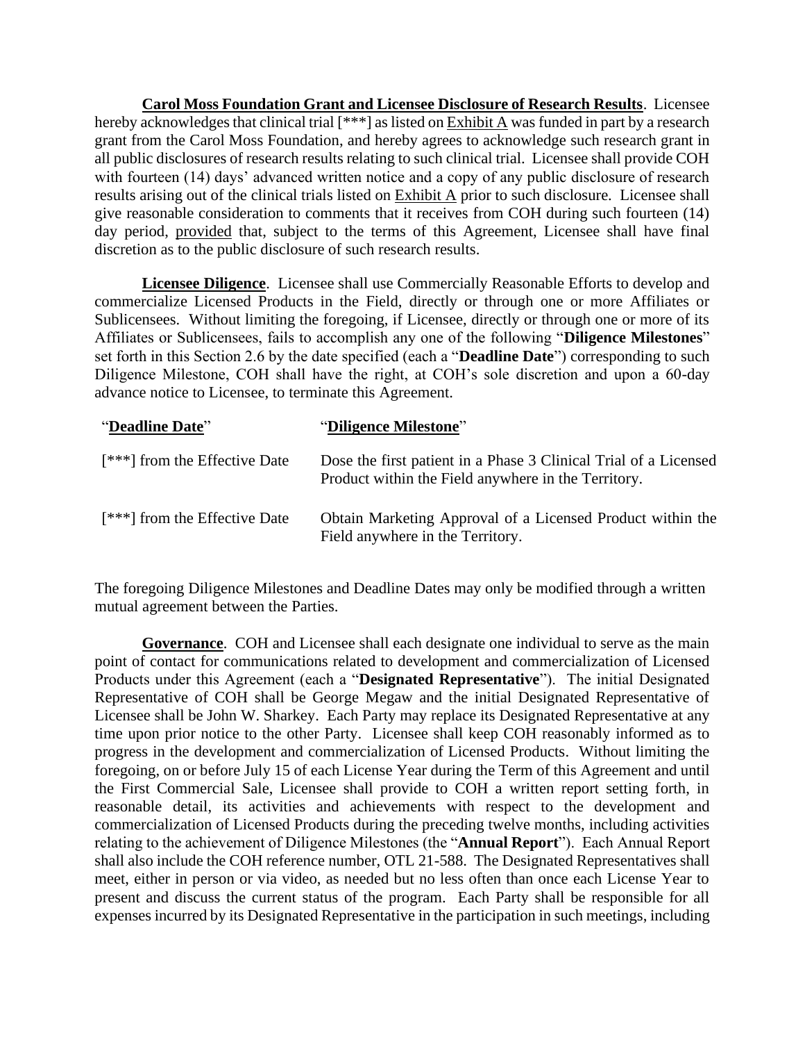**Carol Moss Foundation Grant and Licensee Disclosure of Research Results**. Licensee hereby acknowledges that clinical trial [***] as listed on Exhibit A was funded in part by a research grant from the Carol Moss Foundation, and hereby agrees to acknowledge such research grant in all public disclosures of research results relating to such clinical trial. Licensee shall provide COH with fourteen (14) days' advanced written notice and a copy of any public disclosure of research results arising out of the clinical trials listed on Exhibit A prior to such disclosure. Licensee shall give reasonable consideration to comments that it receives from COH during such fourteen (14) day period, provided that, subject to the terms of this Agreement, Licensee shall have final discretion as to the public disclosure of such research results.

**Licensee Diligence**. Licensee shall use Commercially Reasonable Efforts to develop and commercialize Licensed Products in the Field, directly or through one or more Affiliates or Sublicensees. Without limiting the foregoing, if Licensee, directly or through one or more of its Affiliates or Sublicensees, fails to accomplish any one of the following "**Diligence Milestones**" set forth in this Section 2.6 by the date specified (each a "**Deadline Date**") corresponding to such Diligence Milestone, COH shall have the right, at COH's sole discretion and upon a 60-day advance notice to Licensee, to terminate this Agreement.

| "**Deadline Date**" | "**Diligence Milestone**" |
|---|---|
| [***] from the Effective Date | Dose the first patient in a Phase 3 Clinical Trial of a Licensed Product within the Field anywhere in the Territory. |
| [***] from the Effective Date | Obtain Marketing Approval of a Licensed Product within the Field anywhere in the Territory. |

The foregoing Diligence Milestones and Deadline Dates may only be modified through a written mutual agreement between the Parties.

**Governance**. COH and Licensee shall each designate one individual to serve as the main point of contact for communications related to development and commercialization of Licensed Products under this Agreement (each a "**Designated Representative**"). The initial Designated Representative of COH shall be George Megaw and the initial Designated Representative of Licensee shall be John W. Sharkey. Each Party may replace its Designated Representative at any time upon prior notice to the other Party. Licensee shall keep COH reasonably informed as to progress in the development and commercialization of Licensed Products. Without limiting the foregoing, on or before July 15 of each License Year during the Term of this Agreement and until the First Commercial Sale, Licensee shall provide to COH a written report setting forth, in reasonable detail, its activities and achievements with respect to the development and commercialization of Licensed Products during the preceding twelve months, including activities relating to the achievement of Diligence Milestones (the "**Annual Report**"). Each Annual Report shall also include the COH reference number, OTL 21-588. The Designated Representatives shall meet, either in person or via video, as needed but no less often than once each License Year to present and discuss the current status of the program. Each Party shall be responsible for all expenses incurred by its Designated Representative in the participation in such meetings, including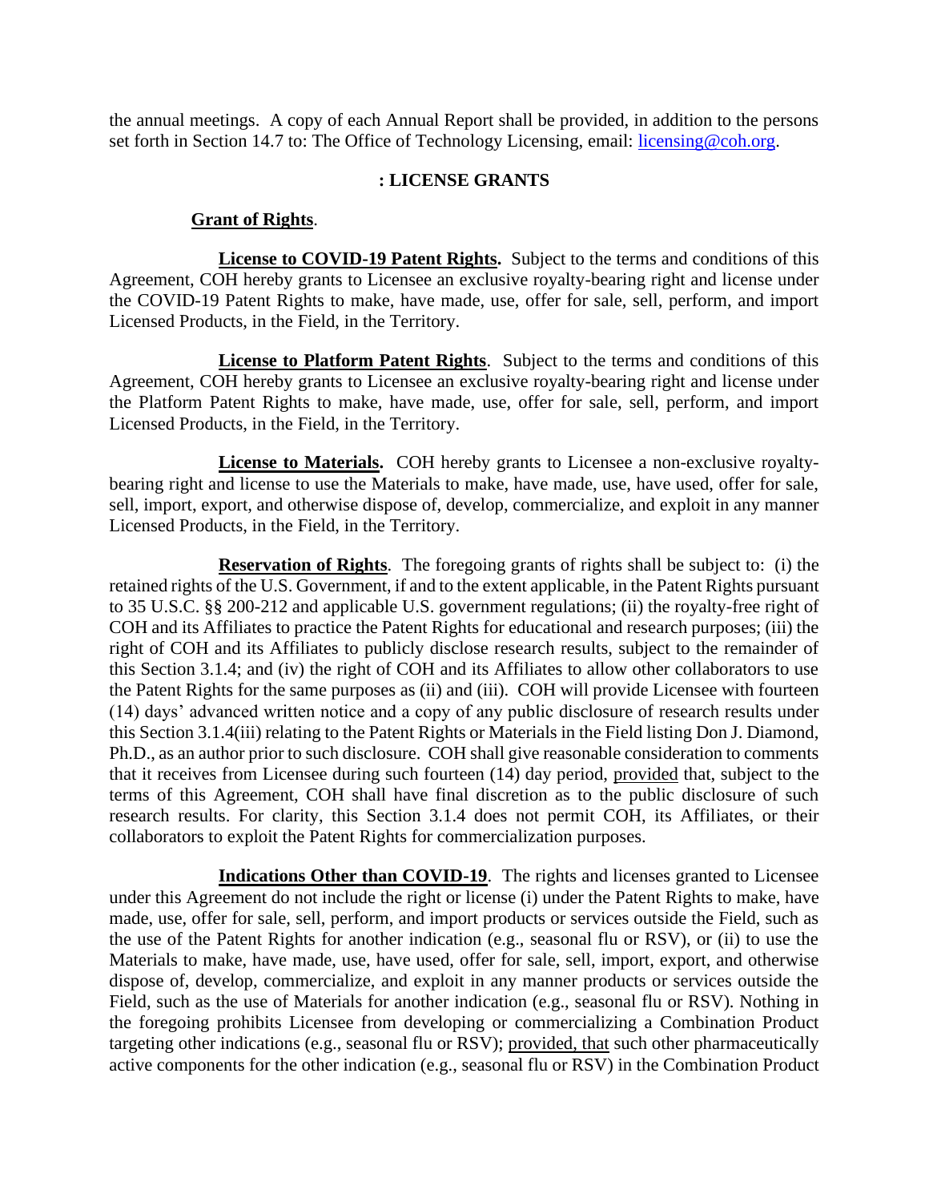the annual meetings. A copy of each Annual Report shall be provided, in addition to the persons set forth in Section 14.7 to: The Office of Technology Licensing, email: licensing@coh.org.

## : LICENSE GRANTS

**Grant of Rights**.

**License to COVID-19 Patent Rights.** Subject to the terms and conditions of this Agreement, COH hereby grants to Licensee an exclusive royalty-bearing right and license under the COVID-19 Patent Rights to make, have made, use, offer for sale, sell, perform, and import Licensed Products, in the Field, in the Territory.

**License to Platform Patent Rights**. Subject to the terms and conditions of this Agreement, COH hereby grants to Licensee an exclusive royalty-bearing right and license under the Platform Patent Rights to make, have made, use, offer for sale, sell, perform, and import Licensed Products, in the Field, in the Territory.

**License to Materials.** COH hereby grants to Licensee a non-exclusive royalty-bearing right and license to use the Materials to make, have made, use, have used, offer for sale, sell, import, export, and otherwise dispose of, develop, commercialize, and exploit in any manner Licensed Products, in the Field, in the Territory.

**Reservation of Rights**. The foregoing grants of rights shall be subject to: (i) the retained rights of the U.S. Government, if and to the extent applicable, in the Patent Rights pursuant to 35 U.S.C. §§ 200-212 and applicable U.S. government regulations; (ii) the royalty-free right of COH and its Affiliates to practice the Patent Rights for educational and research purposes; (iii) the right of COH and its Affiliates to publicly disclose research results, subject to the remainder of this Section 3.1.4; and (iv) the right of COH and its Affiliates to allow other collaborators to use the Patent Rights for the same purposes as (ii) and (iii). COH will provide Licensee with fourteen (14) days' advanced written notice and a copy of any public disclosure of research results under this Section 3.1.4(iii) relating to the Patent Rights or Materials in the Field listing Don J. Diamond, Ph.D., as an author prior to such disclosure. COH shall give reasonable consideration to comments that it receives from Licensee during such fourteen (14) day period, provided that, subject to the terms of this Agreement, COH shall have final discretion as to the public disclosure of such research results. For clarity, this Section 3.1.4 does not permit COH, its Affiliates, or their collaborators to exploit the Patent Rights for commercialization purposes.

**Indications Other than COVID-19**. The rights and licenses granted to Licensee under this Agreement do not include the right or license (i) under the Patent Rights to make, have made, use, offer for sale, sell, perform, and import products or services outside the Field, such as the use of the Patent Rights for another indication (e.g., seasonal flu or RSV), or (ii) to use the Materials to make, have made, use, have used, offer for sale, sell, import, export, and otherwise dispose of, develop, commercialize, and exploit in any manner products or services outside the Field, such as the use of Materials for another indication (e.g., seasonal flu or RSV). Nothing in the foregoing prohibits Licensee from developing or commercializing a Combination Product targeting other indications (e.g., seasonal flu or RSV); provided, that such other pharmaceutically active components for the other indication (e.g., seasonal flu or RSV) in the Combination Product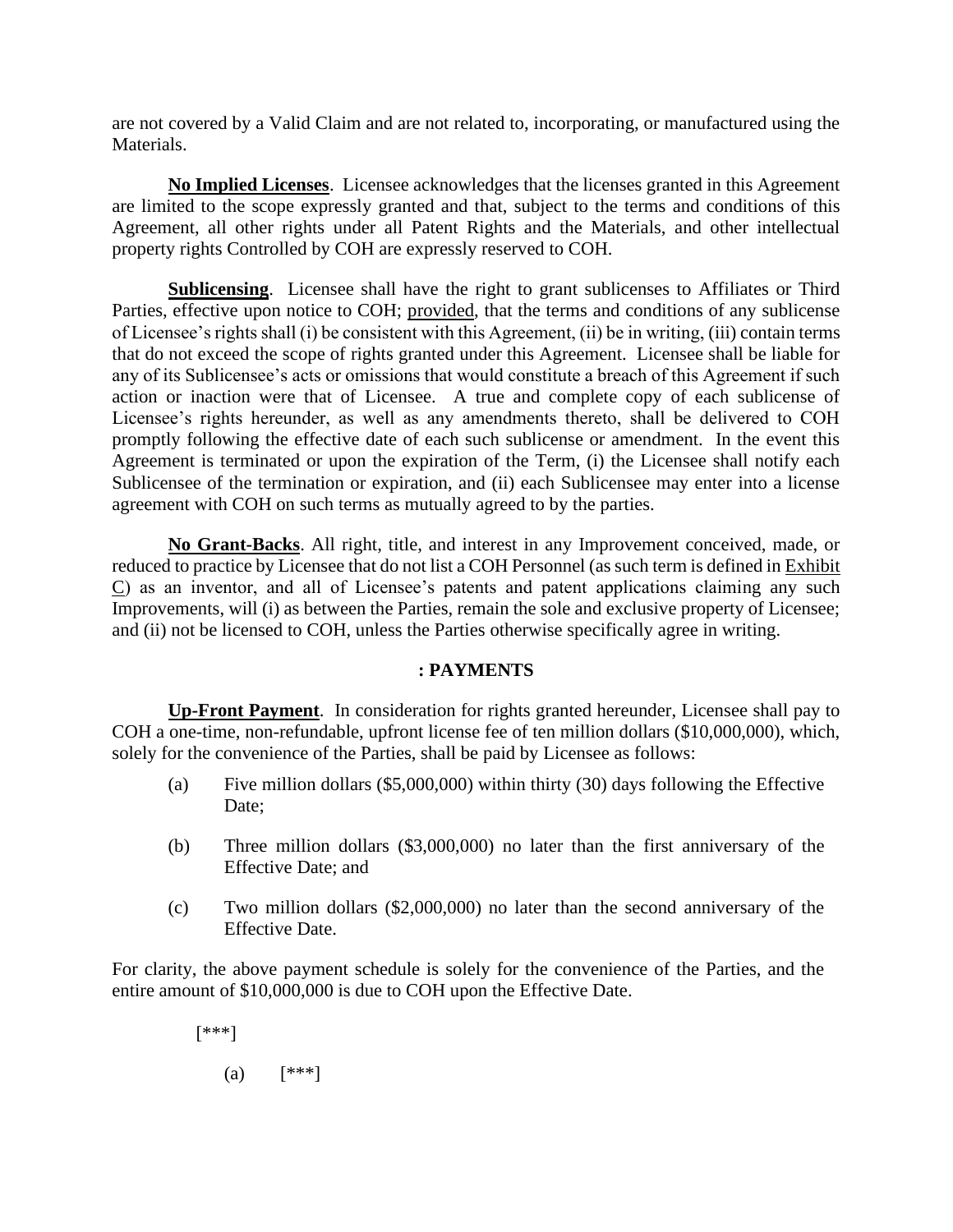are not covered by a Valid Claim and are not related to, incorporating, or manufactured using the Materials.

**No Implied Licenses**. Licensee acknowledges that the licenses granted in this Agreement are limited to the scope expressly granted and that, subject to the terms and conditions of this Agreement, all other rights under all Patent Rights and the Materials, and other intellectual property rights Controlled by COH are expressly reserved to COH.

**Sublicensing**. Licensee shall have the right to grant sublicenses to Affiliates or Third Parties, effective upon notice to COH; provided, that the terms and conditions of any sublicense of Licensee's rights shall (i) be consistent with this Agreement, (ii) be in writing, (iii) contain terms that do not exceed the scope of rights granted under this Agreement. Licensee shall be liable for any of its Sublicensee's acts or omissions that would constitute a breach of this Agreement if such action or inaction were that of Licensee. A true and complete copy of each sublicense of Licensee's rights hereunder, as well as any amendments thereto, shall be delivered to COH promptly following the effective date of each such sublicense or amendment. In the event this Agreement is terminated or upon the expiration of the Term, (i) the Licensee shall notify each Sublicensee of the termination or expiration, and (ii) each Sublicensee may enter into a license agreement with COH on such terms as mutually agreed to by the parties.

**No Grant-Backs**. All right, title, and interest in any Improvement conceived, made, or reduced to practice by Licensee that do not list a COH Personnel (as such term is defined in Exhibit C) as an inventor, and all of Licensee's patents and patent applications claiming any such Improvements, will (i) as between the Parties, remain the sole and exclusive property of Licensee; and (ii) not be licensed to COH, unless the Parties otherwise specifically agree in writing.

**: PAYMENTS**

**Up-Front Payment**. In consideration for rights granted hereunder, Licensee shall pay to COH a one-time, non-refundable, upfront license fee of ten million dollars ($10,000,000), which, solely for the convenience of the Parties, shall be paid by Licensee as follows:

(a) Five million dollars ($5,000,000) within thirty (30) days following the Effective Date;

(b) Three million dollars ($3,000,000) no later than the first anniversary of the Effective Date; and

(c) Two million dollars ($2,000,000) no later than the second anniversary of the Effective Date.

For clarity, the above payment schedule is solely for the convenience of the Parties, and the entire amount of $10,000,000 is due to COH upon the Effective Date.

[***]

(a) [***]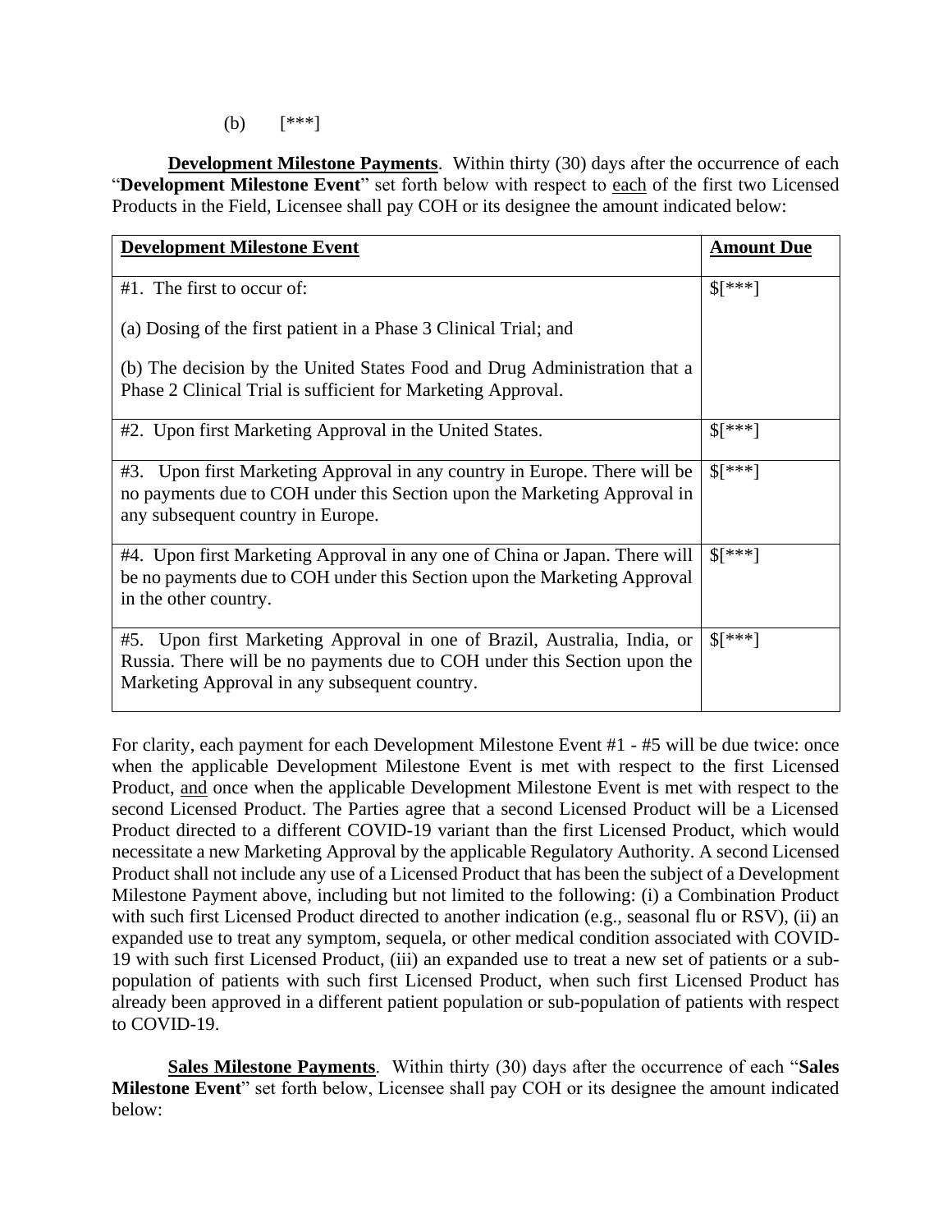(b) [***]

**Development Milestone Payments**. Within thirty (30) days after the occurrence of each "**Development Milestone Event**" set forth below with respect to each of the first two Licensed Products in the Field, Licensee shall pay COH or its designee the amount indicated below:

| **Development Milestone Event** | **Amount Due** |
|---|---|
| #1. The first to occur of:<br><br>(a) Dosing of the first patient in a Phase 3 Clinical Trial; and<br><br>(b) The decision by the United States Food and Drug Administration that a Phase 2 Clinical Trial is sufficient for Marketing Approval. | $[***] |
| #2. Upon first Marketing Approval in the United States. | $[***] |
| #3. Upon first Marketing Approval in any country in Europe. There will be no payments due to COH under this Section upon the Marketing Approval in any subsequent country in Europe. | $[***] |
| #4. Upon first Marketing Approval in any one of China or Japan. There will be no payments due to COH under this Section upon the Marketing Approval in the other country. | $[***] |
| #5. Upon first Marketing Approval in one of Brazil, Australia, India, or Russia. There will be no payments due to COH under this Section upon the Marketing Approval in any subsequent country. | $[***] |

For clarity, each payment for each Development Milestone Event #1 - #5 will be due twice: once when the applicable Development Milestone Event is met with respect to the first Licensed Product, and once when the applicable Development Milestone Event is met with respect to the second Licensed Product. The Parties agree that a second Licensed Product will be a Licensed Product directed to a different COVID-19 variant than the first Licensed Product, which would necessitate a new Marketing Approval by the applicable Regulatory Authority. A second Licensed Product shall not include any use of a Licensed Product that has been the subject of a Development Milestone Payment above, including but not limited to the following: (i) a Combination Product with such first Licensed Product directed to another indication (e.g., seasonal flu or RSV), (ii) an expanded use to treat any symptom, sequela, or other medical condition associated with COVID-19 with such first Licensed Product, (iii) an expanded use to treat a new set of patients or a sub-population of patients with such first Licensed Product, when such first Licensed Product has already been approved in a different patient population or sub-population of patients with respect to COVID-19.

**Sales Milestone Payments**. Within thirty (30) days after the occurrence of each "**Sales Milestone Event**" set forth below, Licensee shall pay COH or its designee the amount indicated below: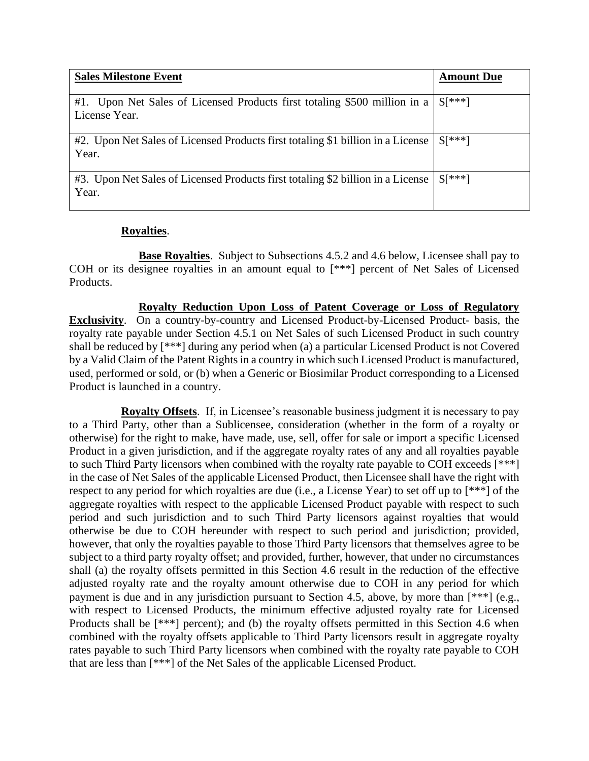| **Sales Milestone Event** | **Amount Due** |
| --- | --- |
| #1. Upon Net Sales of Licensed Products first totaling $500 million in a License Year. | $[***] |
| #2. Upon Net Sales of Licensed Products first totaling $1 billion in a License Year. | $[***] |
| #3. Upon Net Sales of Licensed Products first totaling $2 billion in a License Year. | $[***] |

**Royalties**.

**Base Royalties**. Subject to Subsections 4.5.2 and 4.6 below, Licensee shall pay to COH or its designee royalties in an amount equal to [***] percent of Net Sales of Licensed Products.

**Royalty Reduction Upon Loss of Patent Coverage or Loss of Regulatory Exclusivity**. On a country-by-country and Licensed Product-by-Licensed Product- basis, the royalty rate payable under Section 4.5.1 on Net Sales of such Licensed Product in such country shall be reduced by [***] during any period when (a) a particular Licensed Product is not Covered by a Valid Claim of the Patent Rights in a country in which such Licensed Product is manufactured, used, performed or sold, or (b) when a Generic or Biosimilar Product corresponding to a Licensed Product is launched in a country.

**Royalty Offsets**. If, in Licensee's reasonable business judgment it is necessary to pay to a Third Party, other than a Sublicensee, consideration (whether in the form of a royalty or otherwise) for the right to make, have made, use, sell, offer for sale or import a specific Licensed Product in a given jurisdiction, and if the aggregate royalty rates of any and all royalties payable to such Third Party licensors when combined with the royalty rate payable to COH exceeds [***] in the case of Net Sales of the applicable Licensed Product, then Licensee shall have the right with respect to any period for which royalties are due (i.e., a License Year) to set off up to [***] of the aggregate royalties with respect to the applicable Licensed Product payable with respect to such period and such jurisdiction and to such Third Party licensors against royalties that would otherwise be due to COH hereunder with respect to such period and jurisdiction; provided, however, that only the royalties payable to those Third Party licensors that themselves agree to be subject to a third party royalty offset; and provided, further, however, that under no circumstances shall (a) the royalty offsets permitted in this Section 4.6 result in the reduction of the effective adjusted royalty rate and the royalty amount otherwise due to COH in any period for which payment is due and in any jurisdiction pursuant to Section 4.5, above, by more than [***] (e.g., with respect to Licensed Products, the minimum effective adjusted royalty rate for Licensed Products shall be [***] percent); and (b) the royalty offsets permitted in this Section 4.6 when combined with the royalty offsets applicable to Third Party licensors result in aggregate royalty rates payable to such Third Party licensors when combined with the royalty rate payable to COH that are less than [***] of the Net Sales of the applicable Licensed Product.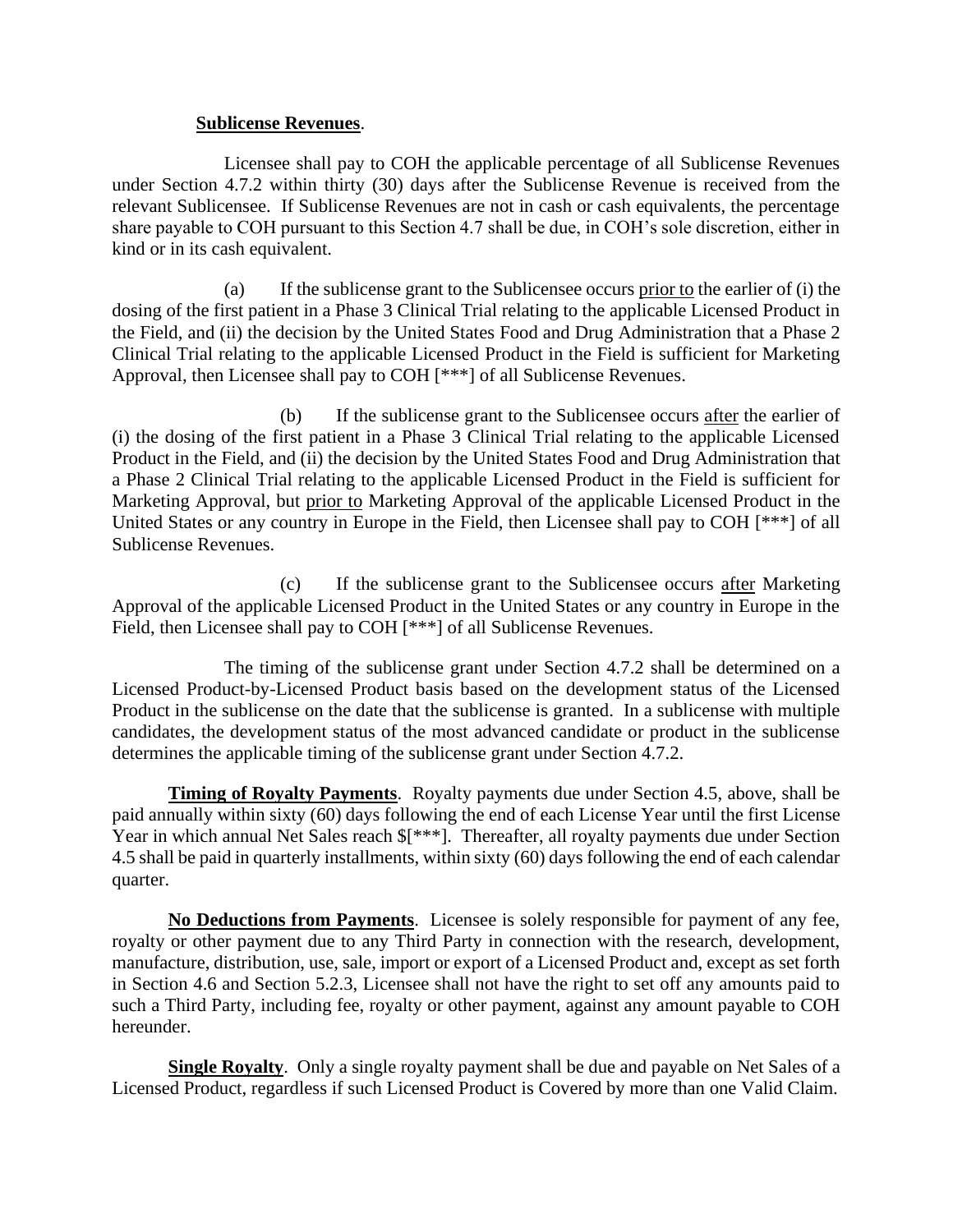**Sublicense Revenues**.

Licensee shall pay to COH the applicable percentage of all Sublicense Revenues under Section 4.7.2 within thirty (30) days after the Sublicense Revenue is received from the relevant Sublicensee. If Sublicense Revenues are not in cash or cash equivalents, the percentage share payable to COH pursuant to this Section 4.7 shall be due, in COH's sole discretion, either in kind or in its cash equivalent.

(a) If the sublicense grant to the Sublicensee occurs prior to the earlier of (i) the dosing of the first patient in a Phase 3 Clinical Trial relating to the applicable Licensed Product in the Field, and (ii) the decision by the United States Food and Drug Administration that a Phase 2 Clinical Trial relating to the applicable Licensed Product in the Field is sufficient for Marketing Approval, then Licensee shall pay to COH [***] of all Sublicense Revenues.

(b) If the sublicense grant to the Sublicensee occurs after the earlier of (i) the dosing of the first patient in a Phase 3 Clinical Trial relating to the applicable Licensed Product in the Field, and (ii) the decision by the United States Food and Drug Administration that a Phase 2 Clinical Trial relating to the applicable Licensed Product in the Field is sufficient for Marketing Approval, but prior to Marketing Approval of the applicable Licensed Product in the United States or any country in Europe in the Field, then Licensee shall pay to COH [***] of all Sublicense Revenues.

(c) If the sublicense grant to the Sublicensee occurs after Marketing Approval of the applicable Licensed Product in the United States or any country in Europe in the Field, then Licensee shall pay to COH [***] of all Sublicense Revenues.

The timing of the sublicense grant under Section 4.7.2 shall be determined on a Licensed Product-by-Licensed Product basis based on the development status of the Licensed Product in the sublicense on the date that the sublicense is granted. In a sublicense with multiple candidates, the development status of the most advanced candidate or product in the sublicense determines the applicable timing of the sublicense grant under Section 4.7.2.

**Timing of Royalty Payments**. Royalty payments due under Section 4.5, above, shall be paid annually within sixty (60) days following the end of each License Year until the first License Year in which annual Net Sales reach $[***]. Thereafter, all royalty payments due under Section 4.5 shall be paid in quarterly installments, within sixty (60) days following the end of each calendar quarter.

**No Deductions from Payments**. Licensee is solely responsible for payment of any fee, royalty or other payment due to any Third Party in connection with the research, development, manufacture, distribution, use, sale, import or export of a Licensed Product and, except as set forth in Section 4.6 and Section 5.2.3, Licensee shall not have the right to set off any amounts paid to such a Third Party, including fee, royalty or other payment, against any amount payable to COH hereunder.

**Single Royalty**. Only a single royalty payment shall be due and payable on Net Sales of a Licensed Product, regardless if such Licensed Product is Covered by more than one Valid Claim.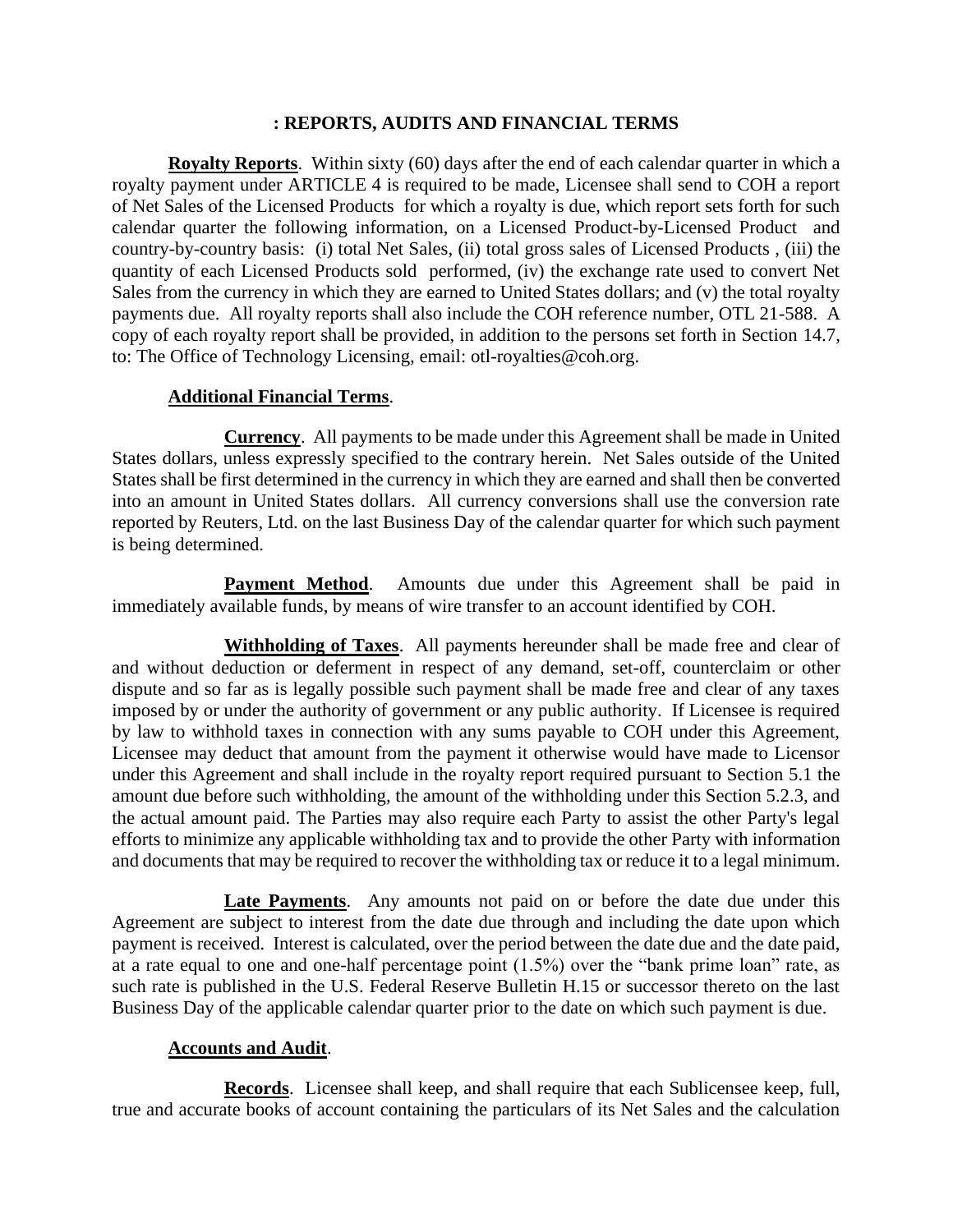## : REPORTS, AUDITS AND FINANCIAL TERMS

**Royalty Reports**. Within sixty (60) days after the end of each calendar quarter in which a royalty payment under ARTICLE 4 is required to be made, Licensee shall send to COH a report of Net Sales of the Licensed Products for which a royalty is due, which report sets forth for such calendar quarter the following information, on a Licensed Product-by-Licensed Product and country-by-country basis: (i) total Net Sales, (ii) total gross sales of Licensed Products , (iii) the quantity of each Licensed Products sold performed, (iv) the exchange rate used to convert Net Sales from the currency in which they are earned to United States dollars; and (v) the total royalty payments due. All royalty reports shall also include the COH reference number, OTL 21-588. A copy of each royalty report shall be provided, in addition to the persons set forth in Section 14.7, to: The Office of Technology Licensing, email: otl-royalties@coh.org.

**Additional Financial Terms**.

**Currency**. All payments to be made under this Agreement shall be made in United States dollars, unless expressly specified to the contrary herein. Net Sales outside of the United States shall be first determined in the currency in which they are earned and shall then be converted into an amount in United States dollars. All currency conversions shall use the conversion rate reported by Reuters, Ltd. on the last Business Day of the calendar quarter for which such payment is being determined.

**Payment Method**. Amounts due under this Agreement shall be paid in immediately available funds, by means of wire transfer to an account identified by COH.

**Withholding of Taxes**. All payments hereunder shall be made free and clear of and without deduction or deferment in respect of any demand, set-off, counterclaim or other dispute and so far as is legally possible such payment shall be made free and clear of any taxes imposed by or under the authority of government or any public authority. If Licensee is required by law to withhold taxes in connection with any sums payable to COH under this Agreement, Licensee may deduct that amount from the payment it otherwise would have made to Licensor under this Agreement and shall include in the royalty report required pursuant to Section 5.1 the amount due before such withholding, the amount of the withholding under this Section 5.2.3, and the actual amount paid. The Parties may also require each Party to assist the other Party's legal efforts to minimize any applicable withholding tax and to provide the other Party with information and documents that may be required to recover the withholding tax or reduce it to a legal minimum.

**Late Payments**. Any amounts not paid on or before the date due under this Agreement are subject to interest from the date due through and including the date upon which payment is received. Interest is calculated, over the period between the date due and the date paid, at a rate equal to one and one-half percentage point (1.5%) over the "bank prime loan" rate, as such rate is published in the U.S. Federal Reserve Bulletin H.15 or successor thereto on the last Business Day of the applicable calendar quarter prior to the date on which such payment is due.

**Accounts and Audit**.

**Records**. Licensee shall keep, and shall require that each Sublicensee keep, full, true and accurate books of account containing the particulars of its Net Sales and the calculation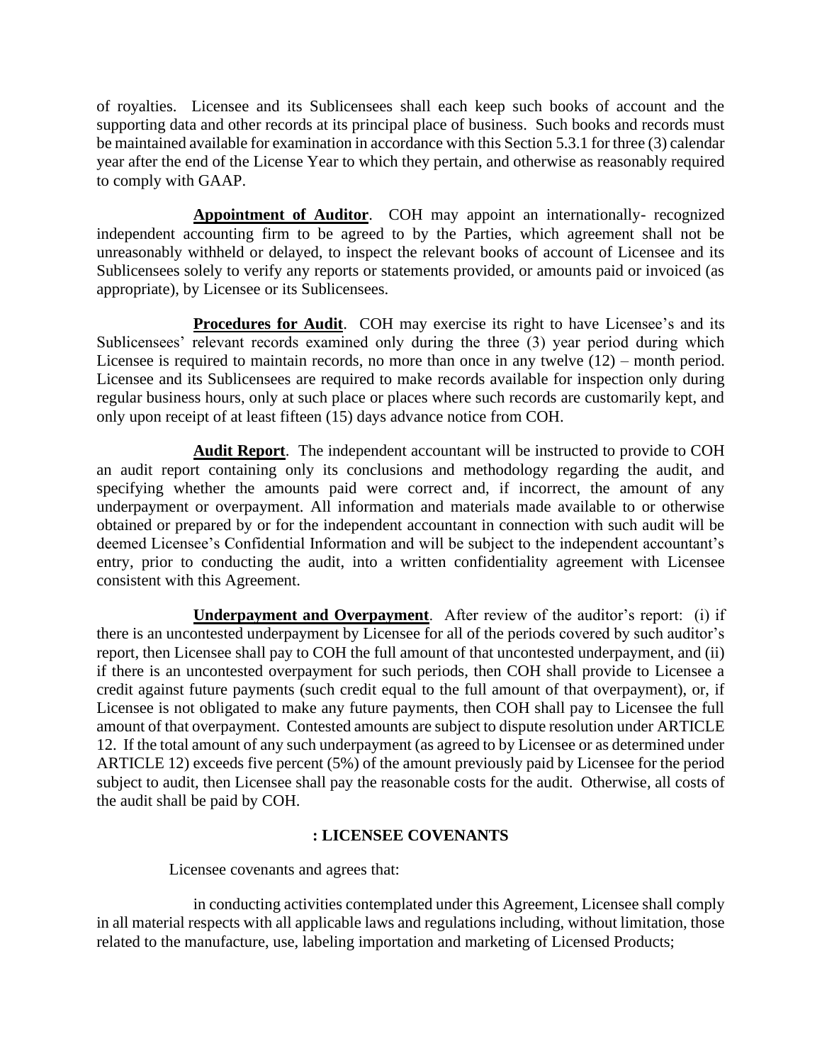of royalties. Licensee and its Sublicensees shall each keep such books of account and the supporting data and other records at its principal place of business. Such books and records must be maintained available for examination in accordance with this Section 5.3.1 for three (3) calendar year after the end of the License Year to which they pertain, and otherwise as reasonably required to comply with GAAP.

**Appointment of Auditor**. COH may appoint an internationally- recognized independent accounting firm to be agreed to by the Parties, which agreement shall not be unreasonably withheld or delayed, to inspect the relevant books of account of Licensee and its Sublicensees solely to verify any reports or statements provided, or amounts paid or invoiced (as appropriate), by Licensee or its Sublicensees.

**Procedures for Audit**. COH may exercise its right to have Licensee's and its Sublicensees' relevant records examined only during the three (3) year period during which Licensee is required to maintain records, no more than once in any twelve (12) – month period. Licensee and its Sublicensees are required to make records available for inspection only during regular business hours, only at such place or places where such records are customarily kept, and only upon receipt of at least fifteen (15) days advance notice from COH.

**Audit Report**. The independent accountant will be instructed to provide to COH an audit report containing only its conclusions and methodology regarding the audit, and specifying whether the amounts paid were correct and, if incorrect, the amount of any underpayment or overpayment. All information and materials made available to or otherwise obtained or prepared by or for the independent accountant in connection with such audit will be deemed Licensee's Confidential Information and will be subject to the independent accountant's entry, prior to conducting the audit, into a written confidentiality agreement with Licensee consistent with this Agreement.

**Underpayment and Overpayment**. After review of the auditor's report: (i) if there is an uncontested underpayment by Licensee for all of the periods covered by such auditor's report, then Licensee shall pay to COH the full amount of that uncontested underpayment, and (ii) if there is an uncontested overpayment for such periods, then COH shall provide to Licensee a credit against future payments (such credit equal to the full amount of that overpayment), or, if Licensee is not obligated to make any future payments, then COH shall pay to Licensee the full amount of that overpayment. Contested amounts are subject to dispute resolution under ARTICLE 12. If the total amount of any such underpayment (as agreed to by Licensee or as determined under ARTICLE 12) exceeds five percent (5%) of the amount previously paid by Licensee for the period subject to audit, then Licensee shall pay the reasonable costs for the audit. Otherwise, all costs of the audit shall be paid by COH.

## : LICENSEE COVENANTS

Licensee covenants and agrees that:

in conducting activities contemplated under this Agreement, Licensee shall comply in all material respects with all applicable laws and regulations including, without limitation, those related to the manufacture, use, labeling importation and marketing of Licensed Products;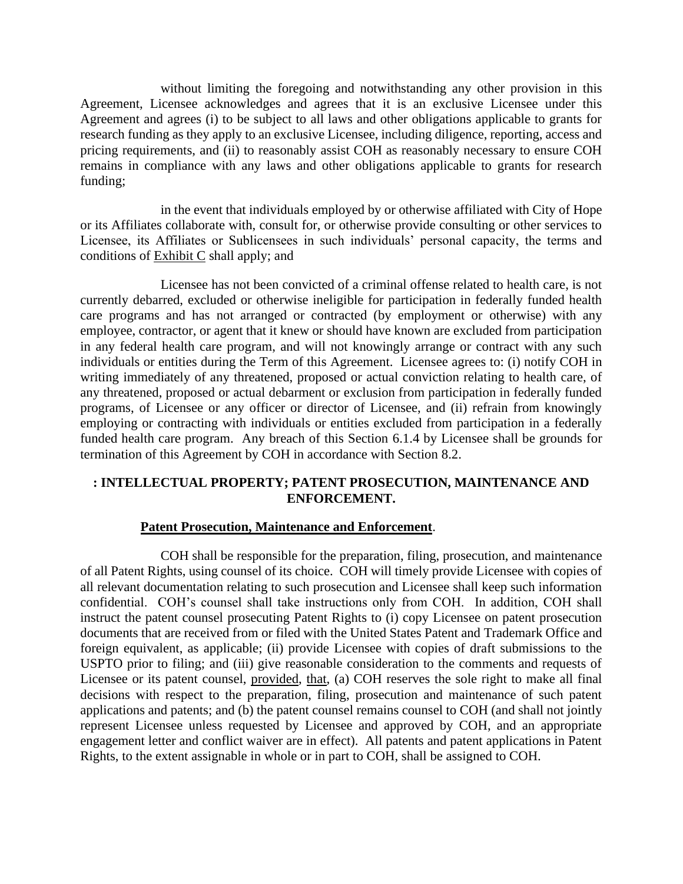without limiting the foregoing and notwithstanding any other provision in this Agreement, Licensee acknowledges and agrees that it is an exclusive Licensee under this Agreement and agrees (i) to be subject to all laws and other obligations applicable to grants for research funding as they apply to an exclusive Licensee, including diligence, reporting, access and pricing requirements, and (ii) to reasonably assist COH as reasonably necessary to ensure COH remains in compliance with any laws and other obligations applicable to grants for research funding;

in the event that individuals employed by or otherwise affiliated with City of Hope or its Affiliates collaborate with, consult for, or otherwise provide consulting or other services to Licensee, its Affiliates or Sublicensees in such individuals' personal capacity, the terms and conditions of Exhibit C shall apply; and

Licensee has not been convicted of a criminal offense related to health care, is not currently debarred, excluded or otherwise ineligible for participation in federally funded health care programs and has not arranged or contracted (by employment or otherwise) with any employee, contractor, or agent that it knew or should have known are excluded from participation in any federal health care program, and will not knowingly arrange or contract with any such individuals or entities during the Term of this Agreement. Licensee agrees to: (i) notify COH in writing immediately of any threatened, proposed or actual conviction relating to health care, of any threatened, proposed or actual debarment or exclusion from participation in federally funded programs, of Licensee or any officer or director of Licensee, and (ii) refrain from knowingly employing or contracting with individuals or entities excluded from participation in a federally funded health care program. Any breach of this Section 6.1.4 by Licensee shall be grounds for termination of this Agreement by COH in accordance with Section 8.2.

## : INTELLECTUAL PROPERTY; PATENT PROSECUTION, MAINTENANCE AND ENFORCEMENT.

**Patent Prosecution, Maintenance and Enforcement**.

COH shall be responsible for the preparation, filing, prosecution, and maintenance of all Patent Rights, using counsel of its choice. COH will timely provide Licensee with copies of all relevant documentation relating to such prosecution and Licensee shall keep such information confidential. COH's counsel shall take instructions only from COH. In addition, COH shall instruct the patent counsel prosecuting Patent Rights to (i) copy Licensee on patent prosecution documents that are received from or filed with the United States Patent and Trademark Office and foreign equivalent, as applicable; (ii) provide Licensee with copies of draft submissions to the USPTO prior to filing; and (iii) give reasonable consideration to the comments and requests of Licensee or its patent counsel, provided, that, (a) COH reserves the sole right to make all final decisions with respect to the preparation, filing, prosecution and maintenance of such patent applications and patents; and (b) the patent counsel remains counsel to COH (and shall not jointly represent Licensee unless requested by Licensee and approved by COH, and an appropriate engagement letter and conflict waiver are in effect). All patents and patent applications in Patent Rights, to the extent assignable in whole or in part to COH, shall be assigned to COH.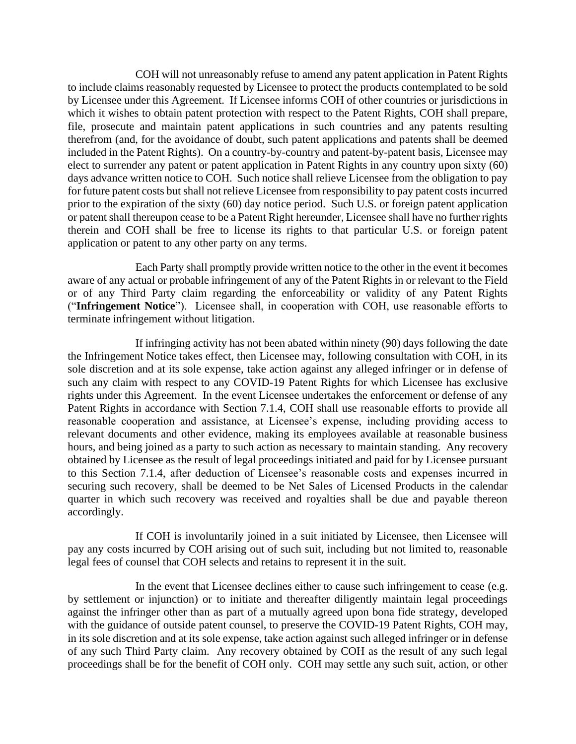COH will not unreasonably refuse to amend any patent application in Patent Rights to include claims reasonably requested by Licensee to protect the products contemplated to be sold by Licensee under this Agreement. If Licensee informs COH of other countries or jurisdictions in which it wishes to obtain patent protection with respect to the Patent Rights, COH shall prepare, file, prosecute and maintain patent applications in such countries and any patents resulting therefrom (and, for the avoidance of doubt, such patent applications and patents shall be deemed included in the Patent Rights). On a country-by-country and patent-by-patent basis, Licensee may elect to surrender any patent or patent application in Patent Rights in any country upon sixty (60) days advance written notice to COH. Such notice shall relieve Licensee from the obligation to pay for future patent costs but shall not relieve Licensee from responsibility to pay patent costs incurred prior to the expiration of the sixty (60) day notice period. Such U.S. or foreign patent application or patent shall thereupon cease to be a Patent Right hereunder, Licensee shall have no further rights therein and COH shall be free to license its rights to that particular U.S. or foreign patent application or patent to any other party on any terms.

Each Party shall promptly provide written notice to the other in the event it becomes aware of any actual or probable infringement of any of the Patent Rights in or relevant to the Field or of any Third Party claim regarding the enforceability or validity of any Patent Rights ("**Infringement Notice**"). Licensee shall, in cooperation with COH, use reasonable efforts to terminate infringement without litigation.

If infringing activity has not been abated within ninety (90) days following the date the Infringement Notice takes effect, then Licensee may, following consultation with COH, in its sole discretion and at its sole expense, take action against any alleged infringer or in defense of such any claim with respect to any COVID-19 Patent Rights for which Licensee has exclusive rights under this Agreement. In the event Licensee undertakes the enforcement or defense of any Patent Rights in accordance with Section 7.1.4, COH shall use reasonable efforts to provide all reasonable cooperation and assistance, at Licensee's expense, including providing access to relevant documents and other evidence, making its employees available at reasonable business hours, and being joined as a party to such action as necessary to maintain standing. Any recovery obtained by Licensee as the result of legal proceedings initiated and paid for by Licensee pursuant to this Section 7.1.4, after deduction of Licensee's reasonable costs and expenses incurred in securing such recovery, shall be deemed to be Net Sales of Licensed Products in the calendar quarter in which such recovery was received and royalties shall be due and payable thereon accordingly.

If COH is involuntarily joined in a suit initiated by Licensee, then Licensee will pay any costs incurred by COH arising out of such suit, including but not limited to, reasonable legal fees of counsel that COH selects and retains to represent it in the suit.

In the event that Licensee declines either to cause such infringement to cease (e.g. by settlement or injunction) or to initiate and thereafter diligently maintain legal proceedings against the infringer other than as part of a mutually agreed upon bona fide strategy, developed with the guidance of outside patent counsel, to preserve the COVID-19 Patent Rights, COH may, in its sole discretion and at its sole expense, take action against such alleged infringer or in defense of any such Third Party claim. Any recovery obtained by COH as the result of any such legal proceedings shall be for the benefit of COH only. COH may settle any such suit, action, or other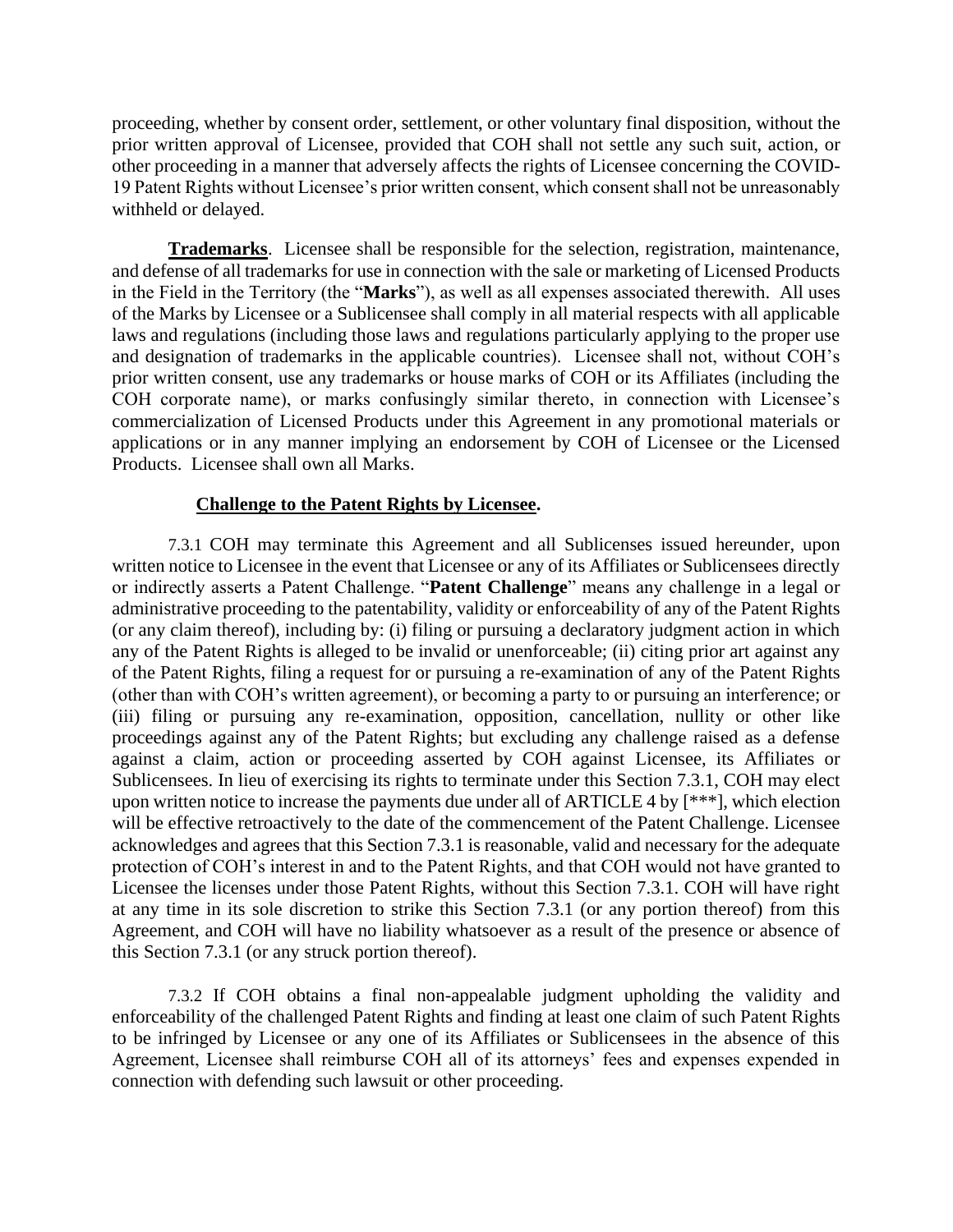proceeding, whether by consent order, settlement, or other voluntary final disposition, without the prior written approval of Licensee, provided that COH shall not settle any such suit, action, or other proceeding in a manner that adversely affects the rights of Licensee concerning the COVID-19 Patent Rights without Licensee's prior written consent, which consent shall not be unreasonably withheld or delayed.

**Trademarks**. Licensee shall be responsible for the selection, registration, maintenance, and defense of all trademarks for use in connection with the sale or marketing of Licensed Products in the Field in the Territory (the "**Marks**"), as well as all expenses associated therewith. All uses of the Marks by Licensee or a Sublicensee shall comply in all material respects with all applicable laws and regulations (including those laws and regulations particularly applying to the proper use and designation of trademarks in the applicable countries). Licensee shall not, without COH's prior written consent, use any trademarks or house marks of COH or its Affiliates (including the COH corporate name), or marks confusingly similar thereto, in connection with Licensee's commercialization of Licensed Products under this Agreement in any promotional materials or applications or in any manner implying an endorsement by COH of Licensee or the Licensed Products. Licensee shall own all Marks.

**Challenge to the Patent Rights by Licensee.**

7.3.1 COH may terminate this Agreement and all Sublicenses issued hereunder, upon written notice to Licensee in the event that Licensee or any of its Affiliates or Sublicensees directly or indirectly asserts a Patent Challenge. "**Patent Challenge**" means any challenge in a legal or administrative proceeding to the patentability, validity or enforceability of any of the Patent Rights (or any claim thereof), including by: (i) filing or pursuing a declaratory judgment action in which any of the Patent Rights is alleged to be invalid or unenforceable; (ii) citing prior art against any of the Patent Rights, filing a request for or pursuing a re-examination of any of the Patent Rights (other than with COH's written agreement), or becoming a party to or pursuing an interference; or (iii) filing or pursuing any re-examination, opposition, cancellation, nullity or other like proceedings against any of the Patent Rights; but excluding any challenge raised as a defense against a claim, action or proceeding asserted by COH against Licensee, its Affiliates or Sublicensees. In lieu of exercising its rights to terminate under this Section 7.3.1, COH may elect upon written notice to increase the payments due under all of ARTICLE 4 by [***], which election will be effective retroactively to the date of the commencement of the Patent Challenge. Licensee acknowledges and agrees that this Section 7.3.1 is reasonable, valid and necessary for the adequate protection of COH's interest in and to the Patent Rights, and that COH would not have granted to Licensee the licenses under those Patent Rights, without this Section 7.3.1. COH will have right at any time in its sole discretion to strike this Section 7.3.1 (or any portion thereof) from this Agreement, and COH will have no liability whatsoever as a result of the presence or absence of this Section 7.3.1 (or any struck portion thereof).

7.3.2 If COH obtains a final non-appealable judgment upholding the validity and enforceability of the challenged Patent Rights and finding at least one claim of such Patent Rights to be infringed by Licensee or any one of its Affiliates or Sublicensees in the absence of this Agreement, Licensee shall reimburse COH all of its attorneys' fees and expenses expended in connection with defending such lawsuit or other proceeding.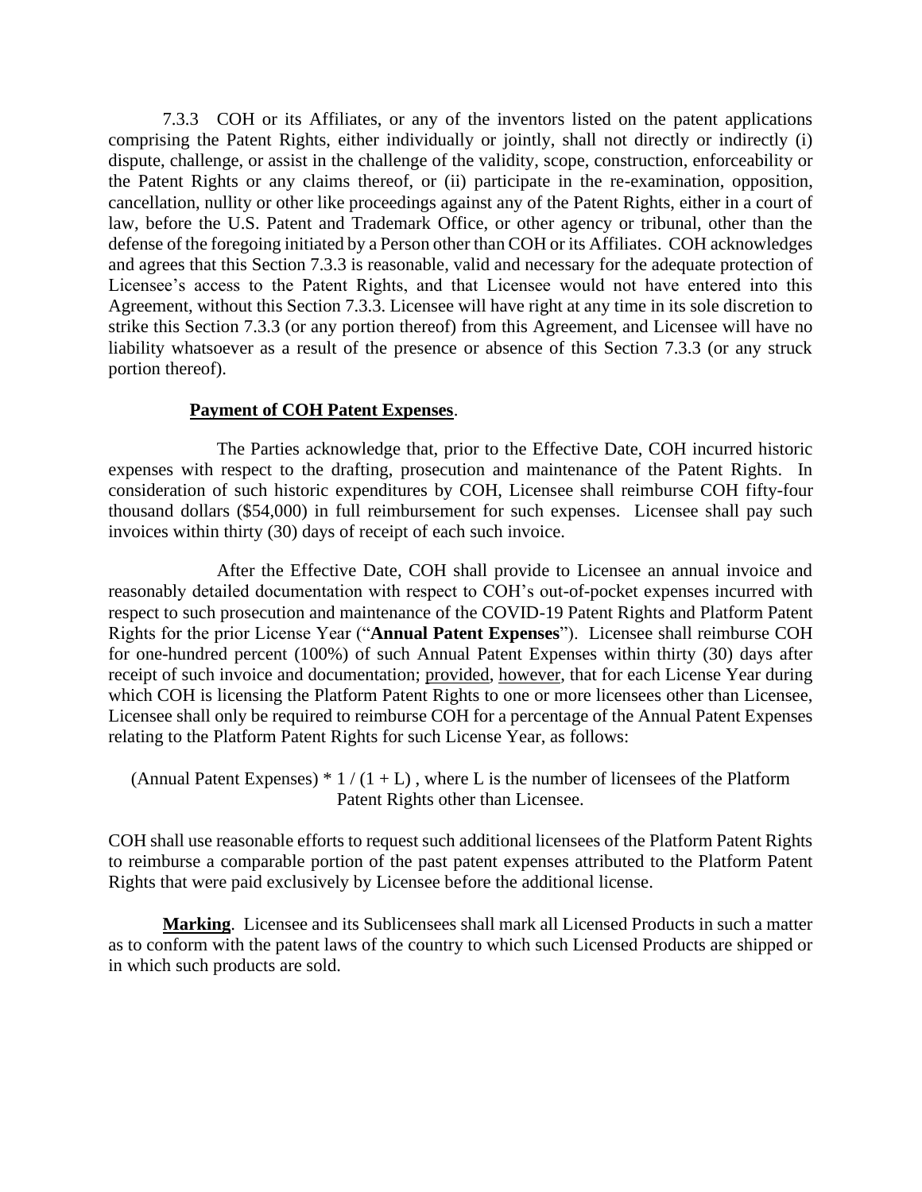7.3.3 COH or its Affiliates, or any of the inventors listed on the patent applications comprising the Patent Rights, either individually or jointly, shall not directly or indirectly (i) dispute, challenge, or assist in the challenge of the validity, scope, construction, enforceability or the Patent Rights or any claims thereof, or (ii) participate in the re-examination, opposition, cancellation, nullity or other like proceedings against any of the Patent Rights, either in a court of law, before the U.S. Patent and Trademark Office, or other agency or tribunal, other than the defense of the foregoing initiated by a Person other than COH or its Affiliates. COH acknowledges and agrees that this Section 7.3.3 is reasonable, valid and necessary for the adequate protection of Licensee's access to the Patent Rights, and that Licensee would not have entered into this Agreement, without this Section 7.3.3. Licensee will have right at any time in its sole discretion to strike this Section 7.3.3 (or any portion thereof) from this Agreement, and Licensee will have no liability whatsoever as a result of the presence or absence of this Section 7.3.3 (or any struck portion thereof).

**Payment of COH Patent Expenses**.

The Parties acknowledge that, prior to the Effective Date, COH incurred historic expenses with respect to the drafting, prosecution and maintenance of the Patent Rights. In consideration of such historic expenditures by COH, Licensee shall reimburse COH fifty-four thousand dollars ($54,000) in full reimbursement for such expenses. Licensee shall pay such invoices within thirty (30) days of receipt of each such invoice.

After the Effective Date, COH shall provide to Licensee an annual invoice and reasonably detailed documentation with respect to COH's out-of-pocket expenses incurred with respect to such prosecution and maintenance of the COVID-19 Patent Rights and Platform Patent Rights for the prior License Year ("**Annual Patent Expenses**"). Licensee shall reimburse COH for one-hundred percent (100%) of such Annual Patent Expenses within thirty (30) days after receipt of such invoice and documentation; provided, however, that for each License Year during which COH is licensing the Platform Patent Rights to one or more licensees other than Licensee, Licensee shall only be required to reimburse COH for a percentage of the Annual Patent Expenses relating to the Platform Patent Rights for such License Year, as follows:

(Annual Patent Expenses) $* 1 / (1 + L)$ , where L is the number of licensees of the Platform Patent Rights other than Licensee.

COH shall use reasonable efforts to request such additional licensees of the Platform Patent Rights to reimburse a comparable portion of the past patent expenses attributed to the Platform Patent Rights that were paid exclusively by Licensee before the additional license.

**Marking**. Licensee and its Sublicensees shall mark all Licensed Products in such a matter as to conform with the patent laws of the country to which such Licensed Products are shipped or in which such products are sold.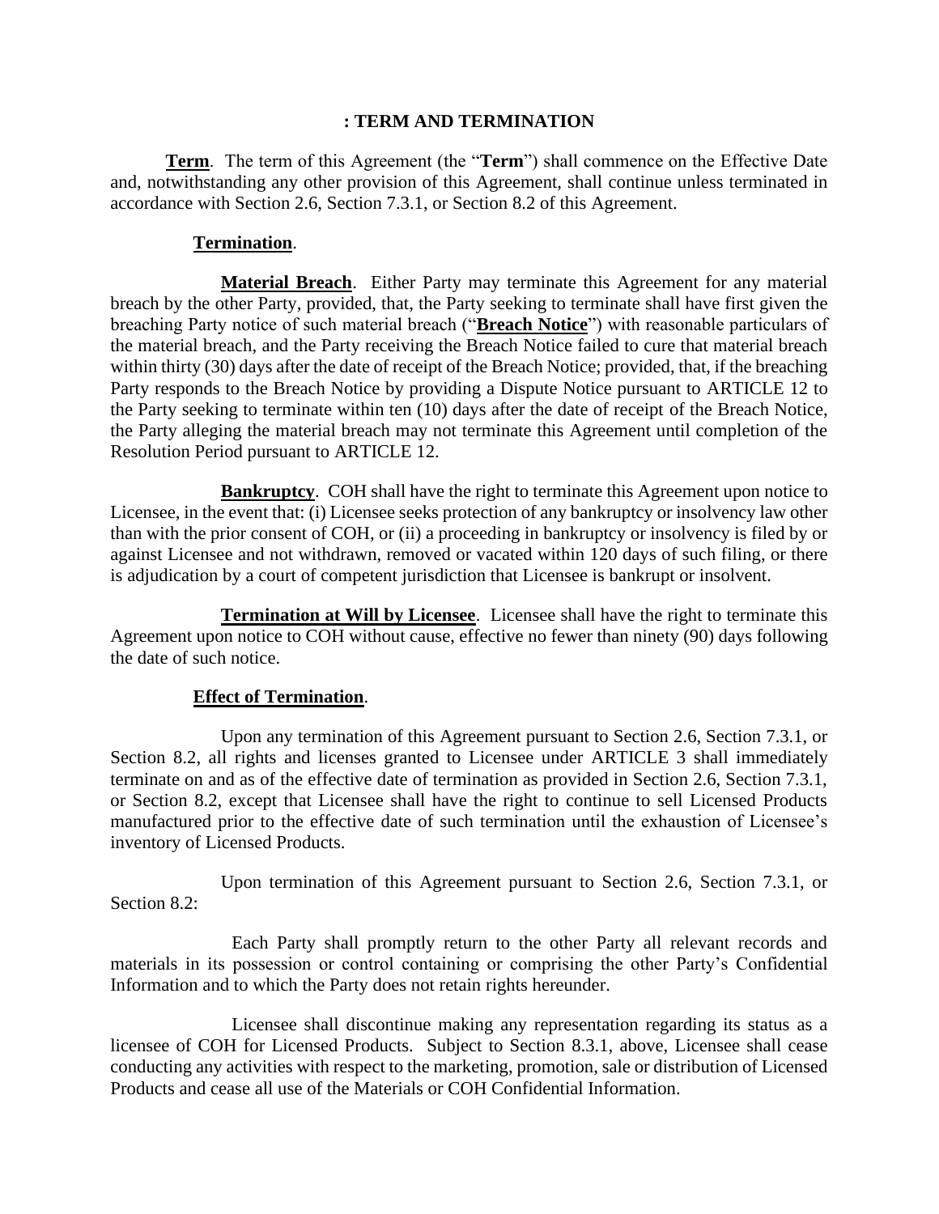## : TERM AND TERMINATION

**Term**. The term of this Agreement (the "**Term**") shall commence on the Effective Date and, notwithstanding any other provision of this Agreement, shall continue unless terminated in accordance with Section 2.6, Section 7.3.1, or Section 8.2 of this Agreement.

**Termination**.

**Material Breach**. Either Party may terminate this Agreement for any material breach by the other Party, provided, that, the Party seeking to terminate shall have first given the breaching Party notice of such material breach ("**Breach Notice**") with reasonable particulars of the material breach, and the Party receiving the Breach Notice failed to cure that material breach within thirty (30) days after the date of receipt of the Breach Notice; provided, that, if the breaching Party responds to the Breach Notice by providing a Dispute Notice pursuant to ARTICLE 12 to the Party seeking to terminate within ten (10) days after the date of receipt of the Breach Notice, the Party alleging the material breach may not terminate this Agreement until completion of the Resolution Period pursuant to ARTICLE 12.

**Bankruptcy**. COH shall have the right to terminate this Agreement upon notice to Licensee, in the event that: (i) Licensee seeks protection of any bankruptcy or insolvency law other than with the prior consent of COH, or (ii) a proceeding in bankruptcy or insolvency is filed by or against Licensee and not withdrawn, removed or vacated within 120 days of such filing, or there is adjudication by a court of competent jurisdiction that Licensee is bankrupt or insolvent.

**Termination at Will by Licensee**. Licensee shall have the right to terminate this Agreement upon notice to COH without cause, effective no fewer than ninety (90) days following the date of such notice.

**Effect of Termination**.

Upon any termination of this Agreement pursuant to Section 2.6, Section 7.3.1, or Section 8.2, all rights and licenses granted to Licensee under ARTICLE 3 shall immediately terminate on and as of the effective date of termination as provided in Section 2.6, Section 7.3.1, or Section 8.2, except that Licensee shall have the right to continue to sell Licensed Products manufactured prior to the effective date of such termination until the exhaustion of Licensee's inventory of Licensed Products.

Upon termination of this Agreement pursuant to Section 2.6, Section 7.3.1, or Section 8.2:

Each Party shall promptly return to the other Party all relevant records and materials in its possession or control containing or comprising the other Party's Confidential Information and to which the Party does not retain rights hereunder.

Licensee shall discontinue making any representation regarding its status as a licensee of COH for Licensed Products. Subject to Section 8.3.1, above, Licensee shall cease conducting any activities with respect to the marketing, promotion, sale or distribution of Licensed Products and cease all use of the Materials or COH Confidential Information.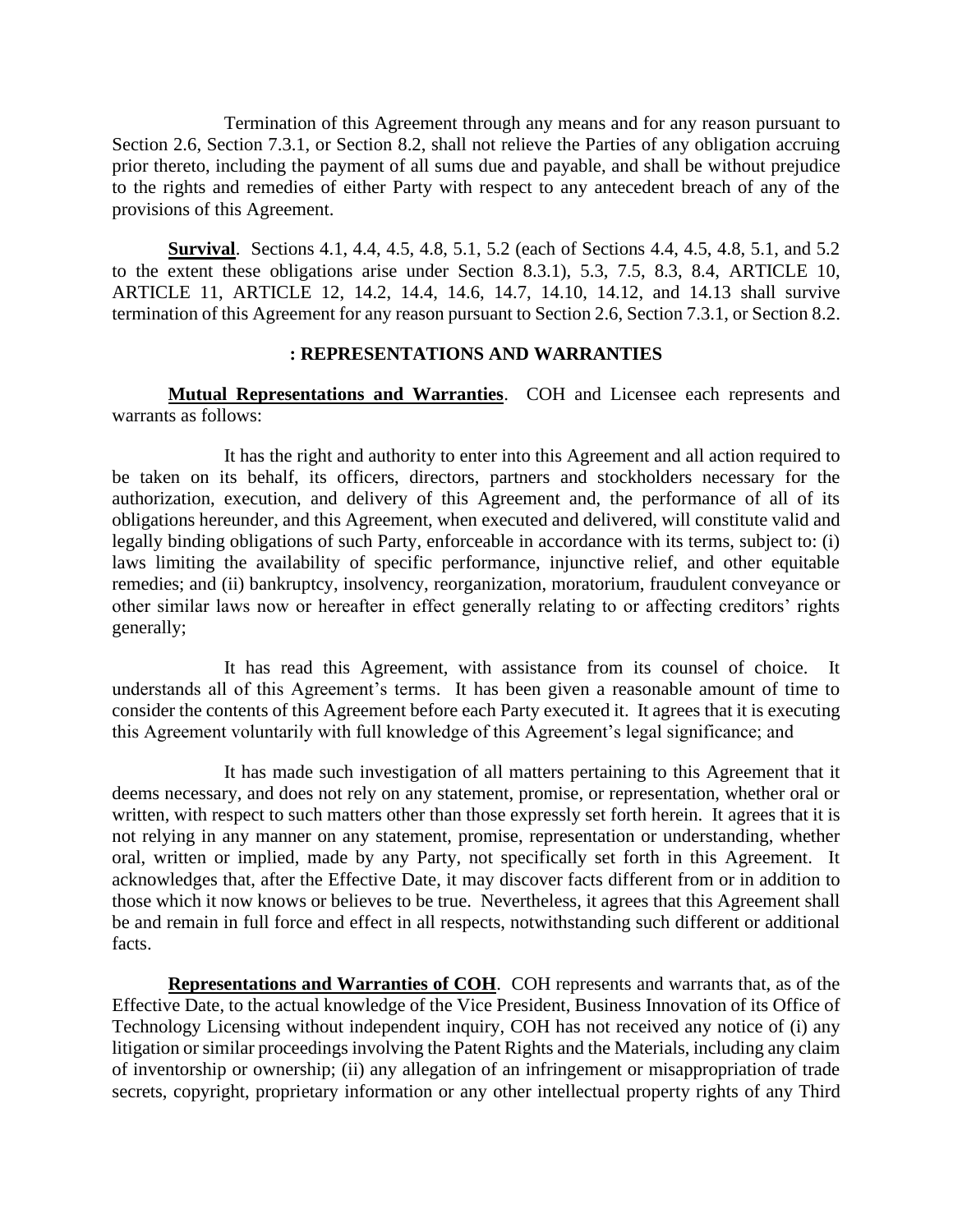Termination of this Agreement through any means and for any reason pursuant to Section 2.6, Section 7.3.1, or Section 8.2, shall not relieve the Parties of any obligation accruing prior thereto, including the payment of all sums due and payable, and shall be without prejudice to the rights and remedies of either Party with respect to any antecedent breach of any of the provisions of this Agreement.

**Survival**. Sections 4.1, 4.4, 4.5, 4.8, 5.1, 5.2 (each of Sections 4.4, 4.5, 4.8, 5.1, and 5.2 to the extent these obligations arise under Section 8.3.1), 5.3, 7.5, 8.3, 8.4, ARTICLE 10, ARTICLE 11, ARTICLE 12, 14.2, 14.4, 14.6, 14.7, 14.10, 14.12, and 14.13 shall survive termination of this Agreement for any reason pursuant to Section 2.6, Section 7.3.1, or Section 8.2.

## : REPRESENTATIONS AND WARRANTIES

**Mutual Representations and Warranties**. COH and Licensee each represents and warrants as follows:

It has the right and authority to enter into this Agreement and all action required to be taken on its behalf, its officers, directors, partners and stockholders necessary for the authorization, execution, and delivery of this Agreement and, the performance of all of its obligations hereunder, and this Agreement, when executed and delivered, will constitute valid and legally binding obligations of such Party, enforceable in accordance with its terms, subject to: (i) laws limiting the availability of specific performance, injunctive relief, and other equitable remedies; and (ii) bankruptcy, insolvency, reorganization, moratorium, fraudulent conveyance or other similar laws now or hereafter in effect generally relating to or affecting creditors' rights generally;

It has read this Agreement, with assistance from its counsel of choice. It understands all of this Agreement's terms. It has been given a reasonable amount of time to consider the contents of this Agreement before each Party executed it. It agrees that it is executing this Agreement voluntarily with full knowledge of this Agreement's legal significance; and

It has made such investigation of all matters pertaining to this Agreement that it deems necessary, and does not rely on any statement, promise, or representation, whether oral or written, with respect to such matters other than those expressly set forth herein. It agrees that it is not relying in any manner on any statement, promise, representation or understanding, whether oral, written or implied, made by any Party, not specifically set forth in this Agreement. It acknowledges that, after the Effective Date, it may discover facts different from or in addition to those which it now knows or believes to be true. Nevertheless, it agrees that this Agreement shall be and remain in full force and effect in all respects, notwithstanding such different or additional facts.

**Representations and Warranties of COH**. COH represents and warrants that, as of the Effective Date, to the actual knowledge of the Vice President, Business Innovation of its Office of Technology Licensing without independent inquiry, COH has not received any notice of (i) any litigation or similar proceedings involving the Patent Rights and the Materials, including any claim of inventorship or ownership; (ii) any allegation of an infringement or misappropriation of trade secrets, copyright, proprietary information or any other intellectual property rights of any Third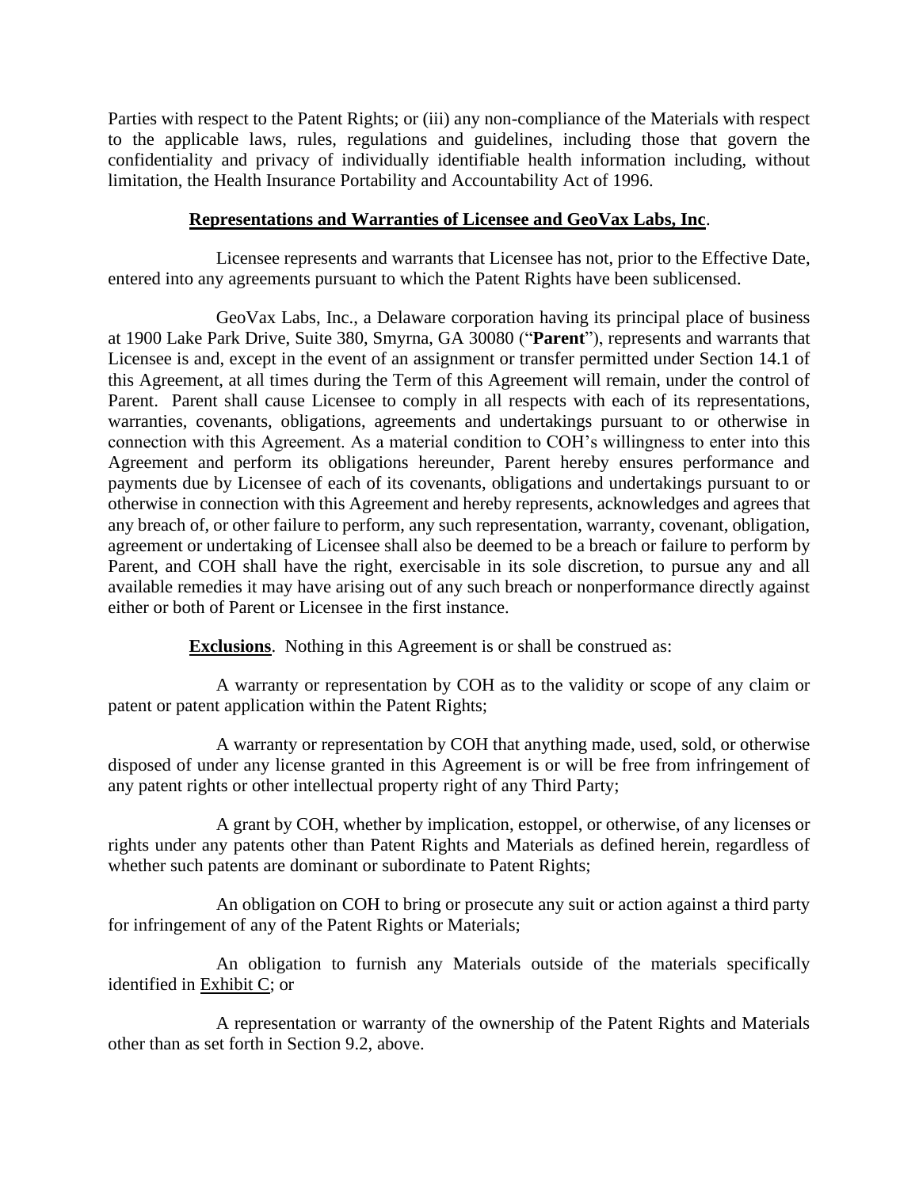Parties with respect to the Patent Rights; or (iii) any non-compliance of the Materials with respect to the applicable laws, rules, regulations and guidelines, including those that govern the confidentiality and privacy of individually identifiable health information including, without limitation, the Health Insurance Portability and Accountability Act of 1996.

**Representations and Warranties of Licensee and GeoVax Labs, Inc**.

Licensee represents and warrants that Licensee has not, prior to the Effective Date, entered into any agreements pursuant to which the Patent Rights have been sublicensed.

GeoVax Labs, Inc., a Delaware corporation having its principal place of business at 1900 Lake Park Drive, Suite 380, Smyrna, GA 30080 ("**Parent**"), represents and warrants that Licensee is and, except in the event of an assignment or transfer permitted under Section 14.1 of this Agreement, at all times during the Term of this Agreement will remain, under the control of Parent. Parent shall cause Licensee to comply in all respects with each of its representations, warranties, covenants, obligations, agreements and undertakings pursuant to or otherwise in connection with this Agreement. As a material condition to COH's willingness to enter into this Agreement and perform its obligations hereunder, Parent hereby ensures performance and payments due by Licensee of each of its covenants, obligations and undertakings pursuant to or otherwise in connection with this Agreement and hereby represents, acknowledges and agrees that any breach of, or other failure to perform, any such representation, warranty, covenant, obligation, agreement or undertaking of Licensee shall also be deemed to be a breach or failure to perform by Parent, and COH shall have the right, exercisable in its sole discretion, to pursue any and all available remedies it may have arising out of any such breach or nonperformance directly against either or both of Parent or Licensee in the first instance.

**Exclusions**. Nothing in this Agreement is or shall be construed as:

A warranty or representation by COH as to the validity or scope of any claim or patent or patent application within the Patent Rights;

A warranty or representation by COH that anything made, used, sold, or otherwise disposed of under any license granted in this Agreement is or will be free from infringement of any patent rights or other intellectual property right of any Third Party;

A grant by COH, whether by implication, estoppel, or otherwise, of any licenses or rights under any patents other than Patent Rights and Materials as defined herein, regardless of whether such patents are dominant or subordinate to Patent Rights;

An obligation on COH to bring or prosecute any suit or action against a third party for infringement of any of the Patent Rights or Materials;

An obligation to furnish any Materials outside of the materials specifically identified in Exhibit C; or

A representation or warranty of the ownership of the Patent Rights and Materials other than as set forth in Section 9.2, above.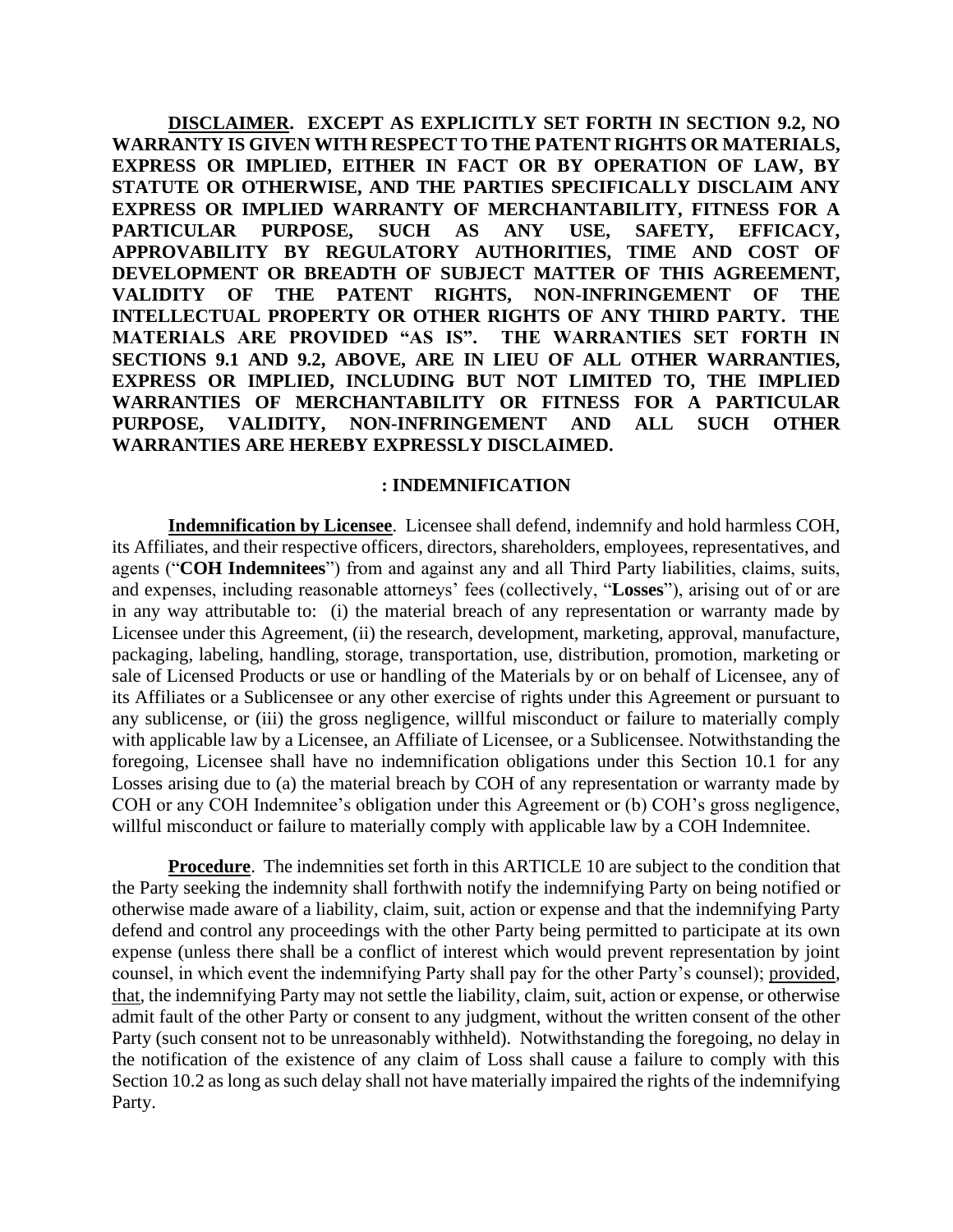**DISCLAIMER**. **EXCEPT AS EXPLICITLY SET FORTH IN SECTION 9.2, NO WARRANTY IS GIVEN WITH RESPECT TO THE PATENT RIGHTS OR MATERIALS, EXPRESS OR IMPLIED, EITHER IN FACT OR BY OPERATION OF LAW, BY STATUTE OR OTHERWISE, AND THE PARTIES SPECIFICALLY DISCLAIM ANY EXPRESS OR IMPLIED WARRANTY OF MERCHANTABILITY, FITNESS FOR A PARTICULAR PURPOSE, SUCH AS ANY USE, SAFETY, EFFICACY, APPROVABILITY BY REGULATORY AUTHORITIES, TIME AND COST OF DEVELOPMENT OR BREADTH OF SUBJECT MATTER OF THIS AGREEMENT, VALIDITY OF THE PATENT RIGHTS, NON-INFRINGEMENT OF THE INTELLECTUAL PROPERTY OR OTHER RIGHTS OF ANY THIRD PARTY. THE MATERIALS ARE PROVIDED "AS IS". THE WARRANTIES SET FORTH IN SECTIONS 9.1 AND 9.2, ABOVE, ARE IN LIEU OF ALL OTHER WARRANTIES, EXPRESS OR IMPLIED, INCLUDING BUT NOT LIMITED TO, THE IMPLIED WARRANTIES OF MERCHANTABILITY OR FITNESS FOR A PARTICULAR PURPOSE, VALIDITY, NON-INFRINGEMENT AND ALL SUCH OTHER WARRANTIES ARE HEREBY EXPRESSLY DISCLAIMED.**

## : INDEMNIFICATION

**Indemnification by Licensee**. Licensee shall defend, indemnify and hold harmless COH, its Affiliates, and their respective officers, directors, shareholders, employees, representatives, and agents ("**COH Indemnitees**") from and against any and all Third Party liabilities, claims, suits, and expenses, including reasonable attorneys' fees (collectively, "**Losses**"), arising out of or are in any way attributable to: (i) the material breach of any representation or warranty made by Licensee under this Agreement, (ii) the research, development, marketing, approval, manufacture, packaging, labeling, handling, storage, transportation, use, distribution, promotion, marketing or sale of Licensed Products or use or handling of the Materials by or on behalf of Licensee, any of its Affiliates or a Sublicensee or any other exercise of rights under this Agreement or pursuant to any sublicense, or (iii) the gross negligence, willful misconduct or failure to materially comply with applicable law by a Licensee, an Affiliate of Licensee, or a Sublicensee. Notwithstanding the foregoing, Licensee shall have no indemnification obligations under this Section 10.1 for any Losses arising due to (a) the material breach by COH of any representation or warranty made by COH or any COH Indemnitee's obligation under this Agreement or (b) COH's gross negligence, willful misconduct or failure to materially comply with applicable law by a COH Indemnitee.

**Procedure**. The indemnities set forth in this ARTICLE 10 are subject to the condition that the Party seeking the indemnity shall forthwith notify the indemnifying Party on being notified or otherwise made aware of a liability, claim, suit, action or expense and that the indemnifying Party defend and control any proceedings with the other Party being permitted to participate at its own expense (unless there shall be a conflict of interest which would prevent representation by joint counsel, in which event the indemnifying Party shall pay for the other Party's counsel); provided, that, the indemnifying Party may not settle the liability, claim, suit, action or expense, or otherwise admit fault of the other Party or consent to any judgment, without the written consent of the other Party (such consent not to be unreasonably withheld). Notwithstanding the foregoing, no delay in the notification of the existence of any claim of Loss shall cause a failure to comply with this Section 10.2 as long as such delay shall not have materially impaired the rights of the indemnifying Party.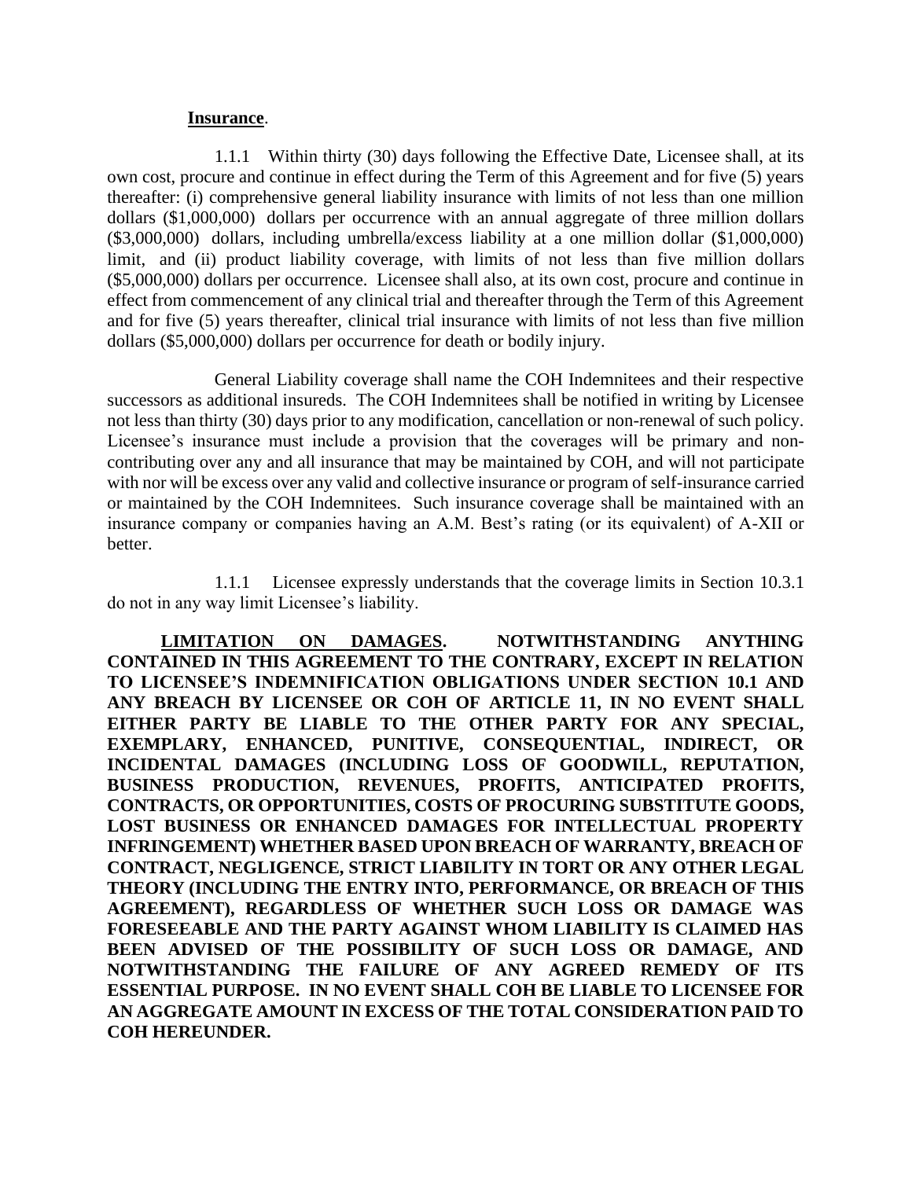**Insurance**.

1.1.1 Within thirty (30) days following the Effective Date, Licensee shall, at its own cost, procure and continue in effect during the Term of this Agreement and for five (5) years thereafter: (i) comprehensive general liability insurance with limits of not less than one million dollars ($1,000,000) dollars per occurrence with an annual aggregate of three million dollars ($3,000,000) dollars, including umbrella/excess liability at a one million dollar ($1,000,000) limit, and (ii) product liability coverage, with limits of not less than five million dollars ($5,000,000) dollars per occurrence. Licensee shall also, at its own cost, procure and continue in effect from commencement of any clinical trial and thereafter through the Term of this Agreement and for five (5) years thereafter, clinical trial insurance with limits of not less than five million dollars ($5,000,000) dollars per occurrence for death or bodily injury.

General Liability coverage shall name the COH Indemnitees and their respective successors as additional insureds. The COH Indemnitees shall be notified in writing by Licensee not less than thirty (30) days prior to any modification, cancellation or non-renewal of such policy. Licensee's insurance must include a provision that the coverages will be primary and non-contributing over any and all insurance that may be maintained by COH, and will not participate with nor will be excess over any valid and collective insurance or program of self-insurance carried or maintained by the COH Indemnitees. Such insurance coverage shall be maintained with an insurance company or companies having an A.M. Best's rating (or its equivalent) of A-XII or better.

1.1.1 Licensee expressly understands that the coverage limits in Section 10.3.1 do not in any way limit Licensee's liability.

**LIMITATION ON DAMAGES. NOTWITHSTANDING ANYTHING CONTAINED IN THIS AGREEMENT TO THE CONTRARY, EXCEPT IN RELATION TO LICENSEE'S INDEMNIFICATION OBLIGATIONS UNDER SECTION 10.1 AND ANY BREACH BY LICENSEE OR COH OF ARTICLE 11, IN NO EVENT SHALL EITHER PARTY BE LIABLE TO THE OTHER PARTY FOR ANY SPECIAL, EXEMPLARY, ENHANCED, PUNITIVE, CONSEQUENTIAL, INDIRECT, OR INCIDENTAL DAMAGES (INCLUDING LOSS OF GOODWILL, REPUTATION, BUSINESS PRODUCTION, REVENUES, PROFITS, ANTICIPATED PROFITS, CONTRACTS, OR OPPORTUNITIES, COSTS OF PROCURING SUBSTITUTE GOODS, LOST BUSINESS OR ENHANCED DAMAGES FOR INTELLECTUAL PROPERTY INFRINGEMENT) WHETHER BASED UPON BREACH OF WARRANTY, BREACH OF CONTRACT, NEGLIGENCE, STRICT LIABILITY IN TORT OR ANY OTHER LEGAL THEORY (INCLUDING THE ENTRY INTO, PERFORMANCE, OR BREACH OF THIS AGREEMENT), REGARDLESS OF WHETHER SUCH LOSS OR DAMAGE WAS FORESEEABLE AND THE PARTY AGAINST WHOM LIABILITY IS CLAIMED HAS BEEN ADVISED OF THE POSSIBILITY OF SUCH LOSS OR DAMAGE, AND NOTWITHSTANDING THE FAILURE OF ANY AGREED REMEDY OF ITS ESSENTIAL PURPOSE. IN NO EVENT SHALL COH BE LIABLE TO LICENSEE FOR AN AGGREGATE AMOUNT IN EXCESS OF THE TOTAL CONSIDERATION PAID TO COH HEREUNDER.**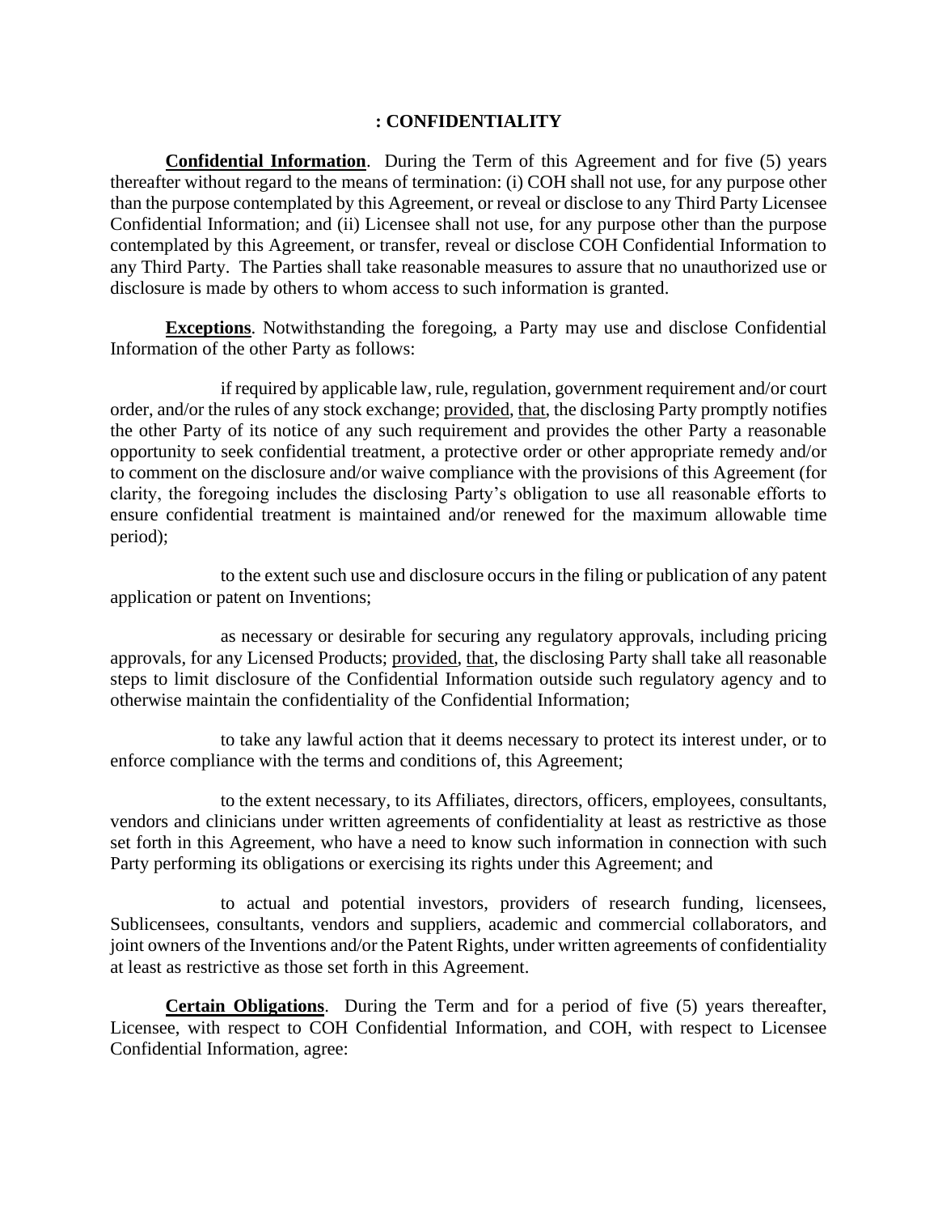## : CONFIDENTIALITY

**Confidential Information**. During the Term of this Agreement and for five (5) years thereafter without regard to the means of termination: (i) COH shall not use, for any purpose other than the purpose contemplated by this Agreement, or reveal or disclose to any Third Party Licensee Confidential Information; and (ii) Licensee shall not use, for any purpose other than the purpose contemplated by this Agreement, or transfer, reveal or disclose COH Confidential Information to any Third Party. The Parties shall take reasonable measures to assure that no unauthorized use or disclosure is made by others to whom access to such information is granted.

**Exceptions**. Notwithstanding the foregoing, a Party may use and disclose Confidential Information of the other Party as follows:

if required by applicable law, rule, regulation, government requirement and/or court order, and/or the rules of any stock exchange; provided, that, the disclosing Party promptly notifies the other Party of its notice of any such requirement and provides the other Party a reasonable opportunity to seek confidential treatment, a protective order or other appropriate remedy and/or to comment on the disclosure and/or waive compliance with the provisions of this Agreement (for clarity, the foregoing includes the disclosing Party's obligation to use all reasonable efforts to ensure confidential treatment is maintained and/or renewed for the maximum allowable time period);

to the extent such use and disclosure occurs in the filing or publication of any patent application or patent on Inventions;

as necessary or desirable for securing any regulatory approvals, including pricing approvals, for any Licensed Products; provided, that, the disclosing Party shall take all reasonable steps to limit disclosure of the Confidential Information outside such regulatory agency and to otherwise maintain the confidentiality of the Confidential Information;

to take any lawful action that it deems necessary to protect its interest under, or to enforce compliance with the terms and conditions of, this Agreement;

to the extent necessary, to its Affiliates, directors, officers, employees, consultants, vendors and clinicians under written agreements of confidentiality at least as restrictive as those set forth in this Agreement, who have a need to know such information in connection with such Party performing its obligations or exercising its rights under this Agreement; and

to actual and potential investors, providers of research funding, licensees, Sublicensees, consultants, vendors and suppliers, academic and commercial collaborators, and joint owners of the Inventions and/or the Patent Rights, under written agreements of confidentiality at least as restrictive as those set forth in this Agreement.

**Certain Obligations**. During the Term and for a period of five (5) years thereafter, Licensee, with respect to COH Confidential Information, and COH, with respect to Licensee Confidential Information, agree: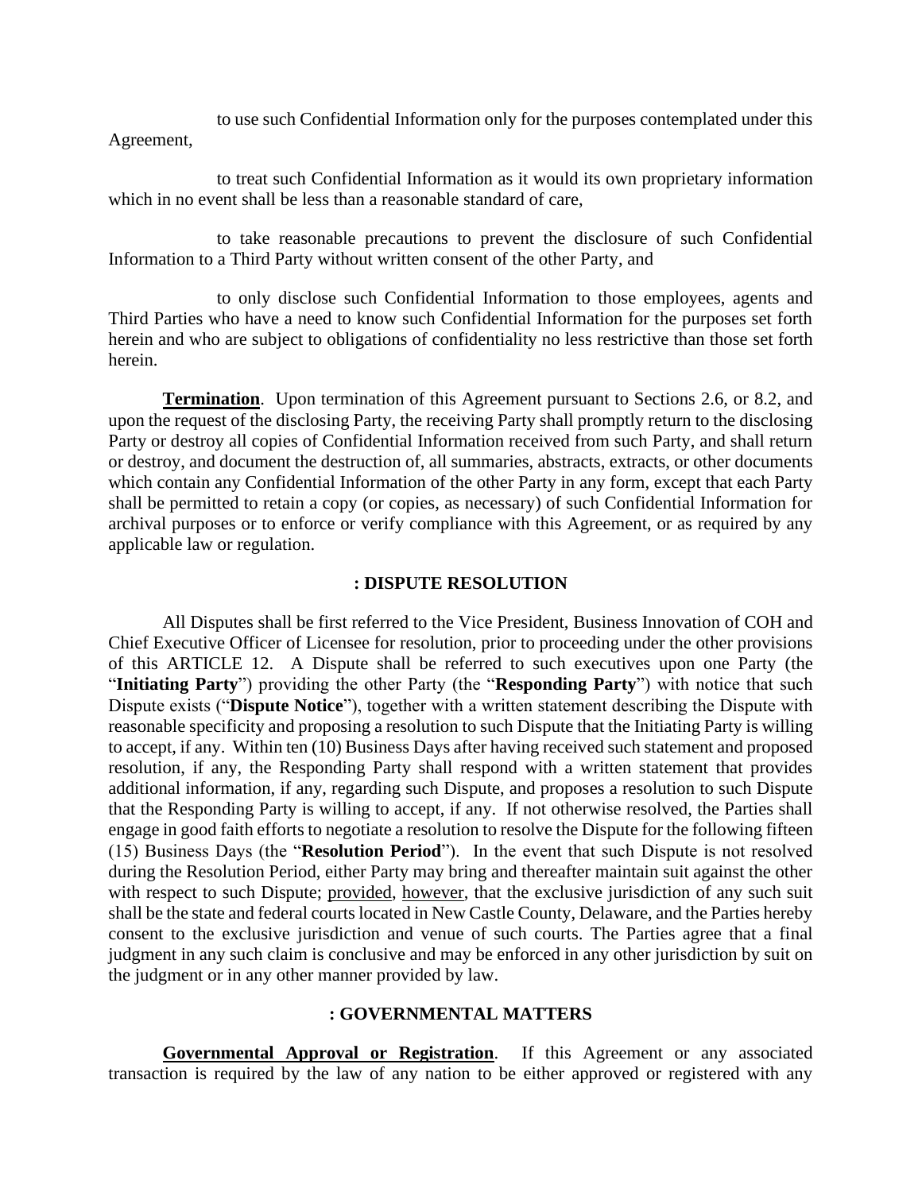to use such Confidential Information only for the purposes contemplated under this Agreement,

to treat such Confidential Information as it would its own proprietary information which in no event shall be less than a reasonable standard of care,

to take reasonable precautions to prevent the disclosure of such Confidential Information to a Third Party without written consent of the other Party, and

to only disclose such Confidential Information to those employees, agents and Third Parties who have a need to know such Confidential Information for the purposes set forth herein and who are subject to obligations of confidentiality no less restrictive than those set forth herein.

**Termination**. Upon termination of this Agreement pursuant to Sections 2.6, or 8.2, and upon the request of the disclosing Party, the receiving Party shall promptly return to the disclosing Party or destroy all copies of Confidential Information received from such Party, and shall return or destroy, and document the destruction of, all summaries, abstracts, extracts, or other documents which contain any Confidential Information of the other Party in any form, except that each Party shall be permitted to retain a copy (or copies, as necessary) of such Confidential Information for archival purposes or to enforce or verify compliance with this Agreement, or as required by any applicable law or regulation.

## : DISPUTE RESOLUTION

All Disputes shall be first referred to the Vice President, Business Innovation of COH and Chief Executive Officer of Licensee for resolution, prior to proceeding under the other provisions of this ARTICLE 12. A Dispute shall be referred to such executives upon one Party (the "**Initiating Party**") providing the other Party (the "**Responding Party**") with notice that such Dispute exists ("**Dispute Notice**"), together with a written statement describing the Dispute with reasonable specificity and proposing a resolution to such Dispute that the Initiating Party is willing to accept, if any. Within ten (10) Business Days after having received such statement and proposed resolution, if any, the Responding Party shall respond with a written statement that provides additional information, if any, regarding such Dispute, and proposes a resolution to such Dispute that the Responding Party is willing to accept, if any. If not otherwise resolved, the Parties shall engage in good faith efforts to negotiate a resolution to resolve the Dispute for the following fifteen (15) Business Days (the "**Resolution Period**"). In the event that such Dispute is not resolved during the Resolution Period, either Party may bring and thereafter maintain suit against the other with respect to such Dispute; provided, however, that the exclusive jurisdiction of any such suit shall be the state and federal courts located in New Castle County, Delaware, and the Parties hereby consent to the exclusive jurisdiction and venue of such courts. The Parties agree that a final judgment in any such claim is conclusive and may be enforced in any other jurisdiction by suit on the judgment or in any other manner provided by law.

## : GOVERNMENTAL MATTERS

**Governmental Approval or Registration**. If this Agreement or any associated transaction is required by the law of any nation to be either approved or registered with any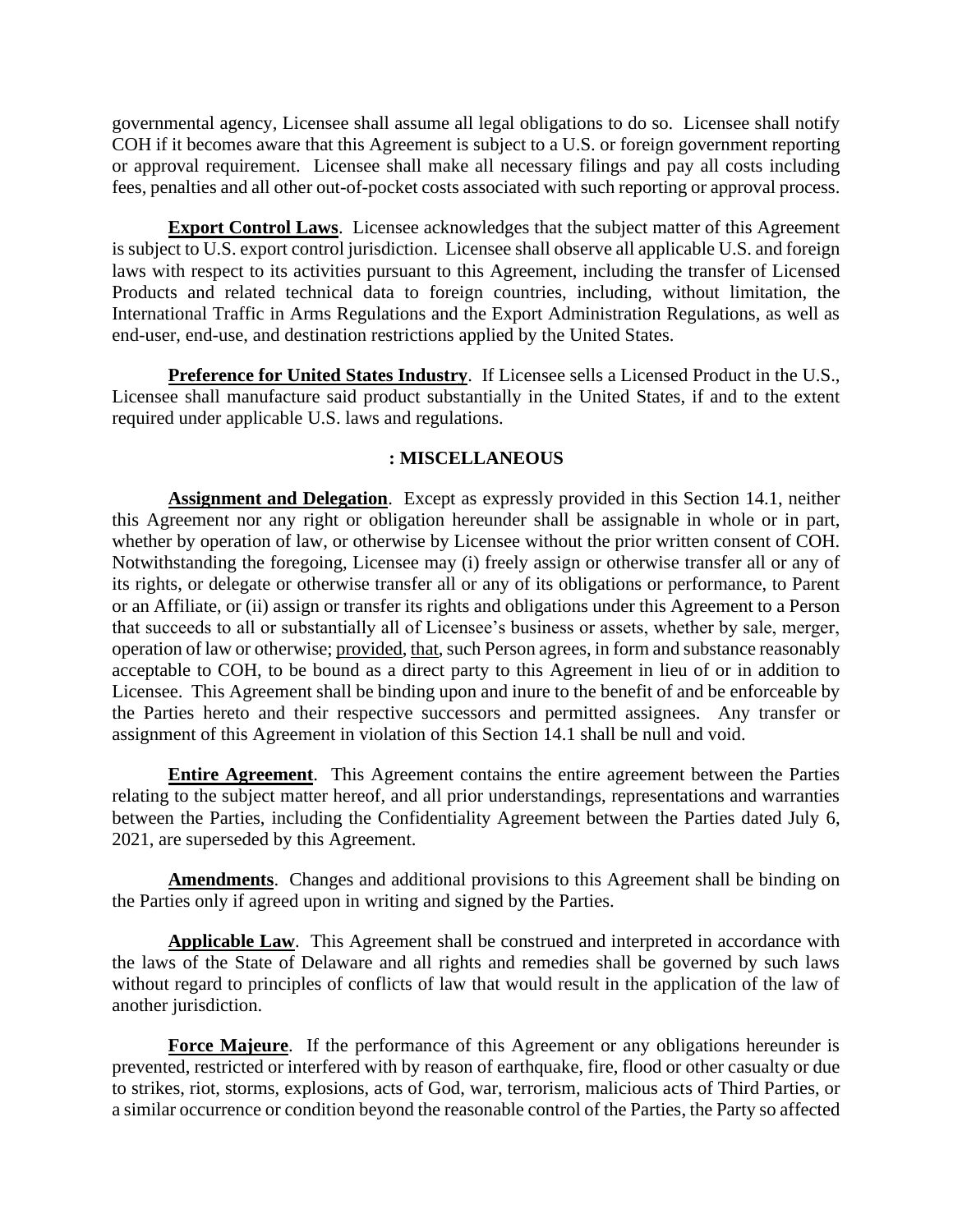governmental agency, Licensee shall assume all legal obligations to do so. Licensee shall notify COH if it becomes aware that this Agreement is subject to a U.S. or foreign government reporting or approval requirement. Licensee shall make all necessary filings and pay all costs including fees, penalties and all other out-of-pocket costs associated with such reporting or approval process.

**Export Control Laws**. Licensee acknowledges that the subject matter of this Agreement is subject to U.S. export control jurisdiction. Licensee shall observe all applicable U.S. and foreign laws with respect to its activities pursuant to this Agreement, including the transfer of Licensed Products and related technical data to foreign countries, including, without limitation, the International Traffic in Arms Regulations and the Export Administration Regulations, as well as end-user, end-use, and destination restrictions applied by the United States.

**Preference for United States Industry**. If Licensee sells a Licensed Product in the U.S., Licensee shall manufacture said product substantially in the United States, if and to the extent required under applicable U.S. laws and regulations.

## : MISCELLANEOUS

**Assignment and Delegation**. Except as expressly provided in this Section 14.1, neither this Agreement nor any right or obligation hereunder shall be assignable in whole or in part, whether by operation of law, or otherwise by Licensee without the prior written consent of COH. Notwithstanding the foregoing, Licensee may (i) freely assign or otherwise transfer all or any of its rights, or delegate or otherwise transfer all or any of its obligations or performance, to Parent or an Affiliate, or (ii) assign or transfer its rights and obligations under this Agreement to a Person that succeeds to all or substantially all of Licensee's business or assets, whether by sale, merger, operation of law or otherwise; provided, that, such Person agrees, in form and substance reasonably acceptable to COH, to be bound as a direct party to this Agreement in lieu of or in addition to Licensee. This Agreement shall be binding upon and inure to the benefit of and be enforceable by the Parties hereto and their respective successors and permitted assignees. Any transfer or assignment of this Agreement in violation of this Section 14.1 shall be null and void.

**Entire Agreement**. This Agreement contains the entire agreement between the Parties relating to the subject matter hereof, and all prior understandings, representations and warranties between the Parties, including the Confidentiality Agreement between the Parties dated July 6, 2021, are superseded by this Agreement.

**Amendments**. Changes and additional provisions to this Agreement shall be binding on the Parties only if agreed upon in writing and signed by the Parties.

**Applicable Law**. This Agreement shall be construed and interpreted in accordance with the laws of the State of Delaware and all rights and remedies shall be governed by such laws without regard to principles of conflicts of law that would result in the application of the law of another jurisdiction.

**Force Majeure**. If the performance of this Agreement or any obligations hereunder is prevented, restricted or interfered with by reason of earthquake, fire, flood or other casualty or due to strikes, riot, storms, explosions, acts of God, war, terrorism, malicious acts of Third Parties, or a similar occurrence or condition beyond the reasonable control of the Parties, the Party so affected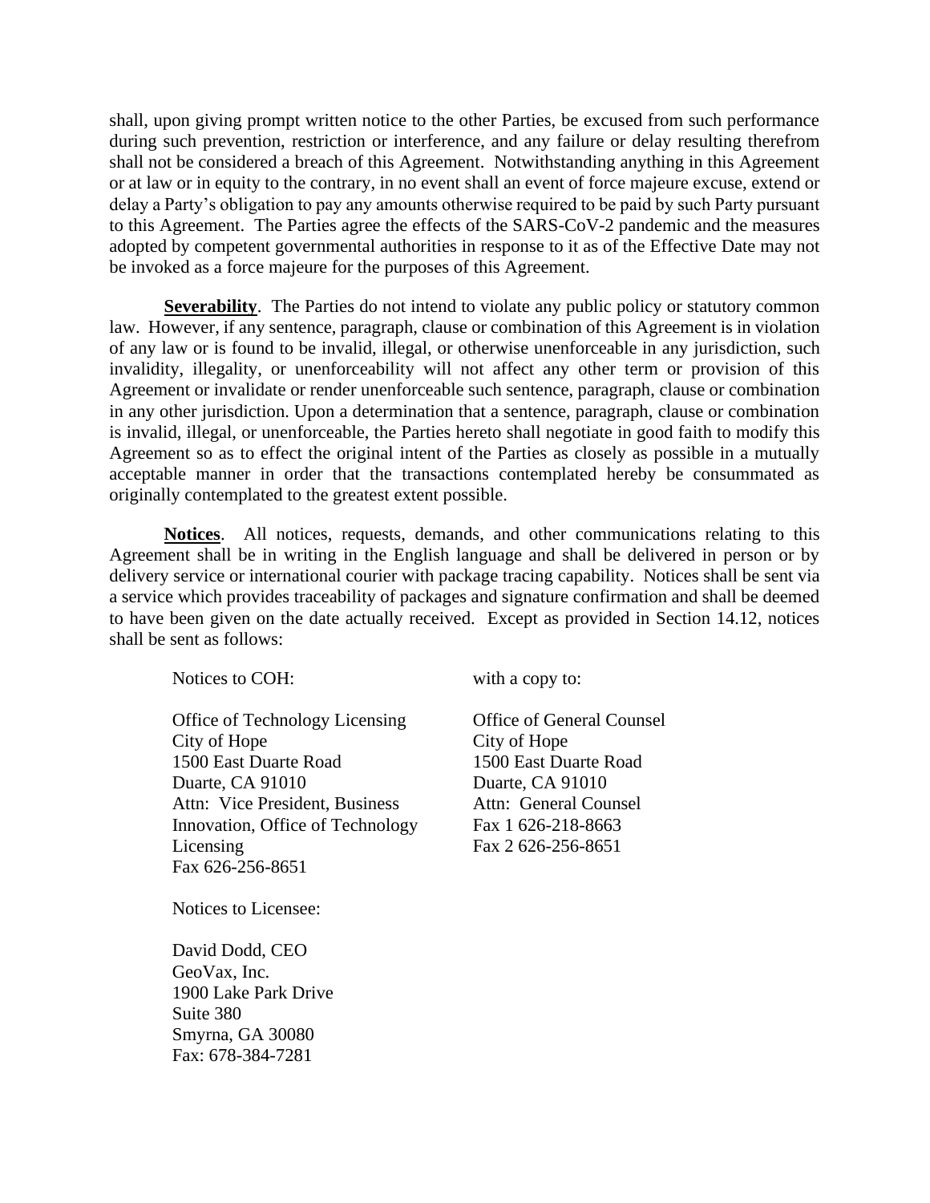shall, upon giving prompt written notice to the other Parties, be excused from such performance during such prevention, restriction or interference, and any failure or delay resulting therefrom shall not be considered a breach of this Agreement. Notwithstanding anything in this Agreement or at law or in equity to the contrary, in no event shall an event of force majeure excuse, extend or delay a Party's obligation to pay any amounts otherwise required to be paid by such Party pursuant to this Agreement. The Parties agree the effects of the SARS-CoV-2 pandemic and the measures adopted by competent governmental authorities in response to it as of the Effective Date may not be invoked as a force majeure for the purposes of this Agreement.

**Severability**. The Parties do not intend to violate any public policy or statutory common law. However, if any sentence, paragraph, clause or combination of this Agreement is in violation of any law or is found to be invalid, illegal, or otherwise unenforceable in any jurisdiction, such invalidity, illegality, or unenforceability will not affect any other term or provision of this Agreement or invalidate or render unenforceable such sentence, paragraph, clause or combination in any other jurisdiction. Upon a determination that a sentence, paragraph, clause or combination is invalid, illegal, or unenforceable, the Parties hereto shall negotiate in good faith to modify this Agreement so as to effect the original intent of the Parties as closely as possible in a mutually acceptable manner in order that the transactions contemplated hereby be consummated as originally contemplated to the greatest extent possible.

**Notices**. All notices, requests, demands, and other communications relating to this Agreement shall be in writing in the English language and shall be delivered in person or by delivery service or international courier with package tracing capability. Notices shall be sent via a service which provides traceability of packages and signature confirmation and shall be deemed to have been given on the date actually received. Except as provided in Section 14.12, notices shall be sent as follows:

Notices to COH:

Office of Technology Licensing
City of Hope
1500 East Duarte Road
Duarte, CA 91010
Attn: Vice President, Business Innovation, Office of Technology Licensing
Fax 626-256-8651

with a copy to:

Office of General Counsel
City of Hope
1500 East Duarte Road
Duarte, CA 91010
Attn: General Counsel
Fax 1 626-218-8663
Fax 2 626-256-8651

Notices to Licensee:

David Dodd, CEO
GeoVax, Inc.
1900 Lake Park Drive
Suite 380
Smyrna, GA 30080
Fax: 678-384-7281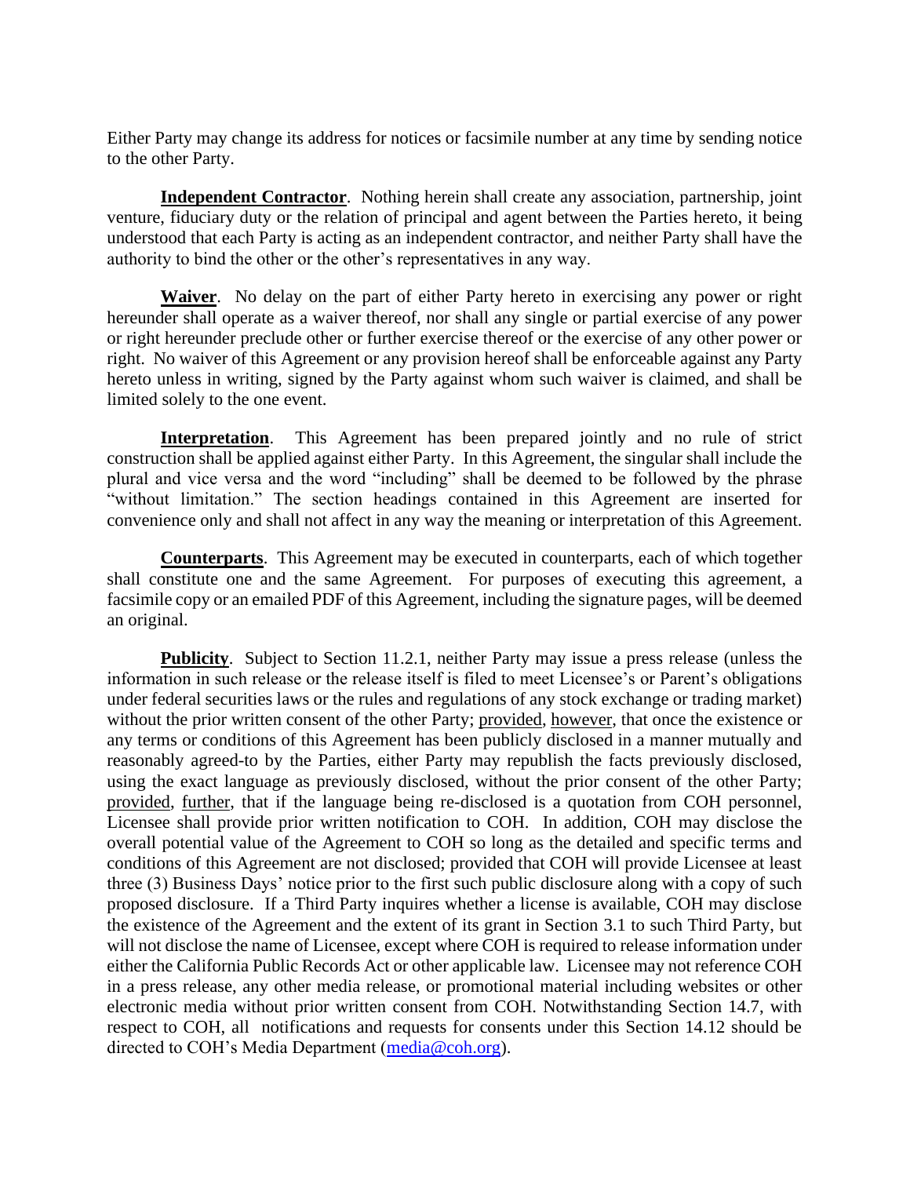Either Party may change its address for notices or facsimile number at any time by sending notice to the other Party.

**Independent Contractor**. Nothing herein shall create any association, partnership, joint venture, fiduciary duty or the relation of principal and agent between the Parties hereto, it being understood that each Party is acting as an independent contractor, and neither Party shall have the authority to bind the other or the other's representatives in any way.

**Waiver**. No delay on the part of either Party hereto in exercising any power or right hereunder shall operate as a waiver thereof, nor shall any single or partial exercise of any power or right hereunder preclude other or further exercise thereof or the exercise of any other power or right. No waiver of this Agreement or any provision hereof shall be enforceable against any Party hereto unless in writing, signed by the Party against whom such waiver is claimed, and shall be limited solely to the one event.

**Interpretation**. This Agreement has been prepared jointly and no rule of strict construction shall be applied against either Party. In this Agreement, the singular shall include the plural and vice versa and the word "including" shall be deemed to be followed by the phrase "without limitation." The section headings contained in this Agreement are inserted for convenience only and shall not affect in any way the meaning or interpretation of this Agreement.

**Counterparts**. This Agreement may be executed in counterparts, each of which together shall constitute one and the same Agreement. For purposes of executing this agreement, a facsimile copy or an emailed PDF of this Agreement, including the signature pages, will be deemed an original.

**Publicity**. Subject to Section 11.2.1, neither Party may issue a press release (unless the information in such release or the release itself is filed to meet Licensee's or Parent's obligations under federal securities laws or the rules and regulations of any stock exchange or trading market) without the prior written consent of the other Party; provided, however, that once the existence or any terms or conditions of this Agreement has been publicly disclosed in a manner mutually and reasonably agreed-to by the Parties, either Party may republish the facts previously disclosed, using the exact language as previously disclosed, without the prior consent of the other Party; provided, further, that if the language being re-disclosed is a quotation from COH personnel, Licensee shall provide prior written notification to COH. In addition, COH may disclose the overall potential value of the Agreement to COH so long as the detailed and specific terms and conditions of this Agreement are not disclosed; provided that COH will provide Licensee at least three (3) Business Days' notice prior to the first such public disclosure along with a copy of such proposed disclosure. If a Third Party inquires whether a license is available, COH may disclose the existence of the Agreement and the extent of its grant in Section 3.1 to such Third Party, but will not disclose the name of Licensee, except where COH is required to release information under either the California Public Records Act or other applicable law. Licensee may not reference COH in a press release, any other media release, or promotional material including websites or other electronic media without prior written consent from COH. Notwithstanding Section 14.7, with respect to COH, all notifications and requests for consents under this Section 14.12 should be directed to COH's Media Department (media@coh.org).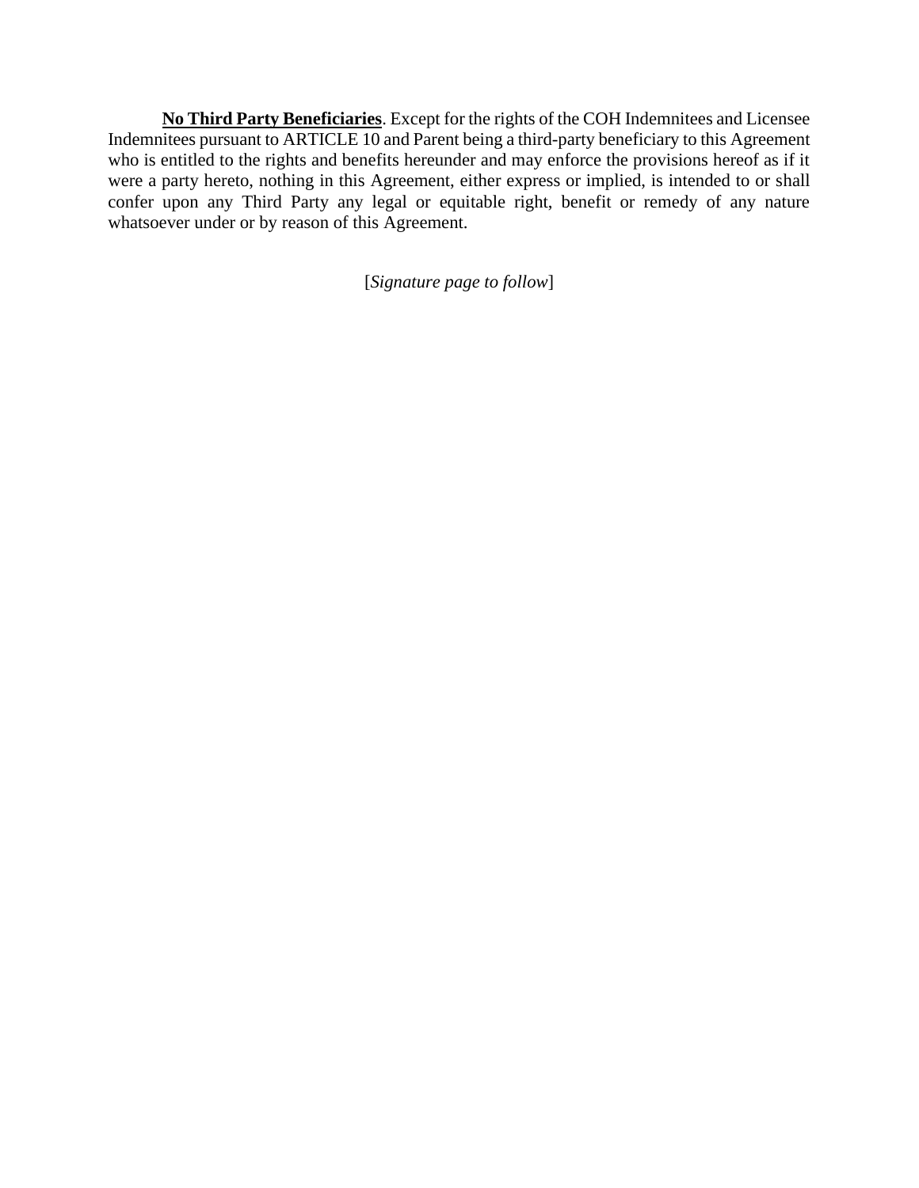**No Third Party Beneficiaries**. Except for the rights of the COH Indemnitees and Licensee Indemnitees pursuant to ARTICLE 10 and Parent being a third-party beneficiary to this Agreement who is entitled to the rights and benefits hereunder and may enforce the provisions hereof as if it were a party hereto, nothing in this Agreement, either express or implied, is intended to or shall confer upon any Third Party any legal or equitable right, benefit or remedy of any nature whatsoever under or by reason of this Agreement.

[*Signature page to follow*]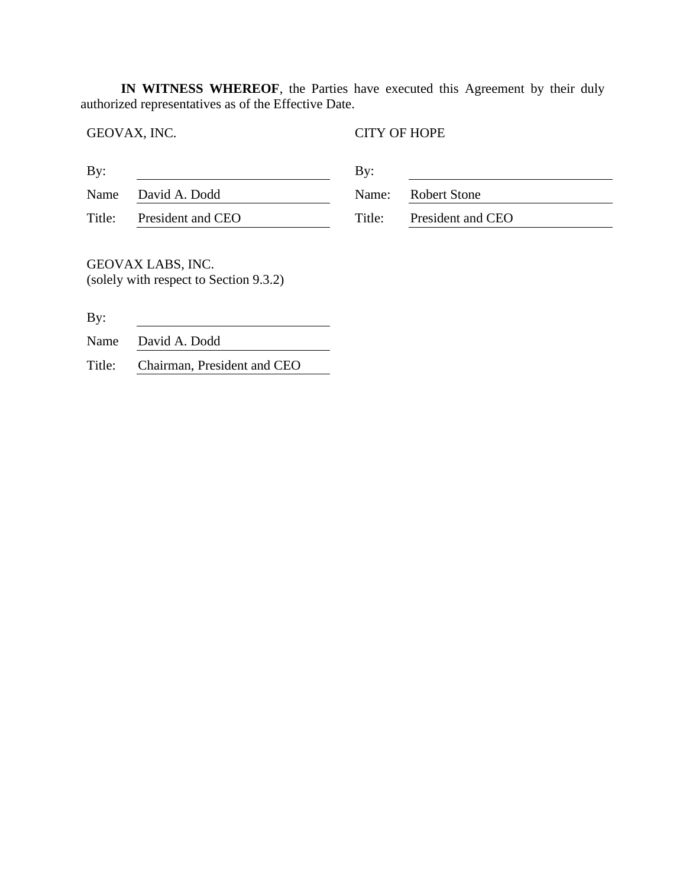**IN WITNESS WHEREOF**, the Parties have executed this Agreement by their duly authorized representatives as of the Effective Date.

| GEOVAX, INC. | | CITY OF HOPE | |
|---|---|---|---|
| By: | | By: | |
| Name | David A. Dodd | Name: | Robert Stone |
| Title: | President and CEO | Title: | President and CEO |

GEOVAX LABS, INC.
(solely with respect to Section 9.3.2)

| | |
|---|---|
| By: | |
| Name | David A. Dodd |
| Title: | Chairman, President and CEO |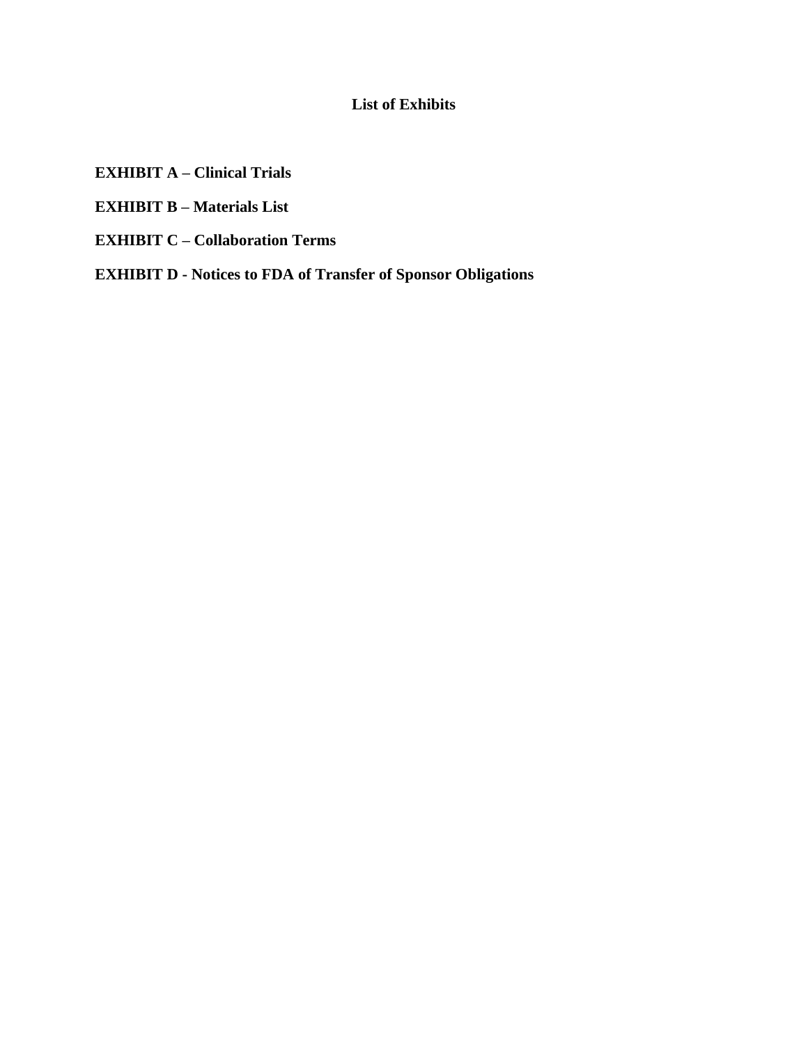## List of Exhibits

**EXHIBIT A – Clinical Trials**

**EXHIBIT B – Materials List**

**EXHIBIT C – Collaboration Terms**

**EXHIBIT D - Notices to FDA of Transfer of Sponsor Obligations**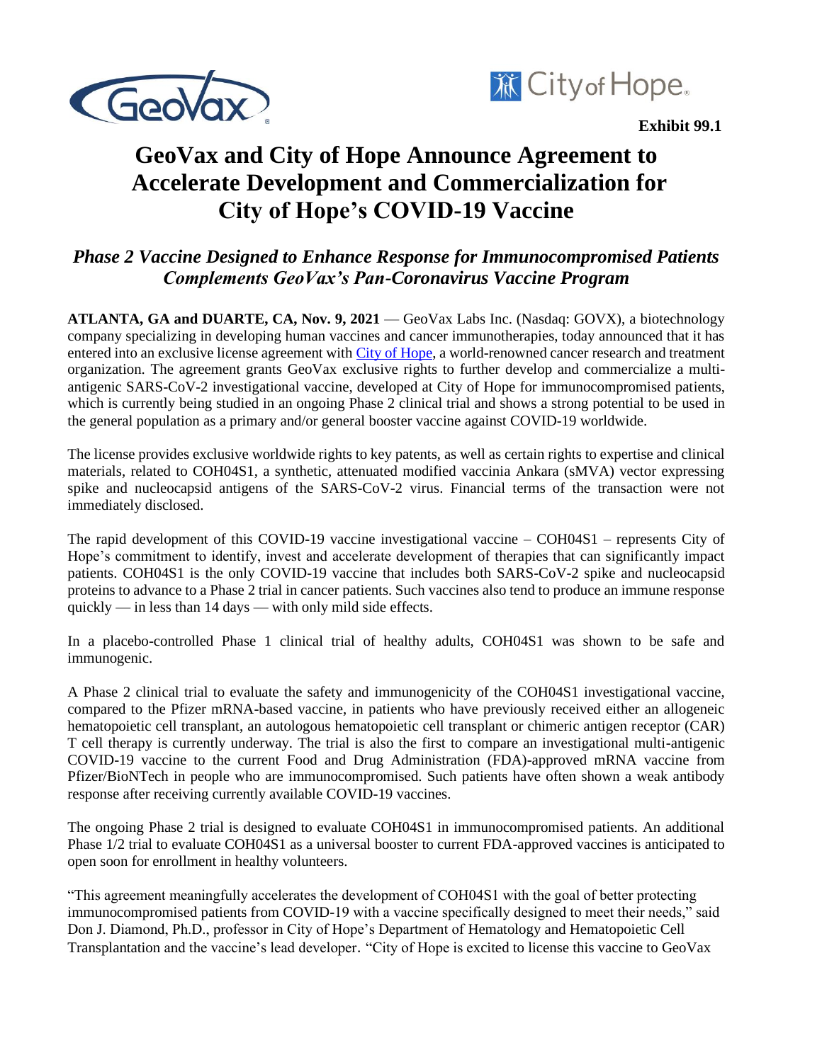**Exhibit 99.1**

# GeoVax and City of Hope Announce Agreement to Accelerate Development and Commercialization for City of Hope's COVID-19 Vaccine

## *Phase 2 Vaccine Designed to Enhance Response for Immunocompromised Patients Complements GeoVax's Pan-Coronavirus Vaccine Program*

**ATLANTA, GA and DUARTE, CA, Nov. 9, 2021** — GeoVax Labs Inc. (Nasdaq: GOVX), a biotechnology company specializing in developing human vaccines and cancer immunotherapies, today announced that it has entered into an exclusive license agreement with City of Hope, a world-renowned cancer research and treatment organization. The agreement grants GeoVax exclusive rights to further develop and commercialize a multi-antigenic SARS-CoV-2 investigational vaccine, developed at City of Hope for immunocompromised patients, which is currently being studied in an ongoing Phase 2 clinical trial and shows a strong potential to be used in the general population as a primary and/or general booster vaccine against COVID-19 worldwide.

The license provides exclusive worldwide rights to key patents, as well as certain rights to expertise and clinical materials, related to COH04S1, a synthetic, attenuated modified vaccinia Ankara (sMVA) vector expressing spike and nucleocapsid antigens of the SARS-CoV-2 virus. Financial terms of the transaction were not immediately disclosed.

The rapid development of this COVID-19 vaccine investigational vaccine – COH04S1 – represents City of Hope's commitment to identify, invest and accelerate development of therapies that can significantly impact patients. COH04S1 is the only COVID-19 vaccine that includes both SARS-CoV-2 spike and nucleocapsid proteins to advance to a Phase 2 trial in cancer patients. Such vaccines also tend to produce an immune response quickly — in less than 14 days — with only mild side effects.

In a placebo-controlled Phase 1 clinical trial of healthy adults, COH04S1 was shown to be safe and immunogenic.

A Phase 2 clinical trial to evaluate the safety and immunogenicity of the COH04S1 investigational vaccine, compared to the Pfizer mRNA-based vaccine, in patients who have previously received either an allogeneic hematopoietic cell transplant, an autologous hematopoietic cell transplant or chimeric antigen receptor (CAR) T cell therapy is currently underway. The trial is also the first to compare an investigational multi-antigenic COVID-19 vaccine to the current Food and Drug Administration (FDA)-approved mRNA vaccine from Pfizer/BioNTech in people who are immunocompromised. Such patients have often shown a weak antibody response after receiving currently available COVID-19 vaccines.

The ongoing Phase 2 trial is designed to evaluate COH04S1 in immunocompromised patients. An additional Phase 1/2 trial to evaluate COH04S1 as a universal booster to current FDA-approved vaccines is anticipated to open soon for enrollment in healthy volunteers.

"This agreement meaningfully accelerates the development of COH04S1 with the goal of better protecting immunocompromised patients from COVID-19 with a vaccine specifically designed to meet their needs," said Don J. Diamond, Ph.D., professor in City of Hope's Department of Hematology and Hematopoietic Cell Transplantation and the vaccine's lead developer. "City of Hope is excited to license this vaccine to GeoVax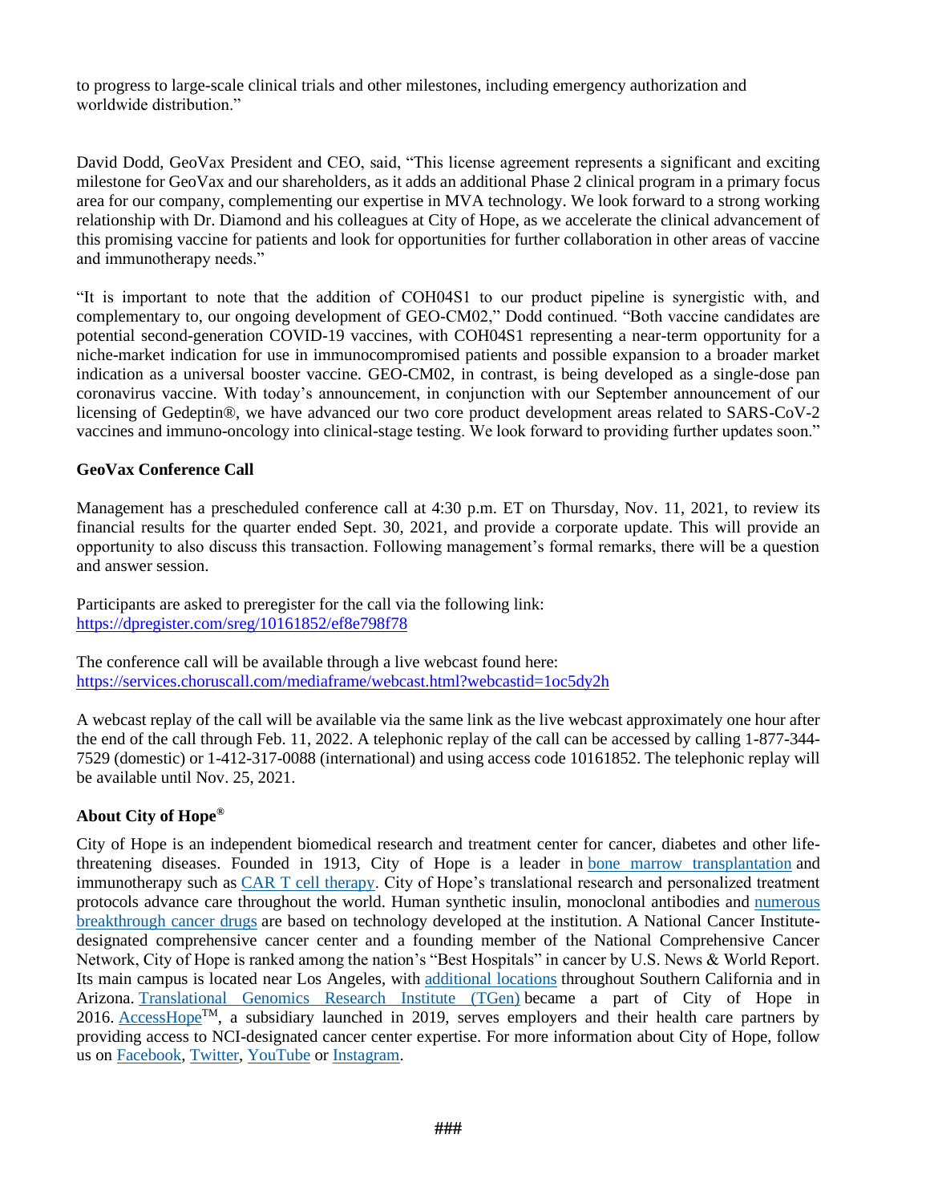to progress to large-scale clinical trials and other milestones, including emergency authorization and worldwide distribution."

David Dodd, GeoVax President and CEO, said, "This license agreement represents a significant and exciting milestone for GeoVax and our shareholders, as it adds an additional Phase 2 clinical program in a primary focus area for our company, complementing our expertise in MVA technology. We look forward to a strong working relationship with Dr. Diamond and his colleagues at City of Hope, as we accelerate the clinical advancement of this promising vaccine for patients and look for opportunities for further collaboration in other areas of vaccine and immunotherapy needs."

"It is important to note that the addition of COH04S1 to our product pipeline is synergistic with, and complementary to, our ongoing development of GEO-CM02," Dodd continued. "Both vaccine candidates are potential second-generation COVID-19 vaccines, with COH04S1 representing a near-term opportunity for a niche-market indication for use in immunocompromised patients and possible expansion to a broader market indication as a universal booster vaccine. GEO-CM02, in contrast, is being developed as a single-dose pan coronavirus vaccine. With today's announcement, in conjunction with our September announcement of our licensing of Gedeptin®, we have advanced our two core product development areas related to SARS-CoV-2 vaccines and immuno-oncology into clinical-stage testing. We look forward to providing further updates soon."

**GeoVax Conference Call**

Management has a prescheduled conference call at 4:30 p.m. ET on Thursday, Nov. 11, 2021, to review its financial results for the quarter ended Sept. 30, 2021, and provide a corporate update. This will provide an opportunity to also discuss this transaction. Following management's formal remarks, there will be a question and answer session.

Participants are asked to preregister for the call via the following link:
https://dpregister.com/sreg/10161852/ef8e798f78

The conference call will be available through a live webcast found here:
https://services.choruscall.com/mediaframe/webcast.html?webcastid=1oc5dy2h

A webcast replay of the call will be available via the same link as the live webcast approximately one hour after the end of the call through Feb. 11, 2022. A telephonic replay of the call can be accessed by calling 1-877-344-7529 (domestic) or 1-412-317-0088 (international) and using access code 10161852. The telephonic replay will be available until Nov. 25, 2021.

**About City of Hope®**

City of Hope is an independent biomedical research and treatment center for cancer, diabetes and other life-threatening diseases. Founded in 1913, City of Hope is a leader in bone marrow transplantation and immunotherapy such as CAR T cell therapy. City of Hope's translational research and personalized treatment protocols advance care throughout the world. Human synthetic insulin, monoclonal antibodies and numerous breakthrough cancer drugs are based on technology developed at the institution. A National Cancer Institute-designated comprehensive cancer center and a founding member of the National Comprehensive Cancer Network, City of Hope is ranked among the nation's "Best Hospitals" in cancer by U.S. News & World Report. Its main campus is located near Los Angeles, with additional locations throughout Southern California and in Arizona. Translational Genomics Research Institute (TGen) became a part of City of Hope in 2016. AccessHope™, a subsidiary launched in 2019, serves employers and their health care partners by providing access to NCI-designated cancer center expertise. For more information about City of Hope, follow us on Facebook, Twitter, YouTube or Instagram.

###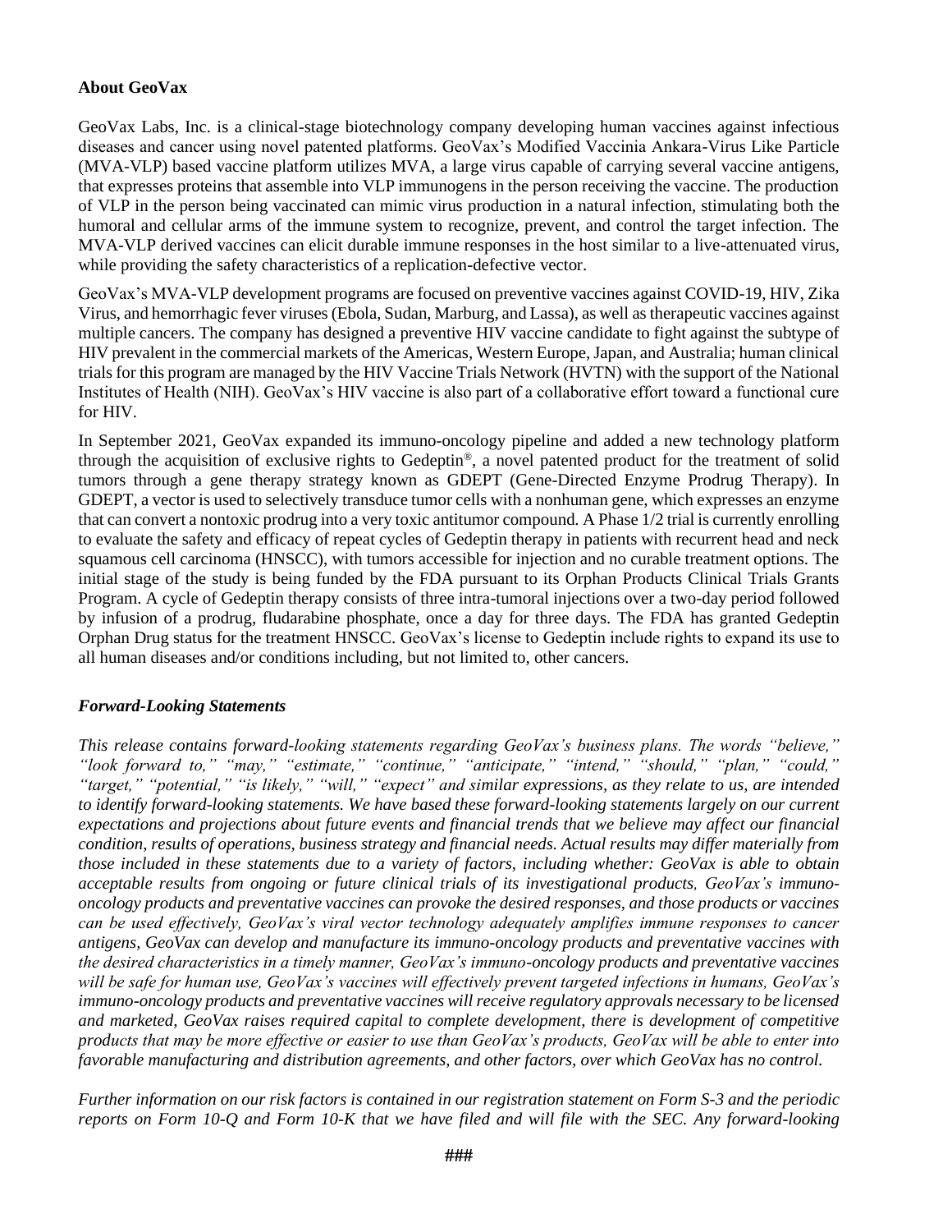**About GeoVax**

GeoVax Labs, Inc. is a clinical-stage biotechnology company developing human vaccines against infectious diseases and cancer using novel patented platforms. GeoVax's Modified Vaccinia Ankara-Virus Like Particle (MVA-VLP) based vaccine platform utilizes MVA, a large virus capable of carrying several vaccine antigens, that expresses proteins that assemble into VLP immunogens in the person receiving the vaccine. The production of VLP in the person being vaccinated can mimic virus production in a natural infection, stimulating both the humoral and cellular arms of the immune system to recognize, prevent, and control the target infection. The MVA-VLP derived vaccines can elicit durable immune responses in the host similar to a live-attenuated virus, while providing the safety characteristics of a replication-defective vector.

GeoVax's MVA-VLP development programs are focused on preventive vaccines against COVID-19, HIV, Zika Virus, and hemorrhagic fever viruses (Ebola, Sudan, Marburg, and Lassa), as well as therapeutic vaccines against multiple cancers. The company has designed a preventive HIV vaccine candidate to fight against the subtype of HIV prevalent in the commercial markets of the Americas, Western Europe, Japan, and Australia; human clinical trials for this program are managed by the HIV Vaccine Trials Network (HVTN) with the support of the National Institutes of Health (NIH). GeoVax's HIV vaccine is also part of a collaborative effort toward a functional cure for HIV.

In September 2021, GeoVax expanded its immuno-oncology pipeline and added a new technology platform through the acquisition of exclusive rights to Gedeptin®, a novel patented product for the treatment of solid tumors through a gene therapy strategy known as GDEPT (Gene-Directed Enzyme Prodrug Therapy). In GDEPT, a vector is used to selectively transduce tumor cells with a nonhuman gene, which expresses an enzyme that can convert a nontoxic prodrug into a very toxic antitumor compound. A Phase 1/2 trial is currently enrolling to evaluate the safety and efficacy of repeat cycles of Gedeptin therapy in patients with recurrent head and neck squamous cell carcinoma (HNSCC), with tumors accessible for injection and no curable treatment options. The initial stage of the study is being funded by the FDA pursuant to its Orphan Products Clinical Trials Grants Program. A cycle of Gedeptin therapy consists of three intra-tumoral injections over a two-day period followed by infusion of a prodrug, fludarabine phosphate, once a day for three days. The FDA has granted Gedeptin Orphan Drug status for the treatment HNSCC. GeoVax's license to Gedeptin include rights to expand its use to all human diseases and/or conditions including, but not limited to, other cancers.

***Forward-Looking Statements***

*This release contains forward-looking statements regarding GeoVax's business plans. The words "believe," "look forward to," "may," "estimate," "continue," "anticipate," "intend," "should," "plan," "could," "target," "potential," "is likely," "will," "expect" and similar expressions, as they relate to us, are intended to identify forward-looking statements. We have based these forward-looking statements largely on our current expectations and projections about future events and financial trends that we believe may affect our financial condition, results of operations, business strategy and financial needs. Actual results may differ materially from those included in these statements due to a variety of factors, including whether: GeoVax is able to obtain acceptable results from ongoing or future clinical trials of its investigational products, GeoVax's immuno-oncology products and preventative vaccines can provoke the desired responses, and those products or vaccines can be used effectively, GeoVax's viral vector technology adequately amplifies immune responses to cancer antigens, GeoVax can develop and manufacture its immuno-oncology products and preventative vaccines with the desired characteristics in a timely manner, GeoVax's immuno-oncology products and preventative vaccines will be safe for human use, GeoVax's vaccines will effectively prevent targeted infections in humans, GeoVax's immuno-oncology products and preventative vaccines will receive regulatory approvals necessary to be licensed and marketed, GeoVax raises required capital to complete development, there is development of competitive products that may be more effective or easier to use than GeoVax's products, GeoVax will be able to enter into favorable manufacturing and distribution agreements, and other factors, over which GeoVax has no control.*

*Further information on our risk factors is contained in our registration statement on Form S-3 and the periodic reports on Form 10-Q and Form 10-K that we have filed and will file with the SEC. Any forward-looking*

###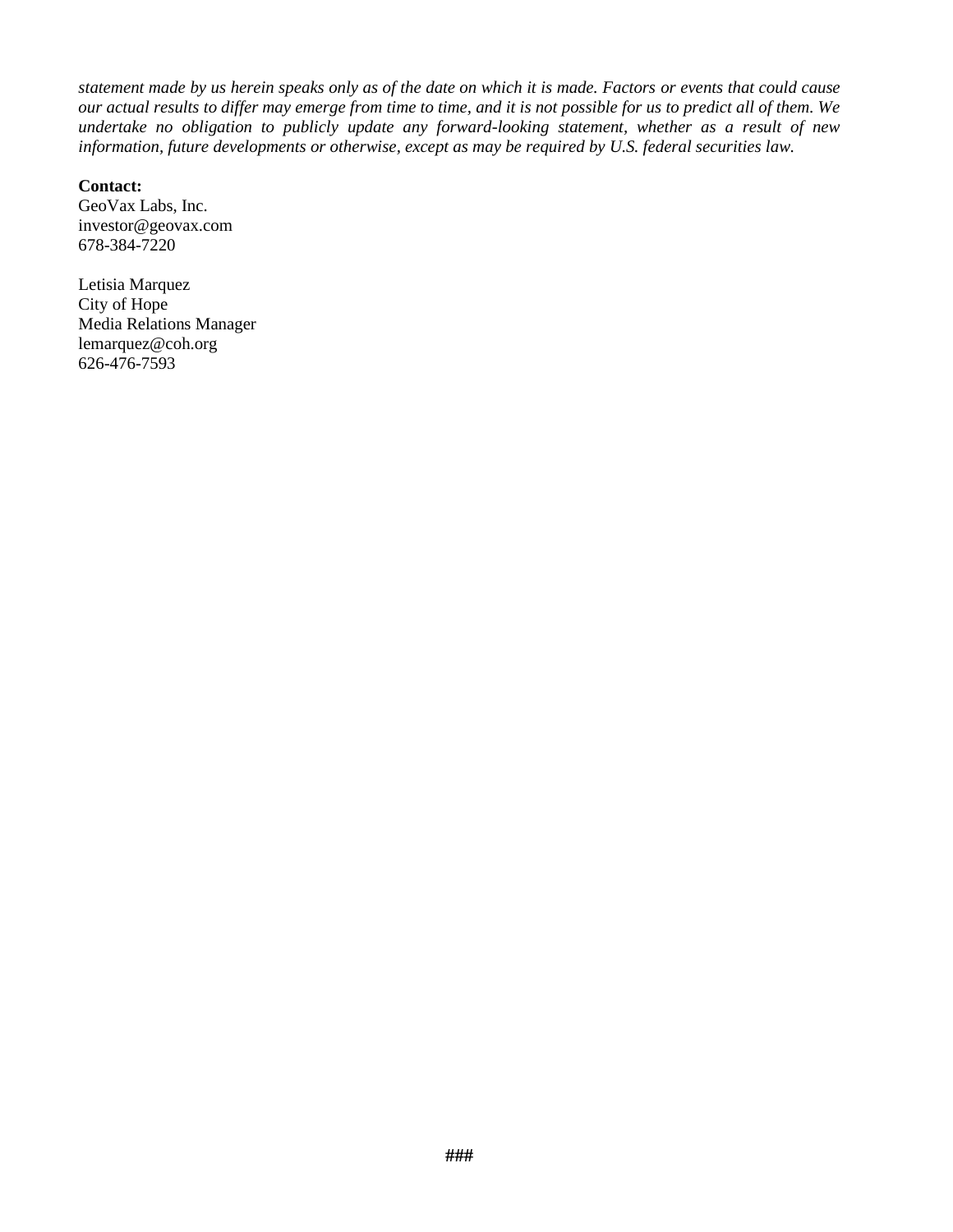*statement made by us herein speaks only as of the date on which it is made. Factors or events that could cause our actual results to differ may emerge from time to time, and it is not possible for us to predict all of them. We undertake no obligation to publicly update any forward-looking statement, whether as a result of new information, future developments or otherwise, except as may be required by U.S. federal securities law.*

**Contact:**
GeoVax Labs, Inc.
investor@geovax.com
678-384-7220

Letisia Marquez
City of Hope
Media Relations Manager
lemarquez@coh.org
626-476-7593

###